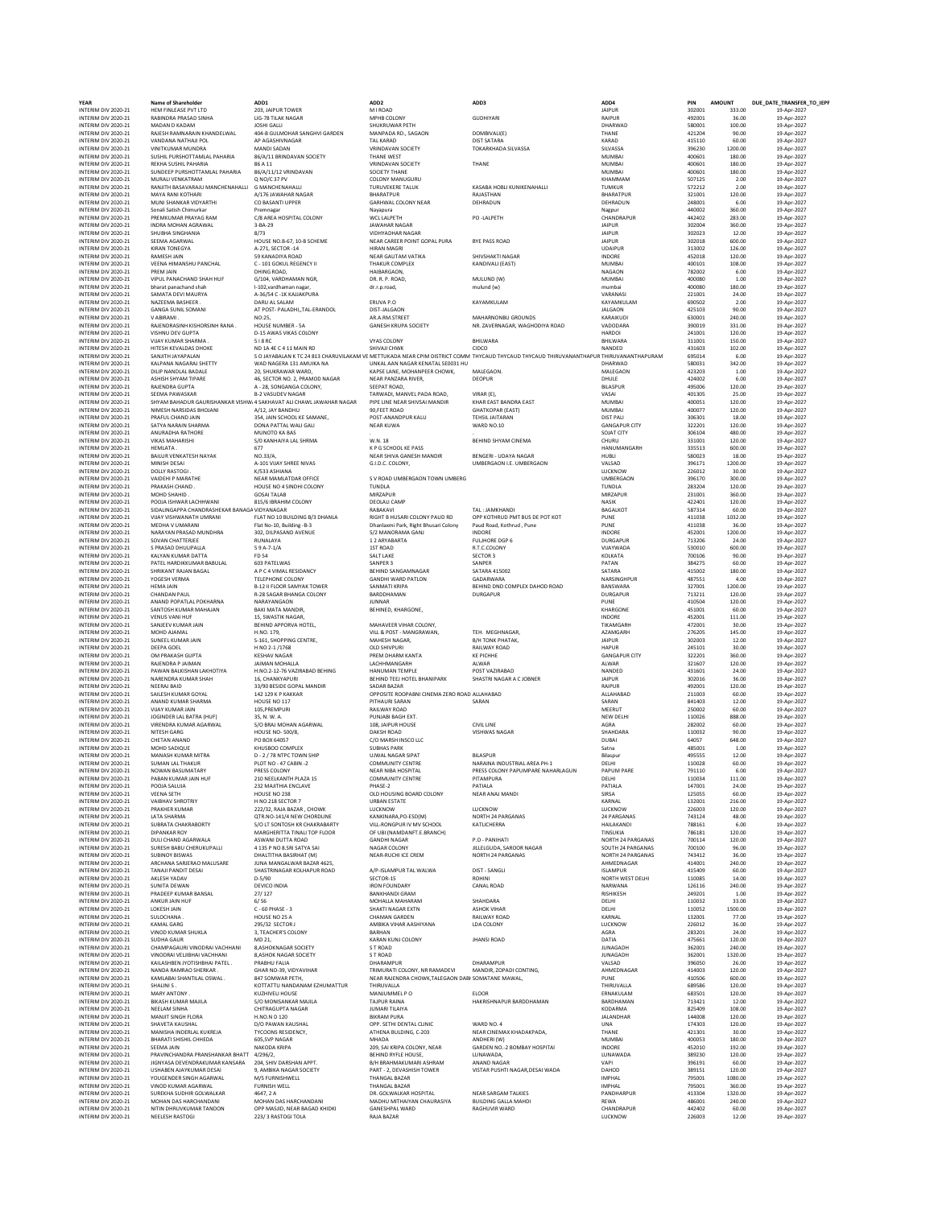| YEAR | Name of Shareholder | ADD1 | ADD2 | ADD3 | ADD4 | PIN | AMOUNT | DUE_DATE_TRANSFER_TO_IEPF |
|---|---|---|---|---|---|---|---|---|
| INTERIM DIV 2020-21 | HEM FINLEASE PVT LTD | 203, JAIPUR TOWER | M I ROAD | | JAIPUR | 302001 | 333.00 | 19-Apr-2027 |
| INTERIM DIV 2020-21 | RABINDRA PRASAD SINHA | LIG-78 TILAK NAGAR | MPHB COLONY | GUDHIYARI | RAIPUR | 492001 | 36.00 | 19-Apr-2027 |
| INTERIM DIV 2020-21 | MADAN D KADAM | JOSHI GALLI | SHUKRUWAR PETH | | DHARWAD | 580001 | 100.00 | 19-Apr-2027 |
| INTERIM DIV 2020-21 | RAJESH RAMNARAIN KHANDELWAL | 404-B GULMOHAR SANGHVI GARDEN | MANPADA RD., SAGAON | DOMBIVALI(E) | THANE | 421204 | 90.00 | 19-Apr-2027 |
| INTERIM DIV 2020-21 | VANDANA NATHAJI POL | AP AGASHIVNAGAR | TAL KARAD | DIST SATARA | KARAD | 415110 | 60.00 | 19-Apr-2027 |
| INTERIM DIV 2020-21 | VINITKUMAR MUNDRA | MANDI SADAN | VRINDAVAN SOCIETY | TOKARKHADA SILVASSA | SILVASSA | 396230 | 1200.00 | 19-Apr-2027 |
| INTERIM DIV 2020-21 | SUSHIL PURSHOTTAMLAL PAHARIA | 86/A/11 BRINDAVAN SOCIETY | THANE WEST | | MUMBAI | 400601 | 180.00 | 19-Apr-2027 |
| INTERIM DIV 2020-21 | REKHA SUSHIL PAHARIA | 86 A 11 | VRINDAVAN SOCIETY | THANE | MUMBAI | 400601 | 180.00 | 19-Apr-2027 |
| INTERIM DIV 2020-21 | SUNDEEP PURSHOTTAMLAL PAHARIA | 86/A/11/12 VRINDAVAN | SOCIETY THANE | | MUMBAI | 400601 | 180.00 | 19-Apr-2027 |
| INTERIM DIV 2020-21 | MURALI VENKATRAM | Q NO/C 37 PV | COLONY MANUGURU | | KHAMMAM | 507125 | 2.00 | 19-Apr-2027 |
| INTERIM DIV 2020-21 | RANJITH BASAVARAJU MANCHENAHALLI | G MANCHENAHALLI | TURUVEKERE TALUK | KASABA HOBLI KUNIKENAHALLI | TUMKUR | 572212 | 2.00 | 19-Apr-2027 |
| INTERIM DIV 2020-21 | MAYA RANI KOTHARI | A/176 JAWAHAR NAGAR | BHARATPUR | RAJASTHAN | BHARATPUR | 321001 | 120.00 | 19-Apr-2027 |
| INTERIM DIV 2020-21 | MUNI SHANKAR VIDYARTHI | CO BASANTI UPPER | GARHWAL COLONY NEAR | DEHRADUN | DEHRADUN | 248001 | 6.00 | 19-Apr-2027 |
| INTERIM DIV 2020-21 | Sonali Satish Chimurkar | Premnagar | Nayapura | | Nagpur | 440002 | 360.00 | 19-Apr-2027 |
| INTERIM DIV 2020-21 | PREMKUMAR PRAYAG RAM | C/8 AREA HOSPITAL COLONY | WCL LALPETH | PO -LALPETH | CHANDRAPUR | 442402 | 283.00 | 19-Apr-2027 |
| INTERIM DIV 2020-21 | INDRA MOHAN AGRAWAL | 3-BA-29 | JAWAHAR NAGAR | | JAIPUR | 302004 | 360.00 | 19-Apr-2027 |
| INTERIM DIV 2020-21 | SHUBHA SINGHANIA | 8/73 | VIDHYADHAR NAGAR | | JAIPUR | 302023 | 12.00 | 19-Apr-2027 |
| INTERIM DIV 2020-21 | SEEMA AGARWAL | HOUSE NO.B-67, 10-B SCHEME | NEAR CAREER POINT GOPAL PURA | BYE PASS ROAD | JAIPUR | 302018 | 600.00 | 19-Apr-2027 |
| INTERIM DIV 2020-21 | KIRAN TONEGYA | A-271, SECTOR -14 | HIRAN MAGRI | | UDAIPUR | 313002 | 126.00 | 19-Apr-2027 |
| INTERIM DIV 2020-21 | RAMESH JAIN | 59 KANADIYA ROAD | NEAR GAUTAM VATIKA | SHIVSHAKTI NAGAR | INDORE | 452018 | 120.00 | 19-Apr-2027 |
| INTERIM DIV 2020-21 | VEENA HIMANSHU PANCHAL | C - 101 GOKUL REGENCY II | THAKUR COMPLEX | KANDIVALI (EAST) | MUMBAI | 400101 | 108.00 | 19-Apr-2027 |
| INTERIM DIV 2020-21 | PREM JAIN | DHING ROAD, | HAIBARGAON, | | NAGAON | 782002 | 6.00 | 19-Apr-2027 |
| INTERIM DIV 2020-21 | VIPUL PANACHAND SHAH HUF | G/104, VARDHAMAN NGR, | DR. R. P. ROAD, | MULUND (W) | MUMBAI | 400080 | 1.00 | 19-Apr-2027 |
| INTERIM DIV 2020-21 | bharat panachand shah | I-102,vardhaman nagar, | dr.r.p.road, | mulund (w) | mumbai | 400080 | 180.00 | 19-Apr-2027 |
| INTERIM DIV 2020-21 | SAMATA DEVI MAURYA | A-36/54 C -1K KAJJAKPURA | | | VARANASI | 221001 | 24.00 | 19-Apr-2027 |
| INTERIM DIV 2020-21 | NAZEEMA BASHEER . | DARU AL SALAM | ERUVA P.O | KAYAMKULAM | KAYAMKULAM | 690502 | 2.00 | 19-Apr-2027 |
| INTERIM DIV 2020-21 | GANGA SUNIL SOMANI | AT POST- PALADHI,,TAL-ERANDOL | DIST-JALGAON | | JALGAON | 425103 | 90.00 | 19-Apr-2027 |
| INTERIM DIV 2020-21 | V ABIRAMI . | NO:25, | AR.A.RM.STREET | MAHARNONBU GROUNDS | KARAIKUDI | 630001 | 240.00 | 19-Apr-2027 |
| INTERIM DIV 2020-21 | RAJENDRASINH KISHORSINH RANA . | HOUSE NUMBER - 5A | GANESH KRUPA SOCIETY | NR. ZAVERNAGAR, WAGHODIYA ROAD | VADODARA | 390019 | 331.00 | 19-Apr-2027 |
| INTERIM DIV 2020-21 | VISHNU DEV GUPTA | D-15 AWAS VIKAS COLONY | | | HARDOI | 241001 | 120.00 | 19-Apr-2027 |
| INTERIM DIV 2020-21 | VIJAY KUMAR SHARMA . | 5 I 8 RC | VYAS COLONY | BHILWARA | BHILWARA | 311001 | 150.00 | 19-Apr-2027 |
| INTERIM DIV 2020-21 | HITESH KEVALDAS DHOKE | ND 1A 4E C 4 11 MAIN RD | SHIVAJI CHWK | CIDCO | NANDED | 431603 | 102.00 | 19-Apr-2027 |
| INTERIM DIV 2020-21 | SANJITH JAYAPALAN | S O JAYABALAN K TC 24 813 CHARUVILAKAM VE METTUKADA NEAR CPIM DISTRICT COMM THYCAUD THYCAUD THYCAUD THIRUVANANTHAPUR | | | THIRUVANANTHAPURAM | 695014 | 6.00 | 19-Apr-2027 |
| INTERIM DIV 2020-21 | KALPANA NAGARAJ SHETTY | WAD NAGERA 131 AMUIKA NA | UNKAL AAN NAGAR KENATAL SE0031 HU | | DHARWAD | 580031 | 342.00 | 19-Apr-2027 |
| INTERIM DIV 2020-21 | DILIP NANDLAL BADALE | 20, SHUKRAWAR WARD, | KAPSE LANE, MOHANPEER CHOWK, | MALEGAON. | MALEGAON | 423203 | 1.00 | 19-Apr-2027 |
| INTERIM DIV 2020-21 | ASHISH SHYAM TIPARE | 46, SECTOR NO. 2, PRAMOD NAGAR | NEAR PANZARA RIVER, | DEOPUR | DHULE | 424002 | 6.00 | 19-Apr-2027 |
| INTERIM DIV 2020-21 | RAJENDRA GUPTA | A - 28, SONGANGA COLONY, | SEEPAT ROAD, | | BILASPUR | 495006 | 120.00 | 19-Apr-2027 |
| INTERIM DIV 2020-21 | SEEMA PAWASKAR | B-2 VASUDEV NAGAR | TARWADI, MANVEL PADA ROAD, | VIRAR (E), | VASAI | 401305 | 25.00 | 19-Apr-2027 |
| INTERIM DIV 2020-21 | SHYAM BAHADUR GAURISHANKAR VISHWA | 4 SAKHAVAT ALI CHAWL JAWAHAR NAGAR | PIPE LINE NEAR SHIVSAI MANDIR | KHAR EAST BANDRA EAST | MUMBAI | 400051 | 120.00 | 19-Apr-2027 |
| INTERIM DIV 2020-21 | NIMESH NARSIDAS BHOJANI | A/12, JAY BANDHU | 90,FEET ROAD | GHATKOPAR (EAST) | MUMBAI | 400077 | 120.00 | 19-Apr-2027 |
| INTERIM DIV 2020-21 | PRAFUL CHAND JAIN | 354, JAIN SCHOOL KE SAMANE, | POST-ANANDPUR KALU | TEHSIL JAITARAN | DIST PALI | 306301 | 18.00 | 19-Apr-2027 |
| INTERIM DIV 2020-21 | SATYA NARAIN SHARMA | DONA PATTAL WALI GALI | NEAR KUWA | WARD NO.10 | GANGAPUR CITY | 322201 | 120.00 | 19-Apr-2027 |
| INTERIM DIV 2020-21 | ANURADHA RATHORE | MUNOTO KA BAS | . | | SOJAT CITY | 306104 | 480.00 | 19-Apr-2027 |
| INTERIM DIV 2020-21 | VIKAS MAHARISHI | S/O KANHAIYA LAL SHRMA | W.N. 18 | BEHIND SHYAM CINEMA | CHURU | 331001 | 120.00 | 19-Apr-2027 |
| INTERIM DIV 2020-21 | HEMLATA . | 677 | K P G SCHOOL KE PASS | | HANUMANGARH | 335513 | 600.00 | 19-Apr-2027 |
| INTERIM DIV 2020-21 | BAILUR VENKATESH NAYAK | NO.33/A, | NEAR SHIVA GANESH MANDIR | BENGERI - UDAYA NAGAR | HUBLI | 580023 | 18.00 | 19-Apr-2027 |
| INTERIM DIV 2020-21 | MINISH DESAI | A-101 VIJAY SHREE NIVAS | G.I.D.C. COLONY, | UMBERGAON I.E. UMBERGAON | VALSAD | 396171 | 1200.00 | 19-Apr-2027 |
| INTERIM DIV 2020-21 | DOLLY RASTOGI . | K/533 ASHIANA | | | LUCKNOW | 226012 | 30.00 | 19-Apr-2027 |
| INTERIM DIV 2020-21 | VAIDEHI P MARATHE | NEAR MAMLATDAR OFFICE | S V ROAD UMBERGAON TOWN UMBERG | | UMBERGAON | 396170 | 300.00 | 19-Apr-2027 |
| INTERIM DIV 2020-21 | PRAKASH CHAND . | HOUSE NO 4 SINDHI COLONY | TUNDLA | | TUNDLA | 283204 | 120.00 | 19-Apr-2027 |
| INTERIM DIV 2020-21 | MOHD SHAHID . | GOSAI TALAB | MIRZAPUR | | MIRZAPUR | 231001 | 360.00 | 19-Apr-2027 |
| INTERIM DIV 2020-21 | POOJA ISHWAR LACHHWANI | 815/6 IBRAHIM COLONY | DEOLALI CAMP | | NASIK | 422401 | 120.00 | 19-Apr-2027 |
| INTERIM DIV 2020-21 | SIDALINGAPPA CHANDRASHEKAR BANAGA | VIDYANAGAR | RABAKAVI | TAL : JAMKHANDI | BAGALKOT | 587314 | 60.00 | 19-Apr-2027 |
| INTERIM DIV 2020-21 | VIJAY VISHWANATH UMRANI | FLAT NO 10 BUILDING B/3 DHANLA | RIGHT B HUSARI COLONY PAUD RD | OPP KOTHRUD PMT BUS DE POT KOT | PUNE | 411038 | 1032.00 | 19-Apr-2027 |
| INTERIM DIV 2020-21 | MEDHA V UMARANI | Flat No-10, Building -B-3 | Dhanlaxmi Park, Right Bhusari Colony | Paud Road, Kothrud , Pune | PUNE | 411038 | 36.00 | 19-Apr-2027 |
| INTERIM DIV 2020-21 | NARAYAN PRASAD MUNDHRA | 302, DILPASAND AVENUE | 5/2 MANORAMA GANJ | INDORE | INDORE | 452001 | 1200.00 | 19-Apr-2027 |
| INTERIM DIV 2020-21 | SOVAN CHATTERJEE | RUNALAYA | 1 2 ARYABARTA | FULJHORE DGP 6 | DURGAPUR | 713206 | 24.00 | 19-Apr-2027 |
| INTERIM DIV 2020-21 | S PRASAD DHULIPALLA | 5 9 A-7-1/A | 1ST ROAD | R.T.C.COLONY | VIJAYWADA | 530010 | 600.00 | 19-Apr-2027 |
| INTERIM DIV 2020-21 | KALYAN KUMAR DATTA | FD 54 | SALT LAKE | SECTOR 3 | KOLKATA | 700106 | 90.00 | 19-Apr-2027 |
| INTERIM DIV 2020-21 | PATEL HARDIKKUMAR BABULAL | 603 PATELWAS | SANPER 3 | SANPER | PATAN | 384275 | 60.00 | 19-Apr-2027 |
| INTERIM DIV 2020-21 | SHRIKANT RAJAN BAGAL | A P C 4 VIMAL RESIDANCY | BEHIND SANGAMNAGAR | SATARA 415002 | SATARA | 415002 | 180.00 | 19-Apr-2027 |
| INTERIM DIV 2020-21 | YOGESH VERMA | TELEPHONE COLONY | GANDHI WARD PATLON | GADARWARA | NARSINGHPUR | 487551 | 4.00 | 19-Apr-2027 |
| INTERIM DIV 2020-21 | HEMA JAIN | B-12 II FLOOR SAMYAK TOWER | SANMATI KRIPA | BEHIND DND COMPLEX DAHOD ROAD | BANSWARA | 327001 | 1200.00 | 19-Apr-2027 |
| INTERIM DIV 2020-21 | CHANDAN PAUL | R-28 SAGAR BHANGA COLONY | BARDDHAMAN | DURGAPUR | DURGAPUR | 713211 | 120.00 | 19-Apr-2027 |
| INTERIM DIV 2020-21 | ANAND POPATLAL POKHARNA | NARAYANGAON | JUNNAR | | PUNE | 410504 | 120.00 | 19-Apr-2027 |
| INTERIM DIV 2020-21 | SANTOSH KUMAR MAHAJAN | BAKI MATA MANDIR, | BEHINED, KHARGONE, | | KHARGONE | 451001 | 60.00 | 19-Apr-2027 |
| INTERIM DIV 2020-21 | VENUS VANI HUF | 15, SWASTIK NAGAR, | | | INDORE | 452001 | 111.00 | 19-Apr-2027 |
| INTERIM DIV 2020-21 | SANJEEV KUMAR JAIN | BEHIND APPORVA HOTEL, | MAHAVEER VIHAR COLONY, | | TIKAMGARH | 472001 | 30.00 | 19-Apr-2027 |
| INTERIM DIV 2020-21 | MOHD AJAMAL | H.NO. 179, | VILL & POST - MANGRAWAN, | TEH. MEGHNAGAR, | AZAMGARH | 276205 | 145.00 | 19-Apr-2027 |
| INTERIM DIV 2020-21 | SUNEEL KUMAR JAIN | S-161, SHOPPING CENTRE, | MAHESH NAGAR, | B/H TONK PHATAK, | JAIPUR | 302003 | 12.00 | 19-Apr-2027 |
| INTERIM DIV 2020-21 | DEEPA GOEL | H NO 2-1 /1768 | OLD SHIVPURI | RAILWAY ROAD | HAPUR | 245101 | 30.00 | 19-Apr-2027 |
| INTERIM DIV 2020-21 | OM PRAKASH GUPTA | KESHAV NAGAR | PREM DHARM KANTA | KE PICHHE | GANGAPUR CITY | 322201 | 360.00 | 19-Apr-2027 |
| INTERIM DIV 2020-21 | RAJENDRA P JAIMAN | JAIMAN MOHALLA | LACHHMANGARH | ALWAR | ALWAR | 321607 | 120.00 | 19-Apr-2027 |
| INTERIM DIV 2020-21 | PAWAN BALKISHAN LAKHOTIYA | H.NO.2-12-76 VAZIRABAD BEHING | HANUMAN TEMPLE | POST VAZIRABAD | NANDED | 431601 | 24.00 | 19-Apr-2027 |
| INTERIM DIV 2020-21 | NARENDRA KUMAR SHAH | 16, CHANKYAPURI | BEHIND TEEJ HOTEL BHANIPARK | SHASTRI NAGAR A C JOBNER | JAIPUR | 302016 | 36.00 | 19-Apr-2027 |
| INTERIM DIV 2020-21 | NEERAJ BAID | 33/90 BESIDE GOPAL MANDIR | SADAR BAZAR | | RAIPUR | 492001 | 120.00 | 19-Apr-2027 |
| INTERIM DIV 2020-21 | SAILESH KUMAR GOYAL | 142 129 K P KAKKAR | OPPOSITE ROOPABNI CINEMA ZERO ROAD | ALLAHABAD | ALLAHABAD | 211003 | 60.00 | 19-Apr-2027 |
| INTERIM DIV 2020-21 | ANAND KUMAR SHARMA | HOUSE NO 117 | PITHAURI SARAN | SARAN | SARAN | 841403 | 12.00 | 19-Apr-2027 |
| INTERIM DIV 2020-21 | VIJAY KUMAR JAIN | 105,PREMPURI | RAILWAY ROAD | | MEERUT | 250002 | 60.00 | 19-Apr-2027 |
| INTERIM DIV 2020-21 | JOGINDER LAL BATRA (HUF) | 35, N. W. A. | PUNJABI BAGH EXT. | | NEW DELHI | 110026 | 888.00 | 19-Apr-2027 |
| INTERIM DIV 2020-21 | VIRENDRA KUMAR AGARWAL | S/O BRAJ MOHAN AGARWAL | 108, JAIPUR HOUSE | CIVIL LINE | AGRA | 282002 | 60.00 | 19-Apr-2027 |
| INTERIM DIV 2020-21 | NITESH GARG | HOUSE NO- 500/8, | DAKSH ROAD | VISHWAS NAGAR | SHAHDARA | 110032 | 90.00 | 19-Apr-2027 |
| INTERIM DIV 2020-21 | CHETAN ANAND | PO BOX 64057 | C/O MARSH INSCO LLC | | DUBAI | 64057 | 648.00 | 19-Apr-2027 |
| INTERIM DIV 2020-21 | MOHD SADIQUE | KHUSBOO COMPLEX | SUBHAS PARK | | Satna | 485001 | 1.00 | 19-Apr-2027 |
| INTERIM DIV 2020-21 | MANASH KUMAR MITRA | D - 2 / 78 NTPC TOWN SHIP | UJWAL NAGAR SIPAT | BILASPUR | Bilaspur | 495555 | 12.00 | 19-Apr-2027 |
| INTERIM DIV 2020-21 | SUMAN LAL THAKUR | PLOT NO - 47 CABIN -2 | COMMUNITY CENTRE | NARAINA INDUSTRIAL AREA PH-1 | DELHI | 110028 | 60.00 | 19-Apr-2027 |
| INTERIM DIV 2020-21 | NOWAN BASUMATARY | PRESS COLONY | NEAR NIBA HOSPITAL | PRESS COLONY PAPUMPARE NAHARLAGUN | PAPUM PARE | 791110 | 6.00 | 19-Apr-2027 |
| INTERIM DIV 2020-21 | PABAN KUMAR JAIN HUF | 210 NEELKANTH PLAZA 15 | COMMUNITY CENTRE | PITAMPURA | DELHI | 110034 | 111.00 | 19-Apr-2027 |
| INTERIM DIV 2020-21 | POOJA SALUJA | 232 MAJITHIA ENCLAVE | PHASE-2 | PATIALA | PATIALA | 147001 | 24.00 | 19-Apr-2027 |
| INTERIM DIV 2020-21 | VEENA SETH | HOUSE NO 238 | OLD HOUSING BOARD COLONY | NEAR ANAJ MANDI | SIRSA | 125055 | 60.00 | 19-Apr-2027 |
| INTERIM DIV 2020-21 | VAIBHAV SHROTRIY | H NO 218 SECTOR 7 | URBAN ESTATE | | KARNAL | 132001 | 216.00 | 19-Apr-2027 |
| INTERIM DIV 2020-21 | PRAKHER KUMAR | 222/32, RAJA BAZAR , CHOWK | LUCKNOW | LUCKNOW | LUCKNOW | 226003 | 120.00 | 19-Apr-2027 |
| INTERIM DIV 2020-21 | LATA SHARMA | QTR.NO-141/4 NEW CHORDLINE | KANKINARA,PO-ESD(M) | NORTH 24 PARGANAS | 24 PARGANAS | 743124 | 48.00 | 19-Apr-2027 |
| INTERIM DIV 2020-21 | SUBRATA CHAKRABORTY | S/O LT SONTOSH KR CHAKRABARTY | VILL-RONGPUR IV MV SCHOOL | KATLICHERRA | HAILAKANDI | 788161 | 6.00 | 19-Apr-2027 |
| INTERIM DIV 2020-21 | DIPANKAR ROY | MARGHERITTA TINALI TOP FLOOR | OF UBI (NAMDANPT.E.BRANCH) | | TINSUKIA | 786181 | 120.00 | 19-Apr-2027 |
| INTERIM DIV 2020-21 | DULI CHAND AGARWALA | ASWANI DUTTA ROAD | GANDHI NAGAR | P.O - PANIHATI | NORTH 24 PARGANAS | 700114 | 120.00 | 19-Apr-2027 |
| INTERIM DIV 2020-21 | SURESH BABU CHERUKUPALLI | 4 135 P NO 8.SRI SATYA SAI | NAGAR COLONY | JILLEGUDA, SAROOR NAGAR | SOUTH 24 PARGANAS | 700100 | 96.00 | 19-Apr-2027 |
| INTERIM DIV 2020-21 | SUBINOY BISWAS | DHALTITHA BASIRHAT (M) | NEAR-RUCHI ICE CREM | NORTH 24 PARGANAS | NORTH 24 PARGANAS | 743412 | 36.00 | 19-Apr-2027 |
| INTERIM DIV 2020-21 | ARCHANA SARJERAO MALUSARE | JUNA MANGALWAR BAZAR 4625, | | | AHMEDNAGAR | 414001 | 240.00 | 19-Apr-2027 |
| INTERIM DIV 2020-21 | TANAJI PANDIT DESAI | SHASTRINAGAR KOLHAPUR ROAD | A/P-ISLAMPUR TAL WALWA | DIST - SANGLI | ISLAMPUR | 415409 | 60.00 | 19-Apr-2027 |
| INTERIM DIV 2020-21 | AKLESH YADAV | D-5/90 | SECTOR-15 | ROHINI | NORTH WEST DELHI | 110085 | 14.00 | 19-Apr-2027 |
| INTERIM DIV 2020-21 | SUNITA DEWAN | DEVICO INDIA | IRON FOUNDARY | CANAL ROAD | NARWANA | 126116 | 240.00 | 19-Apr-2027 |
| INTERIM DIV 2020-21 | PRADEEP KUMAR BANSAL | 27/ 127 | BANKHANDI GRAM | | RISHIKESH | 249201 | 1.00 | 19-Apr-2027 |
| INTERIM DIV 2020-21 | ANKUR JAIN HUF | 6/ 56 | MOHALLA MAHARAM | SHAHDARA | DELHI | 110032 | 33.00 | 19-Apr-2027 |
| INTERIM DIV 2020-21 | LOKESH JAIN | C - 60 PHASE - 3 | SHAKTI NAGAR EXTN | ASHOK VIHAR | DELHI | 110052 | 1500.00 | 19-Apr-2027 |
| INTERIM DIV 2020-21 | SULOCHANA . | HOUSE NO 25 A | CHAMAN GARDEN | RAILWAY ROAD | KARNAL | 132001 | 77.00 | 19-Apr-2027 |
| INTERIM DIV 2020-21 | KAMAL GARG | 295/32 SECTOR J | AMBIKA VIHAR AASHIYANA | LDA COLONY | LUCKNOW | 226012 | 36.00 | 19-Apr-2027 |
| INTERIM DIV 2020-21 | VINOD KUMAR SHUKLA | 3, TEACHER'S COLONY | BARHAN | | AGRA | 283201 | 24.00 | 19-Apr-2027 |
| INTERIM DIV 2020-21 | SUDHA GAUR | MD 21, | KARAN KUNJ COLONY | JHANSI ROAD | DATIA | 475661 | 120.00 | 19-Apr-2027 |
| INTERIM DIV 2020-21 | CHAMPAGAURI VINODRAI VACHHANI | 8,ASHOKNAGAR SOCIETY | S T ROAD | | JUNAGADH | 362001 | 240.00 | 19-Apr-2027 |
| INTERIM DIV 2020-21 | VINODRAI VELJIBHAI VACHHANI | 8,ASHOK NAGAR SOCIETY | S T ROAD | | JUNAGADH | 362001 | 1320.00 | 19-Apr-2027 |
| INTERIM DIV 2020-21 | KAILASHBEN JYOTISHBHAI PATEL . | PRABHU FALIA | DHARAMPUR | DHARAMPUR | VALSAD | 396050 | 26.00 | 19-Apr-2027 |
| INTERIM DIV 2020-21 | NANDA RAMRAO SHERKAR . | GHAR NO-39, VIDYAVIHAR | TRIMURATI COLONY, NR RAMADEVI | MANDIR, ZOPADI CONTING, | AHMEDNAGAR | 414003 | 120.00 | 19-Apr-2027 |
| INTERIM DIV 2020-21 | KAMLABAI SHANTILAL OSWAL . | 847 SOMWAR PETH, | NEAR RAJENDRA CHOWK,TALEGAON DABI | SOMATANE MAWAL, | PUNE | 410506 | 600.00 | 19-Apr-2027 |
| INTERIM DIV 2020-21 | SHALINI S . | KOTTATTU NANDANAM EZHUMATTUR | THIRUVALLA | | THIRUVALLA | 689586 | 120.00 | 19-Apr-2027 |
| INTERIM DIV 2020-21 | MARY ANTONY . | KUZHIVELI HOUSE | MANJUMMEL P O | ELOOR | ERNAKULAM | 683501 | 120.00 | 19-Apr-2027 |
| INTERIM DIV 2020-21 | BIKASH KUMAR MAJILA | S/O MONISANKAR MAJILA | TAJPUR RAINA | HAKRISHNAPUR BARDDHAMAN | BARDHAMAN | 713421 | 12.00 | 19-Apr-2027 |
| INTERIM DIV 2020-21 | NEELAM SINHA | CHITRAGUPTA NAGAR | JUMARI TILAIYA | | KODARMA | 825409 | 108.00 | 19-Apr-2027 |
| INTERIM DIV 2020-21 | MANJIT SINGH FLORA | H.NO.N D 120 | BIKRAM PURA | | JALANDHAR | 144008 | 120.00 | 19-Apr-2027 |
| INTERIM DIV 2020-21 | SHAVETA KAUSHAL | D/O PAWAN KAUSHAL | OPP. SETHI DENTAL CLINIC | WARD NO. 4 | UNA | 174303 | 120.00 | 19-Apr-2027 |
| INTERIM DIV 2020-21 | MANISHA INDERLAL KUKREJA | TYCOONS RESIDENCY, | ATHENA BULDING, C-203 | NEAR CINEMAX KHADAKPADA, | THANE | 421301 | 30.00 | 19-Apr-2027 |
| INTERIM DIV 2020-21 | BHARATI SHISHIL CHHEDA | 605,SVP NAGAR | MHADA | ANDHERI (W) | MUMBAI | 400053 | 180.00 | 19-Apr-2027 |
| INTERIM DIV 2020-21 | SEEMA JAIN | NAKODA KRIPA | 209, SAI KRIPA COLONY, NEAR | GARDEN NO.-2 BOMBAY HOSPITAL | INDORE | 452010 | 192.00 | 19-Apr-2027 |
| INTERIM DIV 2020-21 | PRAVINCHANDRA PRANSHANKAR BHATT | 4/296/2, | BEHIND RYFLE HOUSE, | LUNAWADA, | LUNAWADA | 389230 | 120.00 | 19-Apr-2027 |
| INTERIM DIV 2020-21 | JIGNYASA DEVENDRAKUMAR KANSARA | 204, SHIV DARSHAN APPT. | B/H BRAHMAKUMARI ASHRAM | ANAND NAGAR | VAPI | 396191 | 60.00 | 19-Apr-2027 |
| INTERIM DIV 2020-21 | USHABEN AJAYKUMAR DESAI | 9, AMBIKA NAGAR SOCIETY | PART - 2, DEVASHISH TOWER | VISTAR PUSHTI NAGAR,DESAI WADA | DAHOD | 389151 | 120.00 | 19-Apr-2027 |
| INTERIM DIV 2020-21 | YOUGENDER SINGH AGARWAL | M/S FURNISHWELL | THANGAL BAZAR | | IMPHAL | 795001 | 1080.00 | 19-Apr-2027 |
| INTERIM DIV 2020-21 | VINOD KUMAR AGARWAL | FURNISH WELL | THANGAL BAZAR | | IMPHAL | 795001 | 360.00 | 19-Apr-2027 |
| INTERIM DIV 2020-21 | SUREKHA SUDHIR GOLWALKAR | 4647, 2 A | DR. GOLWALKAR HOSPITAL | NEAR SARGAM TALKIES | PANDHARPUR | 413304 | 1320.00 | 19-Apr-2027 |
| INTERIM DIV 2020-21 | MOHAN DAS HARCHANDANI | MOHAN DAS HARCHANDANI | MADHU MITHAIYAN CHAURASIYA | BUILDING GALLA MAHDI | REWA | 486001 | 240.00 | 19-Apr-2027 |
| INTERIM DIV 2020-21 | NITIN DHRUVKUMAR TANDON | OPP MASJID, NEAR BAGAD KHIDKI | GANESHPAL WARD | RAGHUVIR WARD | CHANDRAPUR | 442402 | 60.00 | 19-Apr-2027 |
| INTERIM DIV 2020-21 | NEELESH RASTOGI | 223/ 3 RASTOGI TOLA | RAJA BAZAR | | LUCKNOW | 226003 | 12.00 | 19-Apr-2027 |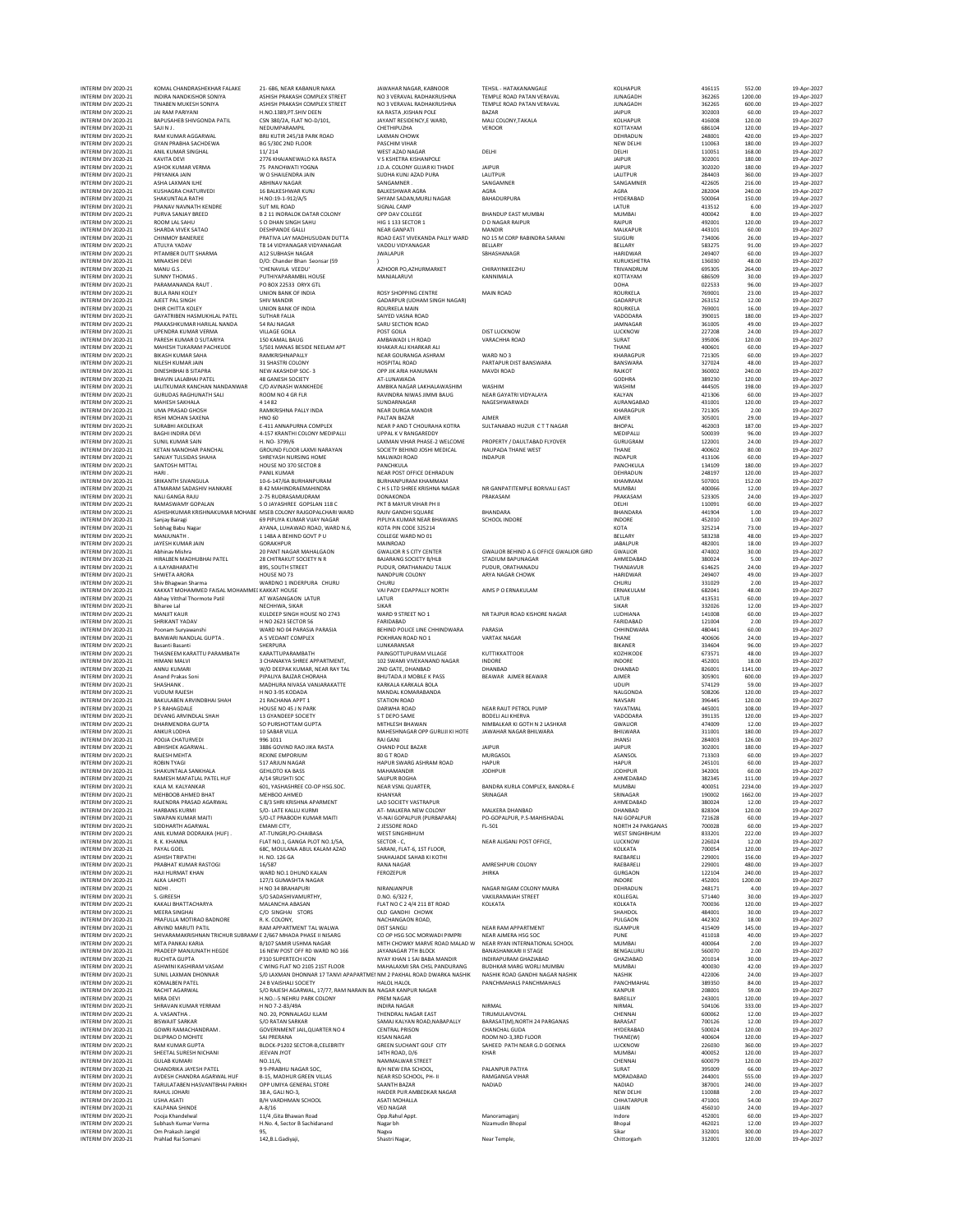| | | | | | | | | |
|---|---|---|---|---|---|---|---|---|
| INTERIM DIV 2020-21 | KOMAL CHANDRASHEKHAR FALAKE | 21- 686, NEAR KABANUR NAKA | JAWAHAR NAGAR, KABNOOR | TEHSIL - HATAKANANGALE | KOLHAPUR | 416115 | 552.00 | 19-Apr-2027 |
| INTERIM DIV 2020-21 | INDIRA NANDKISHOR SONIYA | ASHISH PRAKASH COMPLEX STREET | NO 3 VERAVAL RADHAKRUSHNA | TEMPLE ROAD PATAN VERAVAL | JUNAGADH | 362265 | 1200.00 | 19-Apr-2027 |
| INTERIM DIV 2020-21 | TINABEN MUKESH SONIYA | ASHISH PRAKASH COMPLEX STREET | NO 3 VERAVAL RADHAKRUSHNA | TEMPLE ROAD PATAN VERAVAL | JUNAGADH | 362265 | 600.00 | 19-Apr-2027 |
| INTERIM DIV 2020-21 | JAI RAM PARIYANI | H.NO.1389,PT.SHIV DEEN | KA RASTA ,KISHAN POLE | BAZAR | JAIPUR | 302003 | 60.00 | 19-Apr-2027 |
| INTERIM DIV 2020-21 | BAPUSAHEB SHIVGONDA PATIL | CSN 380/2A, FLAT NO-D/101, | JAYANT RESIDENCY,E WARD, | MALI COLONY,TAKALA | KOLHAPUR | 416008 | 120.00 | 19-Apr-2027 |
| INTERIM DIV 2020-21 | SAJI N J . | NEDUMPARAMPIL | CHETHIPUZHA | VEROOR | KOTTAYAM | 686104 | 120.00 | 19-Apr-2027 |
| INTERIM DIV 2020-21 | RAM KUMAR AGGARWAL | BRIJ KUTIR 245/18 PARK ROAD | LAXMAN CHOWK | | DEHRADUN | 248001 | 420.00 | 19-Apr-2027 |
| INTERIM DIV 2020-21 | GYAN PRABHA SACHDEVA | BG 5/30C 2ND FLOOR | PASCHIM VIHAR | | NEW DELHI | 110063 | 180.00 | 19-Apr-2027 |
| INTERIM DIV 2020-21 | ANIL KUMAR SINGHAL | 11/ 214 | WEST AZAD NAGAR | DELHI | DELHI | 110051 | 168.00 | 19-Apr-2027 |
| INTERIM DIV 2020-21 | KAVITA DEVI | 2776 KHAJANEWALO KA RASTA | V S KSHETRA KISHANPOLE | | JAIPUR | 302001 | 180.00 | 19-Apr-2027 |
| INTERIM DIV 2020-21 | ASHOK KUMAR VERMA | 75 PANCHWATI YOGNA | J.D.A. COLONY GUJAR KI THADE | JAIPUR | JAIPUR | 302020 | 180.00 | 19-Apr-2027 |
| INTERIM DIV 2020-21 | PRIYANKA JAIN | W O SHAILENDRA JAIN | SUDHA KUNJ AZAD PURA | LALITPUR | LALITPUR | 284403 | 360.00 | 19-Apr-2027 |
| INTERIM DIV 2020-21 | ASHA LAXMAN ILHE | ABHINAV NAGAR | SANGAMNER . | SANGAMNER | SANGAMNER | 422605 | 216.00 | 19-Apr-2027 |
| INTERIM DIV 2020-21 | KUSHAGRA CHATURVEDI | 16 BALKESHWAR KUNJ | BALKESHWAR AGRA | AGRA | AGRA | 282004 | 240.00 | 19-Apr-2027 |
| INTERIM DIV 2020-21 | SHAKUNTALA RATHI | H.NO:19-1-912/A/5 | SHYAM SADAN,MURLI NAGAR | BAHADURPURA | HYDERABAD | 500064 | 150.00 | 19-Apr-2027 |
| INTERIM DIV 2020-21 | PRANAV NAVNATH KENDRE | SUT MIL ROAD | SIGNAL CAMP | | LATUR | 413512 | 6.00 | 19-Apr-2027 |
| INTERIM DIV 2020-21 | PURVA SANJAY BREED | B 2 11 INDRALOK DATAR COLONY | OPP DAV COLLEGE | BHANDUP EAST MUMBAI | MUMBAI | 400042 | 8.00 | 19-Apr-2027 |
| INTERIM DIV 2020-21 | ROOM LAL SAHU | S O DHAN SINGH SAHU | HIG 1 133 SECTOR 1 | D D NAGAR RAIPUR | RAIPUR | 492001 | 120.00 | 19-Apr-2027 |
| INTERIM DIV 2020-21 | SHARDA VIVEK SATAO | DESHPANDE GALLI | NEAR GANPATI | MANDIR | MALKAPUR | 443101 | 60.00 | 19-Apr-2027 |
| INTERIM DIV 2020-21 | CHINMOY BANERJEE | PRATIVA LAY MADHUSUDAN DUTTA | ROAD EAST VIVEKANDA PALLY WARD | NO 15 M CORP RABINDRA SARANI | SILIGURI | 734006 | 26.00 | 19-Apr-2027 |
| INTERIM DIV 2020-21 | ATULYA YADAV | T8 14 VIDYANAGAR VIDYANAGAR | VADDU VIDYANAGAR | BELLARY | BELLARY | 583275 | 91.00 | 19-Apr-2027 |
| INTERIM DIV 2020-21 | PITAMBER DUTT SHARMA | A12 SUBHASH NAGAR | JWALAPUR | SBHASHNAGR | HARIDWAR | 249407 | 60.00 | 19-Apr-2027 |
| INTERIM DIV 2020-21 | MINAKSHI DEVI | D/O: Chander Bhan Seonsar (59 | ) | | KURUKSHETRA | 136030 | 48.00 | 19-Apr-2027 |
| INTERIM DIV 2020-21 | MANU G.S . | 'CHENAVILA VEEDU' | AZHOOR PO,AZHURMARKET | CHIRAYINKEEZHU | TRIVANDRUM | 695305 | 264.00 | 19-Apr-2027 |
| INTERIM DIV 2020-21 | SUNNY THOMAS . | PUTHIYAPARAMBIL HOUSE | MANJALARUVI | KANNIMALA | KOTTAYAM | 686509 | 30.00 | 19-Apr-2027 |
| INTERIM DIV 2020-21 | PARAMANANDA RAUT . | PO BOX 22533 ORYX GTL | | | DOHA | 022533 | 96.00 | 19-Apr-2027 |
| INTERIM DIV 2020-21 | BULA RANI KOLEY | UNION BANK OF INDIA | ROSY SHOPPING CENTRE | MAIN ROAD | ROURKELA | 769001 | 23.00 | 19-Apr-2027 |
| INTERIM DIV 2020-21 | AJEET PAL SINGH | SHIV MANDIR | GADARPUR (UDHAM SINGH NAGAR) | | GADARPUR | 263152 | 12.00 | 19-Apr-2027 |
| INTERIM DIV 2020-21 | DHIR CHITTA KOLEY | UNION BANK OF INDIA | ROURKELA MAIN | | ROURKELA | 769001 | 16.00 | 19-Apr-2027 |
| INTERIM DIV 2020-21 | GAYATRIBEN HASMUKHLAL PATEL | SUTHAR FALIA | SAIYED VASNA ROAD | | VADODARA | 390015 | 180.00 | 19-Apr-2027 |
| INTERIM DIV 2020-21 | PRAKASHKUMAR HARILAL NANDA | 54 RAJ NAGAR | SARU SECTION ROAD | | JAMNAGAR | 361005 | 49.00 | 19-Apr-2027 |
| INTERIM DIV 2020-21 | UPENDRA KUMAR VERMA | VILLAGE GOILA | POST GOILA | DIST LUCKNOW | LUCKNOW | 227208 | 24.00 | 19-Apr-2027 |
| INTERIM DIV 2020-21 | PARESH KUMAR D SUTARIYA | 150 KAMAL BAUG | AMBAWADI L H ROAD | VARACHHA ROAD | SURAT | 395006 | 120.00 | 19-Apr-2027 |
| INTERIM DIV 2020-21 | MAHESH TUKARAM PACHKUDE | 5/501 MANAS BESIDE NEELAM APT | KHAKAR ALI KHARKAR ALI | | THANE | 400601 | 60.00 | 19-Apr-2027 |
| INTERIM DIV 2020-21 | BIKASH KUMAR SAHA | RAMKRISHNAPALLY | NEAR GOURANGA ASHRAM | WARD NO 3 | KHARAGPUR | 721305 | 60.00 | 19-Apr-2027 |
| INTERIM DIV 2020-21 | NILESH KUMAR JAIN | 31 SHASTRI COLONY | HOSPITAL ROAD | PARTAPUR DIST BANSWARA | BANSWARA | 327024 | 48.00 | 19-Apr-2027 |
| INTERIM DIV 2020-21 | DINESHBHAI B SITAPRA | NEW AKASHDIP SOC- 3 | OPP JIK ARIA HANUMAN | MAVDI ROAD | RAJKOT | 360002 | 240.00 | 19-Apr-2027 |
| INTERIM DIV 2020-21 | BHAVIN LALABHAI PATEL | 48 GANESH SOCIETY | AT-LUNAWADA | | GODHRA | 389230 | 120.00 | 19-Apr-2027 |
| INTERIM DIV 2020-21 | LALITKUMAR KANCHAN NANDANWAR | C/O AVINASH WANKHEDE | AMBIKA NAGAR LAKHALAWASHIM | WASHIM | WASHIM | 444505 | 198.00 | 19-Apr-2027 |
| INTERIM DIV 2020-21 | GURUDAS RAGHUNATH SALI | ROOM NO 4 GR FLR | RAVINDRA NIWAS JIMMI BAUG | NEAR GAYATRI VIDYALAYA | KALYAN | 421306 | 60.00 | 19-Apr-2027 |
| INTERIM DIV 2020-21 | MAHESH SAKHALA | 4 14 82 | SUNDARNAGAR | NAGESHWARWADI | AURANGABAD | 431001 | 120.00 | 19-Apr-2027 |
| INTERIM DIV 2020-21 | UMA PRASAD GHOSH | RAMKRISHNA PALLY INDA | NEAR DURGA MANDIR | | KHARAGPUR | 721305 | 2.00 | 19-Apr-2027 |
| INTERIM DIV 2020-21 | RISHI MOHAN SAXENA | HNO 60 | PALTAN BAZAR | AJMER | AJMER | 305001 | 29.00 | 19-Apr-2027 |
| INTERIM DIV 2020-21 | SURABHI AKOLEKAR | E-411 ANNAPURNA COMPLEX | NEAR P AND T CHOURAHA KOTRA | SULTANABAD HUZUR C T T NAGAR | BHOPAL | 462003 | 187.00 | 19-Apr-2027 |
| INTERIM DIV 2020-21 | BAGHI INDIRA DEVI | 4-157 KRANTHI COLONY MEDIPALLI | UPPAL K V RANGAREDDY | | MEDIPALLI | 500039 | 96.00 | 19-Apr-2027 |
| INTERIM DIV 2020-21 | SUNIL KUMAR SAIN | H. NO- 3799/6 | LAXMAN VIHAR PHASE-2 WELCOME | PROPERTY / DAULTABAD FLYOVER | GURUGRAM | 122001 | 24.00 | 19-Apr-2027 |
| INTERIM DIV 2020-21 | KETAN MANOHAR PANCHAL | GROUND FLOOR LAXMI NARAYAN | SOCIETY BEHIND JOSHI MEDICAL | NAUPADA THANE WEST | THANE | 400602 | 80.00 | 19-Apr-2027 |
| INTERIM DIV 2020-21 | SANJAY TULSIDAS SHAHA | SHREYASH NURSING HOME | MALWADI ROAD | INDAPUR | INDAPUR | 413106 | 60.00 | 19-Apr-2027 |
| INTERIM DIV 2020-21 | SANTOSH MITTAL | HOUSE NO 370 SECTOR 8 | PANCHKULA | | PANCHKULA | 134109 | 180.00 | 19-Apr-2027 |
| INTERIM DIV 2020-21 | HARI . | PANIL KUMAR | NEAR POST OFFICE DEHRADUN | | DEHRADUN | 248197 | 120.00 | 19-Apr-2027 |
| INTERIM DIV 2020-21 | SRIKANTH SIVANGULA | 10-6-147/6A BURHANPURAM | BURHANPURAM KHAMMAM | | KHAMMAM | 507001 | 152.00 | 19-Apr-2027 |
| INTERIM DIV 2020-21 | ATMARAM SADASHIV HANKARE | B 42 MAHINDRAEMAHINDRA | C H S LTD SHREE KRISHNA NAGAR | NR GANPATITEMPLE BORIVALI EAST | MUMBAI | 400066 | 12.00 | 19-Apr-2027 |
| INTERIM DIV 2020-21 | NALI GANGA RAJU | 2-75 RUDRASAMUDRAM | DONAKONDA | PRAKASAM | PRAKASAM | 523305 | 24.00 | 19-Apr-2027 |
| INTERIM DIV 2020-21 | RAMASWAMY GOPALAN | S O JAYASHREE GOPSLAN 118 C | PKT B MAYUR VIHAR PH II | | DELHI | 110091 | 60.00 | 19-Apr-2027 |
| INTERIM DIV 2020-21 | ASHISHKUMAR KRISHNAKUMAR MOHABE | MSEB COLONY RAJGOPALCHARI WARD | RAJIV GANDHI SQUARE | BHANDARA | BHANDARA | 441904 | 1.00 | 19-Apr-2027 |
| INTERIM DIV 2020-21 | Sanjay Bairagi | 69 PIPLIYA KUMAR VIJAY NAGAR | PIPLIYA KUMAR NEAR BHAWANS | SCHOOL INDORE | INDORE | 452010 | 1.00 | 19-Apr-2027 |
| INTERIM DIV 2020-21 | Sobhag Babu Nagar | AYANA, LUHAWAD ROAD, WARD N.6, | KOTA PIN CODE 325214 | | KOTA | 325214 | 73.00 | 19-Apr-2027 |
| INTERIM DIV 2020-21 | MANJUNATH . | 1 148A A BEHIND GOVT P U | COLLEGE WARD NO 01 | | BELLARY | 583238 | 48.00 | 19-Apr-2027 |
| INTERIM DIV 2020-21 | JAYESH KUMAR JAIN | GORAKHPUR | MAINROAD | | JABALPUR | 482001 | 18.00 | 19-Apr-2027 |
| INTERIM DIV 2020-21 | Abhinav Mishra | 20 PANT NAGAR MAHALGAON | GWALIOR R S CITY CENTER | GWALIOR BEHIND A G OFFICE GWALIOR GIRD | GWALIOR | 474002 | 30.00 | 19-Apr-2027 |
| INTERIM DIV 2020-21 | HIRALBEN MADHUBHAI PATEL | 28 CHITRAKUT SOCIETY N R | BAJARANG SOCIETY B/HLB | STADIUM BAPUNAGAR | AHMEDABAD | 380024 | 5.00 | 19-Apr-2027 |
| INTERIM DIV 2020-21 | A ILAYABHARATHI | 895, SOUTH STREET | PUDUR, ORATHANADU TALUK | PUDUR, ORATHANADU | THANJAVUR | 614625 | 24.00 | 19-Apr-2027 |
| INTERIM DIV 2020-21 | SHWETA ARORA | HOUSE NO 73 | NANDPURI COLONY | ARYA NAGAR CHOWK | HARIDWAR | 249407 | 49.00 | 19-Apr-2027 |
| INTERIM DIV 2020-21 | Shiv Bhagwan Sharma | WARDNO 1 INDERPURA CHURU | CHURU | | CHURU | 331029 | 2.00 | 19-Apr-2027 |
| INTERIM DIV 2020-21 | KAKKAT MOHAMMED FAISAL MOHAMMED | KAKKAT HOUSE | VAI PADY EDAPPALLY NORTH | AIMS P O ERNAKULAM | ERNAKULAM | 682041 | 48.00 | 19-Apr-2027 |
| INTERIM DIV 2020-21 | Abhay Vitthal Thormote Patil | AT WASANGAON LATUR | LATUR | | LATUR | 413531 | 60.00 | 19-Apr-2027 |
| INTERIM DIV 2020-21 | Biharee Lal | NECHHWA, SIKAR | SIKAR | | SIKAR | 332026 | 12.00 | 19-Apr-2027 |
| INTERIM DIV 2020-21 | MANJIT KAUR | KULDEEP SINGH HOUSE NO 2743 | WARD 9 STREET NO 1 | NR TAJPUR ROAD KISHORE NAGAR | LUDHIANA | 141008 | 60.00 | 19-Apr-2027 |
| INTERIM DIV 2020-21 | SHRIKANT YADAV | H NO 2623 SECTOR 56 | FARIDABAD | | FARIDABAD | 121004 | 2.00 | 19-Apr-2027 |
| INTERIM DIV 2020-21 | Poonam Suryawanshi | WARD NO 04 PARASIA PARASIA | BEHIND POLICE LINE CHHINDWARA | PARASIA | CHHINDWARA | 480441 | 60.00 | 19-Apr-2027 |
| INTERIM DIV 2020-21 | BANWARI NANDLAL GUPTA . | A 5 VEDANT COMPLEX | POKHRAN ROAD NO 1 | VARTAK NAGAR | THANE | 400606 | 24.00 | 19-Apr-2027 |
| INTERIM DIV 2020-21 | Basanti Basanti | SHERPURA | LUNKARANSAR | | BIKANER | 334604 | 96.00 | 19-Apr-2027 |
| INTERIM DIV 2020-21 | THASNEEM KARATTU PARAMBATH | KARATTUPARAMBATH | PAINGOTTUPURAM VILLAGE | KUTTIKKATTOOR | KOZHIKODE | 673571 | 48.00 | 19-Apr-2027 |
| INTERIM DIV 2020-21 | HIMANI MALVI | 3 CHANAKYA SHREE APPARTMENT, | 102 SWAMI VIVEKANAND NAGAR | INDORE | INDORE | 452001 | 18.00 | 19-Apr-2027 |
| INTERIM DIV 2020-21 | ANNU KUMARI | W/O DEEPAK KUMAR, NEAR RAY TAL | 2ND GATE, DHANBAD | DHANBAD | DHANBAD | 826001 | 1141.00 | 19-Apr-2027 |
| INTERIM DIV 2020-21 | Anand Prakas Soni | PIPALIYA BAZAR CHORAHA | BHUTADA JI MOBILE K PASS | BEAWAR AJMER BEAWAR | AJMER | 305901 | 600.00 | 19-Apr-2027 |
| INTERIM DIV 2020-21 | SHASHANK . | MADHURA NIVASA VANJARAKATTE | KARKALA KARKALA BOLA | | UDUPI | 574129 | 59.00 | 19-Apr-2027 |
| INTERIM DIV 2020-21 | VUDUM RAJESH | H NO 3-95 KODADA | MANDAL KOMARABANDA | | NALGONDA | 508206 | 120.00 | 19-Apr-2027 |
| INTERIM DIV 2020-21 | BAKULABEN ARVINDBHAI SHAH | 21 RACHANA APPT 1 | STATION ROAD | | NAVSARI | 396445 | 120.00 | 19-Apr-2027 |
| INTERIM DIV 2020-21 | P S RAHAGDALE | HOUSE NO 45 J N PARK | DARWHA ROAD | NEAR RAUT PETROL PUMP | YAVATMAL | 445001 | 108.00 | 19-Apr-2027 |
| INTERIM DIV 2020-21 | DEVANG ARVINDLAL SHAH | 13 GYANDEEP SOCIETY | S T DEPO SAME | BODELI ALI KHERVA | VADODARA | 391135 | 120.00 | 19-Apr-2027 |
| INTERIM DIV 2020-21 | DHARMENDRA GUPTA | SO PURSHOTTAM GUPTA | MITHLESH BHAWAN | NIMBALKAR KI GOTH N 2 LASHKAR | GWALIOR | 474009 | 12.00 | 19-Apr-2027 |
| INTERIM DIV 2020-21 | ANKUR LODHA | 10 SABAR VILLA | MAHESHNAGAR OPP GURUJI KI HOTE | JAWAHAR NAGAR BHILWARA | BHILWARA | 311001 | 180.00 | 19-Apr-2027 |
| INTERIM DIV 2020-21 | POOJA CHATURVEDI | 996 1011 | RAI GANJ | | JHANSI | 284003 | 126.00 | 19-Apr-2027 |
| INTERIM DIV 2020-21 | ABHISHEK AGARWAL . | 3886 GOVIND RAO JIKA RASTA | CHAND POLE BAZAR | JAIPUR | JAIPUR | 302001 | 180.00 | 19-Apr-2027 |
| INTERIM DIV 2020-21 | RAJESH MEHTA | REXINE EMPORIUM | 80 G T ROAD | MURGASOL | ASANSOL | 713303 | 60.00 | 19-Apr-2027 |
| INTERIM DIV 2020-21 | ROBIN TYAGI | 517 ARJUN NAGAR | HAPUR SWARG ASHRAM ROAD | HAPUR | HAPUR | 245101 | 60.00 | 19-Apr-2027 |
| INTERIM DIV 2020-21 | SHAKUNTALA SANKHALA | GEHLOTO KA BASS | MAHAMANDIR | JODHPUR | JODHPUR | 342001 | 60.00 | 19-Apr-2027 |
| INTERIM DIV 2020-21 | RAMESH MAFATLAL PATEL HUF | A/14 SRIJSHTI SOC | SAIJPUR BOGHA | | AHMEDABAD | 382345 | 111.00 | 19-Apr-2027 |
| INTERIM DIV 2020-21 | KALA M. KALYANKAR | 601, YASHASHREE CO-OP HSG.SOC. | NEAR VSNL QUARTER, | BANDRA KURLA COMPLEX, BANDRA-E | MUMBAI | 400051 | 2234.00 | 19-Apr-2027 |
| INTERIM DIV 2020-21 | MEHBOOB AHMED BHAT | MEHBOO AHMED | KHANYAR | SRINAGAR | SRINAGAR | 190002 | 1662.00 | 19-Apr-2027 |
| INTERIM DIV 2020-21 | RAJENDRA PRASAD AGARWAL | C 8/3 SHRI KRISHNA APARMENT | LAD SOCIETY VASTRAPUR | | AHMEDABAD | 380024 | 12.00 | 19-Apr-2027 |
| INTERIM DIV 2020-21 | HARBANS KURMI | S/O- LATE KALLU KURMI | AT- MALKERA NEW COLONY | MALKERA DHANBAD | DHANBAD | 828304 | 120.00 | 19-Apr-2027 |
| INTERIM DIV 2020-21 | SWAPAN KUMAR MAITI | S/O-LT PRABODH KUMAR MAITI | VI-NAI GOPALPUR (PURBAPARA) | PO-GOPALPUR, P.S-MAHISHADAL | NAI GOPALPUR | 721628 | 60.00 | 19-Apr-2027 |
| INTERIM DIV 2020-21 | SIDDHARTH AGARWAL | EMAMI CITY, | 2 JESSORE ROAD | FL-501 | NORTH 24 PARGANAS | 700028 | 60.00 | 19-Apr-2027 |
| INTERIM DIV 2020-21 | ANIL KUMAR DODRAJKA (HUF) . | AT-TUNGRI,PO-CHAIBASA | WEST SINGHBHUM | | WEST SINGHBHUM | 833201 | 222.00 | 19-Apr-2027 |
| INTERIM DIV 2020-21 | R. K. KHANNA | FLAT NO.1, GANGA PLOT NO.1/5A, | SECTOR - C, | NEAR ALIGANJ POST OFFICE, | LUCKNOW | 226024 | 12.00 | 19-Apr-2027 |
| INTERIM DIV 2020-21 | PAYAL GOEL | 68C, MOULANA ABUL KALAM AZAD | SARANI, FLAT-6, 1ST FLOOR, | | KOLKATA | 700054 | 120.00 | 19-Apr-2027 |
| INTERIM DIV 2020-21 | ASHISH TRIPATHI | H. NO. 126 GA | SHAHAJADE SAHAB KI KOTHI | | RAEBARELI | 229001 | 156.00 | 19-Apr-2027 |
| INTERIM DIV 2020-21 | PRABHAT KUMAR RASTOGI | 16/587 | RANA NAGAR | AMRESHPURI COLONY | RAEBARELI | 229001 | 480.00 | 19-Apr-2027 |
| INTERIM DIV 2020-21 | HAJI HURMAT KHAN | WARD NO.1 DHUND KALAN | FEROZEPUR | JHIRKA | GURGAON | 122104 | 240.00 | 19-Apr-2027 |
| INTERIM DIV 2020-21 | ALKA LAHOTI | 127/1 GUMASHTA NAGAR | | | INDORE | 452001 | 1200.00 | 19-Apr-2027 |
| INTERIM DIV 2020-21 | NIDHI . | H NO 34 BRAHAPURI | NIRANJANPUR | NAGAR NIGAM COLONY MAJRA | DEHRADUN | 248171 | 4.00 | 19-Apr-2027 |
| INTERIM DIV 2020-21 | S. GIREESH | S/O SADASHIVAMURTHY, | D.NO. 6/322 F, | VAKILRAMAIAH STREET | KOLLEGAL | 571440 | 30.00 | 19-Apr-2027 |
| INTERIM DIV 2020-21 | KAKALI BHATTACHARYA | MALANCHA ABASAN | FLAT NO C 2 4/4 211 BT ROAD | KOLKATA | KOLKATA | 700036 | 120.00 | 19-Apr-2027 |
| INTERIM DIV 2020-21 | MEERA SINGHAI | C/O SINGHAI STORS | OLD GANDHI CHOWK | | SHAHDOL | 484001 | 30.00 | 19-Apr-2027 |
| INTERIM DIV 2020-21 | PRAFULLA MOTIRAO BADNORE | R. K. COLONY, | NACHANGAON ROAD, | | PULGAON | 442302 | 18.00 | 19-Apr-2027 |
| INTERIM DIV 2020-21 | ARVIND MARUTI PATIL | RAM APPARTMENT TAL WALWA | DIST SANGLI | NEAR RAM APPARTMENT | ISLAMPUR | 415409 | 145.00 | 19-Apr-2027 |
| INTERIM DIV 2020-21 | SHIVARAMAKRISHNAN TRICHUR SUBRAMA | E 2/667 MHADA PHASE II NISARG | CO OP HSG SOC MORWADI PIMPRI | NEAR AJMERA HSG SOC | PUNE | 411018 | 40.00 | 19-Apr-2027 |
| INTERIM DIV 2020-21 | MITA PANKAJ KARIA | B/107 SAMIR USHMA NAGAR | MITH CHOWKY MARVE ROAD MALAD W | NEAR RYAN INTERNATIONAL SCHOOL | MUMBAI | 400064 | 2.00 | 19-Apr-2027 |
| INTERIM DIV 2020-21 | PRADEEP MANJUNATH HEGDE | 16 NEW POST OFF RD WARD NO 166 | JAYANAGAR 7TH BLOCK | BANASHANKARI II STAGE | BENGALURU | 560070 | 2.00 | 19-Apr-2027 |
| INTERIM DIV 2020-21 | RUCHITA GUPTA | P310 SUPERTECH ICON | NYAY KHAN 1 SAI BABA MANDIR | INDIRAPURAM GHAZIABAD | GHAZIABAD | 201014 | 30.00 | 19-Apr-2027 |
| INTERIM DIV 2020-21 | ASHWINI KASHIRAM VASAM | C WING FLAT NO 2105 21ST FLOOR | MAHALAXMI SRA CHSL PANDURANG | BUDHKAR MARG WORLI MUMBAI | MUMBAI | 400030 | 42.00 | 19-Apr-2027 |
| INTERIM DIV 2020-21 | SUNIL LAXMAN DHONNAR | S/O LAXMAN DHONNAR 17 TANVI APAPARTMENT | NM 2 PAKHAL ROAD DWARKA NASHIK | NASHIK ROAD GANDHI NAGAR NASHIK | NASHIK | 422006 | 24.00 | 19-Apr-2027 |
| INTERIM DIV 2020-21 | KOMALBEN PATEL | 24 B VAISHALI SOCIETY | HALOL HALOL | PANCHMAHALS PANCHMAHALS | PANCHMAHAL | 389350 | 84.00 | 19-Apr-2027 |
| INTERIM DIV 2020-21 | RACHIT AGARWAL | S/O RAJESH AGARWAL, 17/77, RAM NARAIN BA | NAGAR KANPUR NAGAR | | KANPUR | 208001 | 59.00 | 19-Apr-2027 |
| INTERIM DIV 2020-21 | MIRA DEVI | H.NO.:-5 NEHRU PARK COLONY | PREM NAGAR | | BAREILLY | 243001 | 120.00 | 19-Apr-2027 |
| INTERIM DIV 2020-21 | SHRAVAN KUMAR YERRAM | H NO 7-2-83/49A | INDIRA NAGAR | NIRMAL | NIRMAL | 504106 | 333.00 | 19-Apr-2027 |
| INTERIM DIV 2020-21 | A. VASANTHA . | NO. 20, PONNALAGU ILLAM | THENDRAL NAGAR EAST | TIRUMULAIVOYAL | CHENNAI | 600062 | 12.00 | 19-Apr-2027 |
| INTERIM DIV 2020-21 | BISWAJIT SARKAR | S/O RATAN SARKAR | SAMAI KALYAN ROAD,NABAPALLY | BARASAT(M),NORTH 24 PARGANAS | BARASAT | 700126 | 12.00 | 19-Apr-2027 |
| INTERIM DIV 2020-21 | GOWRI RAMACHANDRAM . | GOVERNMENT JAIL,QUARTER NO 4 | CENTRAL PRISON | CHANCHAL GUDA | HYDERABAD | 500024 | 120.00 | 19-Apr-2027 |
| INTERIM DIV 2020-21 | DILIPRAO D MOHITE | SAI PRERANA | KISAN NAGAR | ROOM NO-3,3RD FLOOR | THANE(W) | 400604 | 120.00 | 19-Apr-2027 |
| INTERIM DIV 2020-21 | RAM KUMAR GUPTA | BLOCK-P1202 SECTOR-B,CELEBRITY | GREEN SUCHANT GOLF CITY | SAHEED PATH NEAR G.D GOENKA | LUCKNOW | 226030 | 360.00 | 19-Apr-2027 |
| INTERIM DIV 2020-21 | SHEETAL SURESH NICHANI | JEEVAN JYOT | 14TH ROAD, D/6 | KHAR | MUMBAI | 400052 | 120.00 | 19-Apr-2027 |
| INTERIM DIV 2020-21 | GULAB KUMARI | NO.11/6, | NAMMALWAR STREET | | CHENNAI | 600079 | 120.00 | 19-Apr-2027 |
| INTERIM DIV 2020-21 | CHANDRIKA JAYESH PATEL | 9 9-PRABHU NAGAR SOC, | B/H NEW ERA SCHOOL, | PALANPUR PATIYA | SURAT | 395009 | 66.00 | 19-Apr-2027 |
| INTERIM DIV 2020-21 | AVDESH CHANDRA AGARWAL HUF | B-15, MADHUR GREEN VILLAS | NEAR RSD SCHOOL, PH- II | RAMGANGA VIHAR | MORADABAD | 244001 | 555.00 | 19-Apr-2027 |
| INTERIM DIV 2020-21 | TARULATABEN HASVANTBHAI PARIKH | OPP UMIYA GENERAL STORE | SAANTH BAZAR | NADIAD | NADIAD | 387001 | 240.00 | 19-Apr-2027 |
| INTERIM DIV 2020-21 | RAHUL JOHARI | 38 A, GALI NO-3, | HAIDER PUR AMBEDKAR NAGAR | | NEW DELHI | 110088 | 2.00 | 19-Apr-2027 |
| INTERIM DIV 2020-21 | USHA ASATI | B/H VARDHMAN SCHOOL | ASATI MOHALLA | | CHHATARPUR | 471001 | 54.00 | 19-Apr-2027 |
| INTERIM DIV 2020-21 | KALPANA SHINDE | A-8/16 | VED NAGAR | | UJJAIN | 456010 | 24.00 | 19-Apr-2027 |
| INTERIM DIV 2020-21 | Pooja Khandelwal | 11/4 ,Gita Bhawan Road | Opp.Rahul Appt. | Manoramaganj | Indore | 452001 | 60.00 | 19-Apr-2027 |
| INTERIM DIV 2020-21 | Subhash Kumar Verma | H.No. 4, Sector B Sachidanand | Nagar bh | Nizamudin Bhopal | Bhopal | 462021 | 12.00 | 19-Apr-2027 |
| INTERIM DIV 2020-21 | Om Prakash Jangid | 95, | Nagva | | Sikar | 332001 | 300.00 | 19-Apr-2027 |
| INTERIM DIV 2020-21 | Prahlad Rai Somani | 142,B.L.Gadiyaji, | Shastri Nagar, | Near Temple, | Chittorgarh | 312001 | 120.00 | 19-Apr-2027 |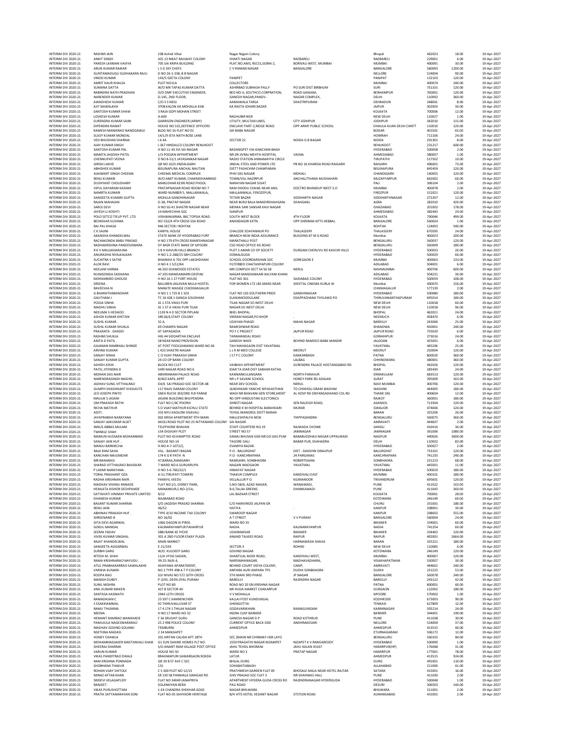| | | | | | | | | | |
|---|---|---|---|---|---|---|---|---|---|
| INTERIM DIV 2020-21 | RASHMI JAIN | 108 Ashok Vihar | Nagar Nigam Colony | | Bhopal | 462023 | 18.00 | 19-Apr-2027 |
| INTERIM DIV 2020-21 | ANKIT SINGH | 425 13 NIKAT RAILWAY COLONY | SHAKTI NAGAR | RAEBARELI | RAEBARELI | 229001 | 6.00 | 19-Apr-2027 |
| INTERIM DIV 2020-21 | PARESH LAXMAN VAVIYA | 705 SAI KRIPA BUILDING | PLAT.NO.AM3, RSC31,GORAI 2, | BORIVALI WEST, MUMBAI | MUMBAI | 400091 | 30.00 | 19-Apr-2027 |
| INTERIM DIV 2020-21 | ARUN KUMAR RAIKAR | L S G SKY CHEFS | C V RAMAN NAGAR | BANGALORE | BANGALORE | 560093 | 1200.00 | 19-Apr-2027 |
| INTERIM DIV 2020-21 | GUNTAMADUGU SUDHAKARA RAJU | D NO 26-1-338, B B NAGAR | | | NELLORE | 524004 | 90.00 | 19-Apr-2027 |
| INTERIM DIV 2020-21 | VINOD KUMAR | 143/5 GEETA COLONY | PANIPET | | PANIPAT | 132103 | 120.00 | 19-Apr-2027 |
| INTERIM DIV 2020-21 | AMRIT KAUR KHALSA | PLOT NO11A | COLLECTORS | | MUMBAI | 400074 | 240.00 | 19-Apr-2027 |
| INTERIM DIV 2020-21 | SUMANA DATTA | W/O MR TAPAS KUMAR DATTA | ASHIRBAD SUBHASH PALLY | PO SURI DIST BIRBHUM | SURI | 731101 | 120.00 | 19-Apr-2027 |
| INTERIM DIV 2020-21 | RABINDRA NATH PRADHAN | O/O DMF EXECUTIVE ENGINEER, | BED NO-II, SOUTHCO CORPRATION, | ROAD GANJAM, | BERHAMPUR | 760001 | 120.00 | 19-Apr-2027 |
| INTERIM DIV 2020-21 | NARENDER KUMAR | D-145, 2ND FLOOR, | GANESH NAGAR,PANDV - | NAGAR COMPLEX, | DELHI | 110092 | 360.00 | 19-Apr-2027 |
| INTERIM DIV 2020-21 | AWADHESH KUMAR | C/O S S NEGI | AAMAWALA TARLA | SHASTRIPURAM | DEHRADUN | 248001 | 8.00 | 19-Apr-2027 |
| INTERIM DIV 2020-21 | AJIT NAWALKHA | 3708 KALON KA MOHALLA KGB | KA RASTA JOHARI BAZAR | | JAIPUR | 302003 | 30.00 | 19-Apr-2027 |
| INTERIM DIV 2020-21 | SANTOSH KUMAR SHAW | 3 RAJA GOPI MOHAN STREET | | | KOLKATA | 700006 | 12.00 | 19-Apr-2027 |
| INTERIM DIV 2020-21 | LOVKESH KUMAR | A-600 | RAGHUBIR NGR | | NEW DELHI | 110027 | 1.00 | 19-Apr-2027 |
| INTERIM DIV 2020-21 | SURENDRA KUMAR SAINI | GARRISON ENGINEER (ARMY) | UTILITY, MULTAN LINES, | CITY JODHPUR | JODHPUR | 342010 | 115.00 | 19-Apr-2027 |
| INTERIM DIV 2020-21 | DIPENDRA RAWAT | HOUSE NO 315,DEFENCE OFFICERS | ENCLAVE PART-2,RIDGE ROAD | OPP ARMY PUBLIC SCHOOL | DHAULA KUAN DELHI CANTT | 110010 | 120.00 | 19-Apr-2027 |
| INTERIM DIV 2020-21 | RAMESH MANIKRAO NANDGAWLE | BLDG NO 16 FLAT NO 01 | SAI BABA NAGAR | | BOISAR | 401501 | 65.00 | 19-Apr-2027 |
| INTERIM DIV 2020-21 | SUJOY KUMAR MONDAL | 14/1/9 SITA NATH BOSE LANE | | | HOWRAH | 711106 | 24.00 | 19-Apr-2027 |
| INTERIM DIV 2020-21 | VED BHUSHAN SHARMA | I A 4A | SECTOR 22 | NOIDA G B NAGAR | NOIDA | 201301 | 8.00 | 19-Apr-2027 |
| INTERIM DIV 2020-21 | AJAY KUMAR SINGH | I-367 HINDALCO COLONY RENUKOOT | | | RENUKOOT | 231217 | 600.00 | 19-Apr-2027 |
| INTERIM DIV 2020-21 | SANTOSH KUMAR PAL | H NO 11-43 SVI SAI NAGAR | BADANGPET VIA-KANCHAN BAGH | | HYDERABAD | 500058 | 2.00 | 19-Apr-2027 |
| INTERIM DIV 2020-21 | MAMTA JAGDISH PATEL | 1/3 POOJAN APPARTMENT | NR DR JIVRAJ MEHTA HOSPITAL | VASNA | AHMEDABAD | 380007 | 1.00 | 19-Apr-2027 |
| INTERIM DIV 2020-21 | CHENNUPATI VEENA | D NO 8-51/1 JAYASANKAR NAGAR | RADIO STATION ANNAMAYYA CIRCLE | | TIRUPATHI | 517502 | 10.00 | 19-Apr-2027 |
| INTERIM DIV 2020-21 | GIRISH LAKHE | QR NO JG23 JINDALGARH | JINDAL STEEL AND POWER LTD | PB NO 16 KHARSIA ROAD RAIGARH | RAIGARH | 496001 | 73.00 | 19-Apr-2027 |
| INTERIM DIV 2020-21 | ABHISHEK KUMAR | BISUNAPURA ANCHAL NAUTAN | DISTT PASHCHIM CHAMPARAN | | BISUNAPURA | 845459 | 120.00 | 19-Apr-2027 |
| INTERIM DIV 2020-21 | AJAIWANT SINGH CHEEMA | CHEEMA MEDICAL COMPLEX | PHIV SAS NAGAR | MOHALI | CHANDIGARH | 160055 | 120.00 | 19-Apr-2027 |
| INTERIM DIV 2020-21 | RENU KUMARI | W/O AMIT KUMAR, CHAKMOHAMMAD | TOWN/VILL NAZIRPUR | ANCHAL/THANA MUSHAHARI | MUZAFFARPUR | 842002 | 60.00 | 19-Apr-2027 |
| INTERIM DIV 2020-21 | DUSHYANT CHOUDHARY | MARUDHAR KESRI ROAD PHOOL | NARAYAN NAGAR SOJAT | | PALI | 306104 | 2.00 | 19-Apr-2027 |
| INTERIM DIV 2020-21 | VIPUL DAYARAM KADAM | PRATAPNAGAR ROAD ROOM NO 7 | RAM DHODU CHAWL NEAR ANIL | DOCTRO BHANDUP WEST S O | MUMBAI | 400078 | 2.00 | 19-Apr-2027 |
| INTERIM DIV 2020-21 | NAMRTA KUMARI | WARD NUMBER 5, MALLANWALA, | MALLANWALA, FEROZEPUR, | | FIROZPUR | 152021 | 120.00 | 19-Apr-2027 |
| INTERIM DIV 2020-21 | SANGEETA KUMARI GUPTA | MOHLLA GANDHINAGAR | TETARI BAZAR | SIDDHARTH NAGAR | SIDDHARTHNAGAR | 272207 | 12.00 | 19-Apr-2027 |
| INTERIM DIV 2020-21 | RAJAN MAHAJAN | D-38, PRATAP NAGAR | NEAR BURJI BALA MANDIRSHAHGANJ | SHAHGANJ | AGRA | 282010 | 420.00 | 19-Apr-2027 |
| INTERIM DIV 2020-21 | SAROJ DEVI | H NO SG 41 SHASTRI NAGAR NEAR | MENKA SARI SANSAR KAVI NAGAR | | GHAZIABAD | 201002 | 178.00 | 19-Apr-2027 |
| INTERIM DIV 2020-21 | JAYESH U KOSHTI | 14 MAHECHHA SOC | ISANPUR | | AHMEDABAD | 382443 | 24.00 | 19-Apr-2027 |
| INTERIM DIV 2020-21 | POLO SETCO TIEUP PVT. LTD | VISHWAKARMA, 86C TOPSIA ROAD | SOUTH WEST BLOCK | 4TH FLOOR | KOLKATA | 700046 | 499.00 | 19-Apr-2027 |
| INTERIM DIV 2020-21 | BEDKEKAR SUSHMA | NO 532/4 4TH CROSS SSA ROAD | ANANDAGIRI EXTN | OPP SHRIRAM APTS HEBBAL | BANGALORE | 560024 | 1.00 | 19-Apr-2027 |
| INTERIM DIV 2020-21 | RAJ PAL KHASA | 946 SECTOR I ROHTAK | | | ROHTAK | 124003 | 540.00 | 19-Apr-2027 |
| INTERIM DIV 2020-21 | C K SAJINI | KARIYIL HOUSE | CHALODE EDAYANNUR PO | THALASSERY | THALASSERY | 670595 | 24.00 | 19-Apr-2027 |
| INTERIM DIV 2020-21 | AKANSHA KHANDELWAL | STATE BANK OF HYDERABAD FORT | BRANCH NEW INDIA ASSURANCE | BUILDING 87 M G ROAD | Mumbai | 400023 | 200.00 | 19-Apr-2027 |
| INTERIM DIV 2020-21 | RACHAKONDA BABU PRASAD | H NO 179 6TH CROSS RAMESHNAGAR | MARATHALLI POST | | BENGALURU | 560037 | 120.00 | 19-Apr-2027 |
| INTERIM DIV 2020-21 | RADHAKRISHNA PANDESHWARA | DY MGR STATE BANK OF MYSORE | CSD HEAD OFFICE KG ROAD | | BENGALURU | 560009 | 180.00 | 19-Apr-2027 |
| INTERIM DIV 2020-21 | R K V MALLIKHARJUNA | S B H KAVURI HILLS BRANCH | PLOT S AMAR CO OP SOCIETY | DURGAM CHERUVU RD KAVURI HILLS | HYDERABAD | 500033 | 26.00 | 19-Apr-2027 |
| INTERIM DIV 2020-21 | ANURADHA NYALKALKAR | H NO 1-2-288/25 SBH COLONY | DOMALGUDA | | HYDERABAD | 500029 | 60.00 | 19-Apr-2027 |
| INTERIM DIV 2020-21 | SUCHITRA S SATHE | BHAIRAVI A 701 OPP LAKSHDHAM | SCHOOL DOORDARSHAN SOC | GOREGAON E | MUMBAI | 400063 | 133.00 | 19-Apr-2027 |
| INTERIM DIV 2020-21 | ALOK RAVI | H NO 4 1 5/12/64 | FILTERBED CHAITANYAPURI COLONY | | ADILABAD | 504001 | 6.00 | 19-Apr-2027 |
| INTERIM DIV 2020-21 | NEELAM VARMA | 46 202 SEAWOODS ESTATES | NRI COMPLEX SECT 54 56 58 | NERUL | NAVIMUMBAI | 400706 | 600.00 | 19-Apr-2027 |
| INTERIM DIV 2020-21 | NUNIGONDA SADHANA | 47 205 MANDAMARRI DEEPAK | NAGAR MANDAMAARI KALYANI KHANI | | ADILABAD | 504231 | 30.00 | 19-Apr-2027 |
| INTERIM DIV 2020-21 | MOHAMMED GHOUSE | H NO 16 1 27 FORT HOUSE | FLAT NO 301 | SAIDABAD COLONY | HYDERABAD | 500059 | 108.00 | 19-Apr-2027 |
| INTERIM DIV 2020-21 | SREENA . | BALUBEN JAGJIVAN MULJI HOSTEL | FOR WOMEN 172 LBS MARG NEAR | SHEETAL CINEMA KURLA W | Mumbai | 400070 | 156.00 | 19-Apr-2027 |
| INTERIM DIV 2020-21 | RAVEESHA N | MARATE MASIGE CHICKMAGALUR | | | CHIKMAGALUR | 577139 | 2.00 | 19-Apr-2027 |
| INTERIM DIV 2020-21 | G BHARATHIMANOHAR | H NO 1 1 725 B 1 103 | FLAT NO 103 SOUTHERN PRIDE | GANDHINAGAR | HYDERABAD | 500080 | 180.00 | 19-Apr-2027 |
| INTERIM DIV 2020-21 | GAUTHAM J | TC 16 428 1 GANGA SOUDHAM | ELANJIMOODULANE | EDAPPAZHANJI THYLAWD PO | THIRUVANANTHAPURAM | 695014 | 180.00 | 19-Apr-2027 |
| INTERIM DIV 2020-21 | POOJA SINHA | JG 1 57A VIKAS PURI | TILAK NAGAR SO WEST DELHI | | NEW DELHI | 110018 | 60.00 | 19-Apr-2027 |
| INTERIM DIV 2020-21 | MADHU SINHA | JG 1 57 A VIKAS PURI TILAK | NAGAR SO WEST DELHI | | NEW DELHI | 110018 | 96.00 | 19-Apr-2027 |
| INTERIM DIV 2020-21 | NEELIMA S HEDAOO | 1139 N 4 D SECTOR PIPLANI | BHEL BHOPAL | . | BHOPAL | 462021 | 24.00 | 19-Apr-2027 |
| INTERIM DIV 2020-21 | ASHOK KUMAR KHETAN | SRE18/4,STAFF COLONY | VIKRAM NAGAR,PO KHOR | . | NEEMUCH | 458470 | 6.00 | 19-Apr-2027 |
| INTERIM DIV 2020-21 | SUSHIL KUMAR . | 32 A | UDAYAN PHASEI | MAHA NAGAR | BAREILLY | 243006 | 25.00 | 19-Apr-2027 |
| INTERIM DIV 2020-21 | SUSHIL KUMAR SHUKLA | 69 CHAMPA NAGAR | RAMESHWAR ROAD | . | KHANDWA | 450001 | 240.00 | 19-Apr-2027 |
| INTERIM DIV 2020-21 | PRASANTA . GHADEI | AT SAPAGADIA | PO F C PROJECT | JAJPUR ROAD | JAJPUR ROAD | 755020 | 6.00 | 19-Apr-2027 |
| INTERIM DIV 2020-21 | RASHMI SHUKLA | HIG 44 SIDDARTHA ENCLAVE | TARAMANDAL ROAD | | GORAKHPUR | 273016 | 24.00 | 19-Apr-2027 |
| INTERIM DIV 2020-21 | ANITA D PATIL . | 58 NEAR NAND PROVISION | GANESH WADI | BEHIND RAMDEO BABA MANDIR | JALGOAN | 425001 | 6.00 | 19-Apr-2027 |
| INTERIM DIV 2020-21 | GAJANAN RAMBHAU SHINDE | AT POST FOOLSAWANGI WARD NO 04 | TAH MAHAGAON DIST YAVATMAL | . | YAVATMAL | 445206 | 25.00 | 19-Apr-2027 |
| INTERIM DIV 2020-21 | ARVIND KUMAR | L 423 SHASTRI NAGAR | L L R M MED COLLEGE | MEERUT | MEERUT | 250004 | 120.00 | 19-Apr-2027 |
| INTERIM DIV 2020-21 | SANJAY SINHA | C O VIJAY PRAKASH SINHA | J 17 P C COLONY | KANKARBAGH | PATNA | 800020 | 360.00 | 19-Apr-2027 |
| INTERIM DIV 2020-21 | SANJAY KUMAR GUPTA | 24 CO OP BANK COLONY | . | LALBAG | CHHINDWARA | 480001 | 360.00 | 19-Apr-2027 |
| INTERIM DIV 2020-21 | ASHISH JOSHI . | BLOCK NO C127 | VAIBHAV APPARTMENT | SURENDRA PALACE HOSTANGABAD RD | BHOPAL | 462026 | 120.00 | 19-Apr-2027 |
| INTERIM DIV 2020-21 | PATEL JITENDRA D | SHRI NAGAR ROAD NO 6 | IDAR TA IDAR DIST SABHAR KATHA | . | IDAR | 383430 | 24.00 | 19-Apr-2027 |
| INTERIM DIV 2020-21 | MOHAN DAS NAIR | ABHIRAMAM PALACE ROAD | KANNANKULANGARA | NORTH PARAVUR | ERNAKULAM | 683513 | 120.00 | 19-Apr-2027 |
| INTERIM DIV 2020-21 | NARENDRASINGH BAGHEL | B/402 KAPIL APRT | NR L P SAVANI SCHOOL | HONEY PARK RD ADAJAN | SURAT | 395009 | 163.00 | 19-Apr-2027 |
| INTERIM DIV 2020-21 | JADHAV SUNIL VITTHALRAO | D4/6 SAI PRASAD SOC SECTOR-48 | NEAR DEV SCHOOL | NERUL | NAVI MUMBAI | 400706 | 120.00 | 19-Apr-2027 |
| INTERIM DIV 2020-21 | GUMPH SHASHIKANT KHOLKUTE | 117 RAJIV DARAM COLONY | JILNDHIKARI YANCHE NIYASASTHAN | TO CHIKHOLI GRAM WASHIM | WASHIM | 444005 | 180.00 | 19-Apr-2027 |
| INTERIM DIV 2020-21 | LEO JOSEPH PINTO | SNEH RUCHI 303/3RD FLR PARAB | WADI NR BHAVANI GEN STORE,MENT | AL HOSP RD DNYANSADHAND COL RD | THANE (W) | 400604 | 12.00 | 19-Apr-2027 |
| INTERIM DIV 2020-21 | MAULIK S JASANI | JASANI BUILDING BHUPENDRA | RD OPP HINDUSTAN ELECTONICS | | RAJKOT | 360001 | 180.00 | 19-Apr-2027 |
| INTERIM DIV 2020-21 | OM PRAKASH RATHI | FLAT NO C/4C POORVI | SHRISTI NAGAR | SEN RALEIGH ROAD, | ASANSOL | 713304 | 120.00 | 19-Apr-2027 |
| INTERIM DIV 2020-21 | RICHA MATHUR | S O VIJAY MATHUR KICHLU STATE | BEHIND K M HOSPITAL BARAHDARI | MURAR | GWALIOR | 474006 | 120.00 | 19-Apr-2027 |
| INTERIM DIV 2020-21 | ADITI . | 333 NYU KAOLONI SISAVALI | TEHSIL MANGROL DISTT BARAN | | BARAN | 325206 | 26.00 | 19-Apr-2027 |
| INTERIM DIV 2020-21 | JAYAPRABHA NARAYANA | 002 KRISH APARTMENT 9TH MAIN | MALLESHPALYA NEW | THIPPASANDRA | BENGALURU | 560075 | 360.00 | 19-Apr-2027 |
| INTERIM DIV 2020-21 | SANJAY JAIKUMAR ALSET | AKOLI ROAD PLOT NO 25 NITYANAND COLONY | SAI NAGAR | | AMRAVATI | 444607 | 2.00 | 19-Apr-2027 |
| INTERIM DIV 2020-21 | INNUS ABBAS MULANI | TELEPHONE BHAVAN | STAFF COURTERS NO.19 | RAJWADA CHOWK | SANGLI | 416416 | 36.00 | 19-Apr-2027 |
| INTERIM DIV 2020-21 | TWINKLE SHAH | 154 DIGVIJAY PLOT | STREET NO 57 | JAMNAGAR | JAMNAGAR | 361006 | 1080.00 | 19-Apr-2027 |
| INTERIM DIV 2020-21 | MAMUN HUSSAEN MOHAMMAD | PLOT NO 43 KAMPTEE ROAD | SAMAJ BHUSAN SGN NR GO GAS PUM | BABABUDDHAJI NAGAR UPPALWADI | NAGPUR | 440026 | 3600.00 | 19-Apr-2027 |
| INTERIM DIV 2020-21 | SANJAY JAIN HUF . | HOUSE NO-14 | TAGORE GALI | BABAR PUR, SHAHDRA | DELHI | 110032 | 83.00 | 19-Apr-2027 |
| INTERIM DIV 2020-21 | MANJU BARMECHA | H.NO.4-7-1072/2, | ESAMIYA BAZAR. | . | HYDERABAD | 500027 | 2.00 | 19-Apr-2027 |
| INTERIM DIV 2020-21 | RAJA RAM SAHA | VILL - BASANTI BAGAN | P.O - BALURGHAT | DIST - DAKSHIN DINAJPUR | BALURGHAT | 733101 | 120.00 | 19-Apr-2027 |
| INTERIM DIV 2020-21 | KANCHAN MAJUMDAR | 174 K G R PATH N | P.O - KANCHRAPARA | 24 PARGANAS | KANCHRAPARA | 741235 | 240.00 | 19-Apr-2027 |
| INTERIM DIV 2020-21 | MR BANARASI | 47,BARAIL,RAMGARH | RAMGARH, SONBHADRA | ROBERTSGANJ | SONBHADRA | 231213 | 68.00 | 19-Apr-2027 |
| INTERIM DIV 2020-21 | SHARAD VITTHALRAO BAVISKAR | 7 WARD NO 6 GURUKRUPA | NAGARI WADGAON | YAVATMAL | YAVATMAL | 445001 | 11.00 | 19-Apr-2027 |
| INTERIM DIV 2020-21 | P LAXMI NARAYANA . | H NO 3-6-760/22/1 | HIMAYAT NAGAR | . | HYDERABAD | 500029 | 180.00 | 19-Apr-2027 |
| INTERIM DIV 2020-21 | TORAL PRASHANT OZA | A-51,TIRUPATI TOWERS | THAKUR COMPLEX | KANDIVALI EAST | MUMBAI | 400101 | 180.00 | 19-Apr-2027 |
| INTERIM DIV 2020-21 | RADHA KRISHNAN NAIR . | PARAYIL VEEDU | VELLALLUR P O | KILIMANOOR | TRIVANDRUM | 695601 | 120.00 | 19-Apr-2027 |
| INTERIM DIV 2020-21 | MADHAV VISHNU RANADE | FLAT NO-I/1, DISNEY PARK, | S.NO-58/6, AZAD NAGAR, | WANAWADI, | PUNE | 411022 | 102.00 | 19-Apr-2027 |
| INTERIM DIV 2020-21 | HEMLATA KISHOR DESHPANDE | MANANKUR,S.NO-2/1A, | B-6,TALJAI GREENS | DHANKAWADI | PUNE | 411043 | 360.00 | 19-Apr-2027 |
| INTERIM DIV 2020-21 | SATYAVATI VINIMAY PRIVATE LIMITED | 9/12 | LAL BAZAAR STREET | | KOLKATA | 700001 | 28.00 | 19-Apr-2027 |
| INTERIM DIV 2020-21 | DHANESH KUMAR | NAJIBABAD ROAD | | | KOTDWARA | 246149 | 60.00 | 19-Apr-2027 |
| INTERIM DIV 2020-21 | BASANT KUMAR SHARMA | S/O JAGDISH PRASAD SHARMA | C/O HARIVINOD JALPAN GR | | CHURU | 331001 | 180.00 | 19-Apr-2027 |
| INTERIM DIV 2020-21 | RENU JAIN | 46/52 | HATIYA | . | KANPUR | 208001 | 30.00 | 19-Apr-2027 |
| INTERIM DIV 2020-21 | ABHINAV PRAKASH HUF . | TYPE 4/10 INCOME TAX COLONY | SWAROOP NAGAR | | KANPUR | 208002 | 555.00 | 19-Apr-2027 |
| INTERIM DIV 2020-21 | SHREENAND B | NO 16/02 | A T STREET | V V PURAM | BANGALORE | 560004 | 24.00 | 19-Apr-2027 |
| INTERIM DIV 2020-21 | GITA DEVI AGARWAL | 1066 DAGON KI PIROL | WARD NO 35 | | BIKANER | 334001 | 60.00 | 19-Apr-2027 |
| INTERIM DIV 2020-21 | GOKUL MANDAL | KALINARAYANPUR PAHARPUR | NADIA | KALINARAYANPUR | NADIA | 741254 | 60.00 | 19-Apr-2027 |
| INTERIM DIV 2020-21 | SEEMA YADAV | SBBJ BANK KE PICHE | UDAIRAMSAR | BIKANER | BIKANER | 334402 | 120.00 | 19-Apr-2027 |
| INTERIM DIV 2020-21 | VIVEK KUMAR SINGHAL | 301 A 2ND FLOOR ESKAY PLAZA | ANAND TALKIES ROAD | RAIPUR | RAIPUR | 492001 | 2664.00 | 19-Apr-2027 |
| INTERIM DIV 2020-21 | RAJAT KHANDELWAL | MAIN MARKET | | HARNAWADA SHAHJI | BARAN | 325221 | 180.00 | 19-Apr-2027 |
| INTERIM DIV 2020-21 | SANGEETA AGGARWAL | E-21/193 | SECTOR-3 | ROHINI | NEW DELHI | 110085 | 6.00 | 19-Apr-2027 |
| INTERIM DIV 2020-21 | SURBHI GARG | W/O. KULDEEP GARG | GOVIND NAGAR | | KOTDWARA | 246149 | 120.00 | 19-Apr-2027 |
| INTERIM DIV 2020-21 | RITESH M. SHAH | 11/A VYOG SADAN, | SHANTILAL MODI ROAD, | KANDIVALI WEST, | MUMBAI | 400067 | 120.00 | 19-Apr-2027 |
| INTERIM DIV 2020-21 | RAMA KRISHNARAO NAYUDU . | 39-25-36/6-4, | NARSIMHANAGAR, | MADHAVADHARA, | VISAKHAPATNAM | 530007 | 30.00 | 19-Apr-2027 |
| INTERIM DIV 2020-21 | ATUL PRABHAKARRAO SAWALAKHE | ASHIYANA APARATMENT, | BEHIND COURT VIDYA COLONY, | CAMP, | AMRAVATI | 444601 | 240.00 | 19-Apr-2027 |
| INTERIM DIV 2020-21 | VARSHA KUMARI | NO 2 TYPE 498 A T P COLONY | ANPARA AURI ANPARA TPS | DUDHI SONBHADRA | DUDHI | 231225 | 53.00 | 19-Apr-2027 |
| INTERIM DIV 2020-21 | ROOPA RAO | SLV NIVAS NO 572 10TH CROSS | 5TH MAIN 3RD PHASE | JP NAGAR | BANGALORE | 560078 | 240.00 | 19-Apr-2027 |
| INTERIM DIV 2020-21 | MANISH DUBEY . | P-3/95, DEEN DYAL PURAM | BAREILLY | RAJENDRA NAGAR | BAREILLY | 243122 | 42.00 | 19-Apr-2027 |
| INTERIM DIV 2020-21 | SUNIL MISHRA | PLOT NO 80 | ROAD NO 20 SRI KRISHNA NAGAR | | PATNA | 800001 | 60.00 | 19-Apr-2027 |
| INTERIM DIV 2020-21 | ANIL KUMAR MAHEN | 427 B SECTOR 40 | NR HUDA MARKET CHAKARPUR | | GURGAON | 122002 | 180.00 | 19-Apr-2027 |
| INTERIM DIV 2020-21 | SANTASA KASINATH | 2944 12TH CROSS | V V MOHALLA | | MYSORE | 570002 | 1.00 | 19-Apr-2027 |
| INTERIM DIV 2020-21 | RAMADASAN C | 23 597 C KANNENCHERI | KALLAI POST KUNDUNGAL | | KOZHIKODE | 673003 | 90.00 | 19-Apr-2027 |
| INTERIM DIV 2020-21 | S ESAKKIAMMAL | 92 THIRUVALLUVAR ST | SHENGOTTAI | | TENKASI | 627809 | 12.00 | 19-Apr-2027 |
| INTERIM DIV 2020-21 | RAMU THUMMA | 17 4 174 1 THILAK NAGAR | GODAVARIKHANI | RAMAGUNDAM | KARIMNAGAR | 505214 | 24.00 | 19-Apr-2027 |
| INTERIM DIV 2020-21 | MEENA . | H NO 17 WARD NO 32 | INDRA CLNY BARMER | | BARMER | 344001 | 199.00 | 19-Apr-2027 |
| INTERIM DIV 2020-21 | HEMANT RAMRAO WANKHADE | F 36 SRUSHIT GURU | GANESH NAGAR D P | ROAD KOTHRUD | PUNE | 411038 | 30.00 | 19-Apr-2027 |
| INTERIM DIV 2020-21 | PAMUJULA NAGESWARARAO | 25 2 998 POLICE COLONY | CURRENT OFFICE BACK SIDE | ANDHRAKESARI | NELLORE | 524004 | 37.00 | 19-Apr-2027 |
| INTERIM DIV 2020-21 | MADHAV GOVIND SOLANKI | TEMBURNI | AHMEDPUR | | AHMEDPUR | 413515 | 60.00 | 19-Apr-2027 |
| INTERIM DIV 2020-21 | NSETHNA MADASI | 2 34 MANGAPET | | | ETURNAGARAM | 506172 | 12.00 | 19-Apr-2027 |
| INTERIM DIV 2020-21 | HONEY CHAWLA | 201 KRITAN CALIDA APT 28TH | SEC 2MAIN NR CHINMAY HSR LAYO | | BENGALURU | 560102 | 84.00 | 19-Apr-2027 |
| INTERIM DIV 2020-21 | MOHAMMADJAKER MASTANVALI SHAIK | G1 SUN SHAINE HOMES PLT NO | 1550 PRAGATHI NAGAR NIZAMPET | NIZAPET K V RANGAREDDY | HYDERABAD | 500090 | 1.00 | 19-Apr-2027 |
| INTERIM DIV 2020-21 | DHEERAJ SHARMA | S/O ANANT RAM VILLAGE POST OFFICE | JAHU TEHSIL BHORANJ | JAHU KALAN 43167 | HAMIRPUR(HP) | 176048 | 31.00 | 19-Apr-2027 |
| INTERIM DIV 2020-21 | VARUN KUMAR | HOUSE NO 50 | WARD NO 3 | PRATAP NAGAR | HAMIRPUR | 177001 | 78.00 | 19-Apr-2027 |
| INTERIM DIV 2020-21 | VIKAS PANDITRAO DIKALE | BRAHMAPURI SAWARGAON ROKDA | LATUR | | AHMEDPUR | 413515 | 924.00 | 19-Apr-2027 |
| INTERIM DIV 2020-21 | RAM KRISHNA PONNADA | QR 39 B ST AVE C SEC | BHILAI DURG | | DURG | 491001 | 110.00 | 19-Apr-2027 |
| INTERIM DIV 2020-21 | SHOBHANA THAKUR | 131 | SOHABATIABAGH | | ALLAHABAD | 211006 | 61.00 | 19-Apr-2027 |
| INTERIM DIV 2020-21 | ROHAN VIJAY SHITOLE | C S 300 PLOT NO 12/13 | PRATHMESH GARDEN FLAT 09 | BHOSALE MALA NEAR HOTEL RAJTAR | SATARA | 415001 | 16.00 | 19-Apr-2027 |
| INTERIM DIV 2020-21 | MINAZ AFTAB KHAN | SR 130 58 PANMALA SINHGAD RD | SHIV PRASAD SOC FLAT 3 | NR SHAHWAS HALL | PUNE | 411030 | 2.00 | 19-Apr-2027 |
| INTERIM DIV 2020-21 | SRIDEVI VELAGAPUDY | FLAT NO 34049 JANAPRIYA | APARTMENT HYDERA GUDA CROSS RO | RAJENDRANAGAR HYDERGUDA | HYDERABAD | 500048 | 1.00 | 19-Apr-2027 |
| INTERIM DIV 2020-21 | RANJEET . | SOLANKIYAN BERA | PALI ROAD | | DESURI | 306503 | 140.00 | 19-Apr-2027 |
| INTERIM DIV 2020-21 | VIKAS PURUSHOTTAM | 1-E4 CHANDRA SHEKHAR AZAD | NAGAR BHILWARA | | BHILWARA | 311001 | 2.00 | 19-Apr-2027 |
| INTERIM DIV 2020-21 | PRATIK SATYANARAYAN SONI | FLAT NO-05 SAHYADRI HERITAGE | B/H VITS HOTEL VEDANT NAGAR | STSTION ROAD | AURANGABAD | 431001 | 2.00 | 19-Apr-2027 |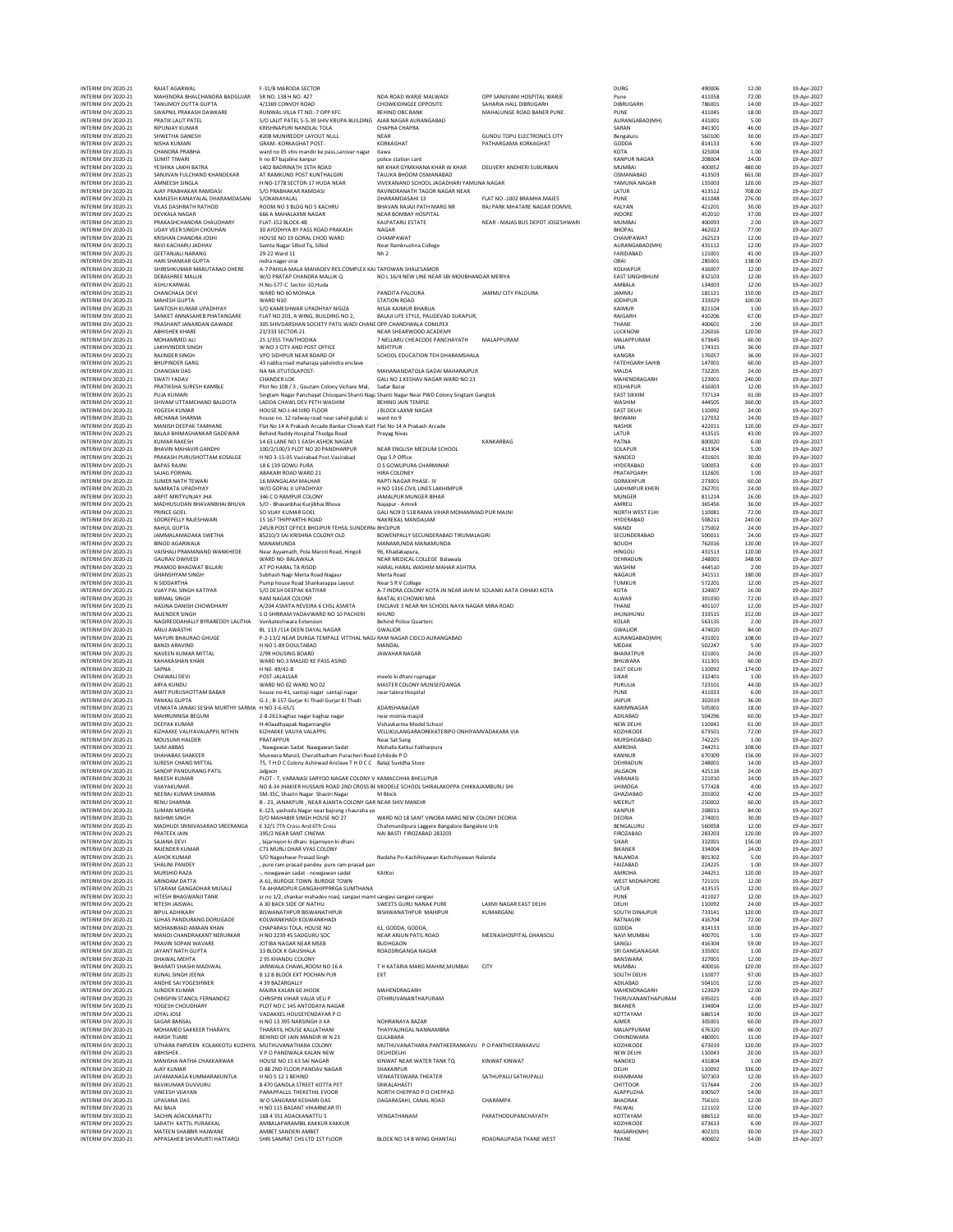| | | | | | | | | |
|---|---|---|---|---|---|---|---|---|
| INTERIM DIV 2020-21 | RAJAT AGARWAL | F-31/B MARODA SECTOR | | | DURG | 490006 | 12.00 | 19-Apr-2027 |
| INTERIM DIV 2020-21 | MAHENDRA BHALCHANDRA BADGUJAR | SR NO. 138 H NO. 427 | NDA ROAD WARJE MALWADI | OPP SANJIVANI HOSPITAL WARJE | Pune | 411058 | 72.00 | 19-Apr-2027 |
| INTERIM DIV 2020-21 | TANUMOY DUTTA GUPTA | 4/1369 CONVOY ROAD | CHOWKIDINGEE OPPOSITE | SAHARIA HALL DIBRUGARH | DIBRUGARH | 786001 | 14.00 | 19-Apr-2027 |
| INTERIM DIV 2020-21 | SWAPNIL PRAKASH DAWKARE | RUNWAL VILLA FT NO.-7 OPP KFC | BEHIND OBC BANK | MAHALUNGE ROAD BANER PUNE. | PUNE | 411045 | 18.00 | 19-Apr-2027 |
| INTERIM DIV 2020-21 | PRATIK LALIT PATEL | S/O LALIT PATEL 5-5-39 SHIV KRUPA BUILDING | AJAB NAGAR AURANGABAD | | AURANGABAD(MH) | 431001 | 5.00 | 19-Apr-2027 |
| INTERIM DIV 2020-21 | RIPUNJAY KUMAR | KRISHNAPURI NANDLAL TOLA | CHAPRA CHAPRA | | SARAN | 841301 | 46.00 | 19-Apr-2027 |
| INTERIM DIV 2020-21 | SHWETHA GANESH | #208 MUNIREDDY LAYOUT NULL | NEAR | GUNDU TOPU ELECTRONICS CITY | Bengaluru | 560100 | 30.00 | 19-Apr-2027 |
| INTERIM DIV 2020-21 | NISHA KUMARI | GRAM- KORKAGHAT POST- | KORKAGHAT | PATHARGAMA KORKAGHAT | GODDA | 814133 | 6.00 | 19-Apr-2027 |
| INTERIM DIV 2020-21 | CHANDRA PRABHA | ward no 05 shiv mandir ke pass,sarovar nagar | itawa | | KOTA | 325004 | 1.00 | 19-Apr-2027 |
| INTERIM DIV 2020-21 | SUMIT TIWARI | h no 87 bajaline kanpur | police station cant | | KANPUR NAGAR | 208004 | 24.00 | 19-Apr-2027 |
| INTERIM DIV 2020-21 | YESHIKA LAKHI BATRA | 1402 BADRINATH 15TH ROAD | NR KHAR GYMKHANA KHAR W KHAR | DELIVERY ANDHERI SUBURBAN | MUMBAI | 400052 | 480.00 | 19-Apr-2027 |
| INTERIM DIV 2020-21 | SANJIVAN FULCHAND KHANDEKAR | AT RAMKUND POST KUNTHALGIRI | TALUKA BHOOM OSMANABAD | | OSMANABAD | 413503 | 661.00 | 19-Apr-2027 |
| INTERIM DIV 2020-21 | AMNEESH SINGLA | H NO-1778 SECTOR-17 HUDA NEAR | VIVEKANAND SCHOOL JAGADHARI YAMUNA NAGAR | | YAMUNA NAGAR | 135003 | 120.00 | 19-Apr-2027 |
| INTERIM DIV 2020-21 | AJAY PRABHAKAR RAMDASI | S/O PRABHAKAR RAMDASI | RAVINDRANATH TAGOR NAGAR NEAR | | LATUR | 413512 | 708.00 | 19-Apr-2027 |
| INTERIM DIV 2020-21 | KAMLESH KANAYALAL DHARAMDASANI | S/OKANAYALAL | DHARAMDASANI 13 | FLAT NO -1002 BRAMHA MAJES | PUNE | 411048 | 276.00 | 19-Apr-2027 |
| INTERIM DIV 2020-21 | VILAS DASHRATH RATHOD | ROOM NO 3 BLDG NO 5 KACHRU | BHAVAN RAJAJI PATH MARG NR | RAJ PARK MHATARE NAGAR DOMVIL | KALYAN | 421201 | 30.00 | 19-Apr-2027 |
| INTERIM DIV 2020-21 | DEVKALA NAGAR | 666 A MAHALAXMI NAGAR | NEAR BOMBAY HOSPITAL | | INDORE | 452010 | 37.00 | 19-Apr-2027 |
| INTERIM DIV 2020-21 | PRAKASHCHANDRA CHAUDHARY | FLAT-152 BLOCK-48 | KALPATARU ESTATE | NEAR - MAJAS BUS DEPOT JOGESHWARI | MUMBAI | 400093 | 2.00 | 19-Apr-2027 |
| INTERIM DIV 2020-21 | UDAY VEER SINGH CHOUHAN | 30 AYODHYA BY PASS ROAD PRAKASH | NAGAR | | BHOPAL | 462022 | 77.00 | 19-Apr-2027 |
| INTERIM DIV 2020-21 | KRISHAN CHANDRA JOSHI | HOUSE NO 19 GORAL CHOD WARD | CHAMPAWAT | | CHAMPAWAT | 262523 | 12.00 | 19-Apr-2027 |
| INTERIM DIV 2020-21 | RAVI KACHARU JADHAV | Samta Nagar Sillod Tq, Sillod | Near Ramkrushna College | | AURANGABAD(MH) | 431112 | 12.00 | 19-Apr-2027 |
| INTERIM DIV 2020-21 | GEETANJALI NARANG | 29-22 Ward 11 | Nh 2 | | FARIDABAD | 121001 | 41.00 | 19-Apr-2027 |
| INTERIM DIV 2020-21 | HARI SHANKAR GUPTA | indra nager orai | . | | ORAI | 285001 | 138.00 | 19-Apr-2027 |
| INTERIM DIV 2020-21 | SHIRISHKUMAR MARUTARAO DHERE | A-7 PAHILA MALA MAHADEV RES.COMPLEX KAI TAPOWAN SHALESAMOR | | | KOLHAPUR | 416007 | 12.00 | 19-Apr-2027 |
| INTERIM DIV 2020-21 | DEBASHREE MALLIK | W/O PRATAP CHANDRA MALLIK Q | NO L 16/4 NEW LINE NEAR SBI MOUBHANDAR MERIYA | | EAST SINGHBHUM | 832103 | 12.00 | 19-Apr-2027 |
| INTERIM DIV 2020-21 | ASHU KARWAL | H.No-577-C Sector-10,Huda | . | | AMBALA | 134003 | 12.00 | 19-Apr-2027 |
| INTERIM DIV 2020-21 | CHANCHALA DEVI | WARD NO 60 MOHALA | PANDITA PALOURA | JAMMU CITY PALOURA | JAMMU | 181121 | 150.00 | 19-Apr-2027 |
| INTERIM DIV 2020-21 | MAHESH GUPTA | WARD N10 | STATION ROAD | | JODHPUR | 333029 | 100.00 | 19-Apr-2027 |
| INTERIM DIV 2020-21 | SANTOSH KUMAR UPADHYAY | S/O KAMESHWAR UPADHYAY NISIZA | NISIA KAIMUR BHABUA | | KAIMUR | 821104 | 1.00 | 19-Apr-2027 |
| INTERIM DIV 2020-21 | SANKET ANNASAHEB PHATANGARE | FLAT NO 203, A WING, BUILDING NO 2, | BALAJI LIFE STYLE, PALIDEVAD SUKAPUR, | | RAIGARH | 410206 | 67.00 | 19-Apr-2027 |
| INTERIM DIV 2020-21 | PRASHANT JANARDAN GAWADE | 305 SHIVDARSHAN SOCIETY PATIL WADI CHANI OPP.CHANDIWALA COMLPEX | | | THANE | 400601 | 2.00 | 19-Apr-2027 |
| INTERIM DIV 2020-21 | ABHISHEK KHARE | 21/333 SECTOR-21 | NEAR SHEARWOOD ACADEMY | | LUCKNOW | 226016 | 120.00 | 19-Apr-2027 |
| INTERIM DIV 2020-21 | MOHAMMED ALI | 25 1/355 THAITHODIKA | 7 NELLARU CHEACODE PANCHAYATH | MALAPPURAM | MALAPPURAM | 673645 | 60.00 | 19-Apr-2027 |
| INTERIM DIV 2020-21 | LAKHVINDER SINGH | W NO 3 CITY AND POST OFFICE | MEHTPUR | | UNA | 174315 | 36.00 | 19-Apr-2027 |
| INTERIM DIV 2020-21 | RAJINDER SINGH | VPO SIDHPUR NEAR BOARD OF | SCHOOL EDUCATION TEH DHARAMSHALA | | KANGRA | 176057 | 36.00 | 19-Apr-2027 |
| INTERIM DIV 2020-21 | BHUPINDER GARG | 43 nabha road maharaja yadvindra enclave | . | | FATEHGARH SAHIB | 147001 | 60.00 | 19-Apr-2027 |
| INTERIM DIV 2020-21 | CHANDAN DAS | NA NA JITUTOLAPOST- | MAHANANDATOLA GADAI MAHARAJPUR | | MALDA | 732205 | 24.00 | 19-Apr-2027 |
| INTERIM DIV 2020-21 | SWATI YADAV | CHANDER LOK | GALI NO 1 KESHAV NAGAR WARD NO 23 | | MAHENDRAGARH | 123001 | 240.00 | 19-Apr-2027 |
| INTERIM DIV 2020-21 | PRATIKSHA SURESH KAMBLE | Plot No 108 / 3 , Goutam Colony Vichare Mal, | Sadar Bazar | | KOLHAPUR | 416003 | 12.00 | 19-Apr-2027 |
| INTERIM DIV 2020-21 | PUJA KUMARI | Singtam Nagar Panchayat Chisopani Shanti Naga Shanti Nagar Near PWD Colony Singtam Gangtok | | | EAST SIKKIM | 737134 | 61.00 | 19-Apr-2027 |
| INTERIM DIV 2020-21 | SHIVAM UTTAMCHAND BALDOTA | LADDA CHAWL DEV PETH WASHIM | BEHIND JAIN TEMPLE | | WASHIM | 444505 | 300.00 | 19-Apr-2027 |
| INTERIM DIV 2020-21 | YOGESH KUMAR | HOUSE NO-J-44 IIIRD FLOOR | J BLOCK LAXMI NAGAR | | EAST DELHI | 110092 | 24.00 | 19-Apr-2027 |
| INTERIM DIV 2020-21 | ARCHANA SHARMA | house no. 12 railway road near sahid gulab si | ward no 9 | | BHIWANI | 127032 | 24.00 | 19-Apr-2027 |
| INTERIM DIV 2020-21 | MANISH DEEPAK TAMHANE | Flat No 14 A Prakash Arcade Bankar Chowk Katl Flat No 14 A Prakash Arcade | | | NASHIK | 422011 | 120.00 | 19-Apr-2027 |
| INTERIM DIV 2020-21 | BALAJI BHIMASHANKAR GADEWAR | Behind Reddy Hospital Thodga Road | Prayag Nivas | | LATUR | 413515 | 43.00 | 19-Apr-2027 |
| INTERIM DIV 2020-21 | KUMAR RAKESH | 14 63 LANE NO 1 EASH ASHOK NAGAR | | KANKARBAG | PATNA | 800020 | 6.00 | 19-Apr-2027 |
| INTERIM DIV 2020-21 | BHAVIN MAHAVIR GANDHI | 100/2/100/3 PLOT NO 20 PANDHARPUR | NEAR ENGLISH MEDIUM SCHOOL | | SOLAPUR | 413304 | 5.00 | 19-Apr-2027 |
| INTERIM DIV 2020-21 | PRAKASH PURUSHOTTAM KOSALGE | H NO 3-15-05 Vazirabad Post.Vazirabad | Opp S.P Office | | NANDED | 431601 | 30.00 | 19-Apr-2027 |
| INTERIM DIV 2020-21 | BAPAS RAJINI | 18 6 139 GOWLI PURA | O S GOWLIPURA CHARMINAR | | HYDERABAD | 500053 | 6.00 | 19-Apr-2027 |
| INTERIM DIV 2020-21 | SAJAG PORWAL | ABAKARI ROAD WARD 21 | HIRA COLONEY | | PRATAPGARH | 312605 | 1.00 | 19-Apr-2027 |
| INTERIM DIV 2020-21 | SUMER NATH TEWARI | 16 MANGALAM MALHAR | RAPTI NAGAR PHASE- IV | | GORAKHPUR | 273001 | 60.00 | 19-Apr-2027 |
| INTERIM DIV 2020-21 | NAMRATA UPADHYAY | W/O GOPAL JI UPADHYAY | H NO 1316 CIVIL LINES LAKHIMPUR | | LAKHIMPUR KHERI | 262701 | 24.00 | 19-Apr-2027 |
| INTERIM DIV 2020-21 | ARPIT MRITYUNJAY JHA | 346 C D RAMPUR COLONY | JAMALPUR MUNGER BIHAR | | MUNGER | 811214 | 26.00 | 19-Apr-2027 |
| INTERIM DIV 2020-21 | MADHUSUDAN BHAVANBHAI BHUVA | S/O - Bhavanbhai Kurjibhai Bhuva | Najapur - Amreli | | AMRELI | 365456 | 36.00 | 19-Apr-2027 |
| INTERIM DIV 2020-21 | PRINCE GOEL | SO VIJAY KUMAR GOEL | GALI NO9 D 518 RAMA VIHAR MOHAMMAD PUR MAJRI | | NORTH WEST ELHI | 110081 | 72.00 | 19-Apr-2027 |
| INTERIM DIV 2020-21 | SOOREPELLY RAJESHWARI | 15 167 THIPPARTHI ROAD | NAKREKAL MANDALAM | | HYDERABAD | 508211 | 240.00 | 19-Apr-2027 |
| INTERIM DIV 2020-21 | RAHUL GUPTA | 245/8 POST OFFICE BHOJPUR TEHSIL SUNDERN/ BHOJPUR | | | MANDI | 175002 | 24.00 | 19-Apr-2027 |
| INTERIM DIV 2020-21 | JAMMALAMADAKA SWETHA | 85210/3 SAI KRISHNA COLONY OLD | BOWENPALLY SECUNDERABAD TIRUMALAGIRI | | SECUNDERABAD | 500011 | 24.00 | 19-Apr-2027 |
| INTERIM DIV 2020-21 | BINOD AGARWALA | MANAMUNDA | MANAMUNDA MANAMUNDA | | BOUDH | 762016 | 120.00 | 19-Apr-2027 |
| INTERIM DIV 2020-21 | VAISHALI PRAMANAND WANKHEDE | Near Ayyamath, Pola Maroti Road, Hingoli | 96, Khadakapura, | | HINGOLI | 431513 | 120.00 | 19-Apr-2027 |
| INTERIM DIV 2020-21 | GAURAV DWIVEDI | WARD NO- BALAWALA | NEAR MEDICAL COLLEGE Balawala | | DEHRADUN | 248001 | 348.00 | 19-Apr-2027 |
| INTERIM DIV 2020-21 | PRAMOD BHAGWAT BILLARI | AT PO HARAL TA RISOD | HARAL HARAL WASHIM MAHAR ASHTRA | | WASHIM | 444510 | 2.00 | 19-Apr-2027 |
| INTERIM DIV 2020-21 | GHANSHYAM SINGH | Subhash Nagr Merta Road Nagaur | Merta Road | | NAGAUR | 341511 | 180.00 | 19-Apr-2027 |
| INTERIM DIV 2020-21 | N SIDDARTHA | Pump house Road Shankarappa Layout | Near S R V College | | TUMKUR | 572201 | 12.00 | 19-Apr-2027 |
| INTERIM DIV 2020-21 | VIJAY PAL SINGH KATIYAR | S/O DESH DEEPAK KATIYAR | A-7 INDRA COLONY KOTA JN NEAR JAIN M SOLANKI AATA CHHAKI KOTA | | KOTA | 324007 | 16.00 | 19-Apr-2027 |
| INTERIM DIV 2020-21 | NIRMAL SINGH | RAM NAGAR COLONY | BAKTAL KI CHOWKI MIA | | ALWAR | 301030 | 72.00 | 19-Apr-2027 |
| INTERIM DIV 2020-21 | HASINA DANISH CHOWDHARY | A/204 ASMITA REVEIRA 6 CHSL ASMITA | ENCLAVE 3 NEAR NH SCHOOL NAYA NAGAR MIRA ROAD | | THANE | 401107 | 12.00 | 19-Apr-2027 |
| INTERIM DIV 2020-21 | RAJENDER SINGH | S O SHRIRAM YADAVWARD NO 10 PACHERI | KHURD | | JHUNJHUNU | 333515 | 152.00 | 19-Apr-2027 |
| INTERIM DIV 2020-21 | NAGIREDDAHALLY BYRAREDDY LALITHA | Venkateshwara Extension | Behind Police Quarters | | KOLAR | 563135 | 2.00 | 19-Apr-2027 |
| INTERIM DIV 2020-21 | ANUJ AWASTHI | BL 113 /114 DEEN DAYAL NAGAR | GWALIOR | | GWALIOR | 474020 | 84.00 | 19-Apr-2027 |
| INTERIM DIV 2020-21 | MAYURI BHAURAO GHUGE | P-2-13/2 NEAR DURGA TEMPALE VITTHAL NAGA RAM NAGAR CIDCO AURANGABAD | | | AURANGABAD(MH) | 431001 | 108.00 | 19-Apr-2027 |
| INTERIM DIV 2020-21 | BANDI ARAVIND | H NO 1-89 DOULTABAD | MANDAL | | MEDAK | 502247 | 5.00 | 19-Apr-2027 |
| INTERIM DIV 2020-21 | NAVEEN KUMAR MITTAL | 2/99 HOUSING BOARD | JAWAHAR NAGAR | | BHARATPUR | 321001 | 24.00 | 19-Apr-2027 |
| INTERIM DIV 2020-21 | KAHAKASHAN KHAN | WARD NO.3 MASJID KE PASS ASIND | | | BHILWARA | 311301 | 60.00 | 19-Apr-2027 |
| INTERIM DIV 2020-21 | SAPNA . | H NO. 49/42-B | | | EAST DELHI | 110092 | 174.00 | 19-Apr-2027 |
| INTERIM DIV 2020-21 | CHAWALI DEVI | POST-JALALSAR | meelo ki dhani rupnagar | | SIKAR | 332401 | 1.00 | 19-Apr-2027 |
| INTERIM DIV 2020-21 | ARYA KUNDU | WARD NO 02 WARD NO 02 | MASTER COLONY MUNSEFDANGA | | PURULIA | 723101 | 44.00 | 19-Apr-2027 |
| INTERIM DIV 2020-21 | AMIT PURUSHOTTAM BABAR | house no-41, santaji nagar santaji nagar | near talera Hospital | | PUNE | 411033 | 6.00 | 19-Apr-2027 |
| INTERIM DIV 2020-21 | PANKAJ GUPTA | G-1 ; B-157 Gurjar Ki Thadi Gurjar Ki Thadi | | | JAIPUR | 302019 | 36.00 | 19-Apr-2027 |
| INTERIM DIV 2020-21 | VENKATA JANAKI SESHA MURTHY SARMA | H NO 3-6-65/1 | ADARSHANAGAR | | KARIMNAGAR | 505001 | 18.00 | 19-Apr-2027 |
| INTERIM DIV 2020-21 | MAHRUNNISA BEGUM | 2-8-261 kaghaz nagar kaghaz nagar | near moinia masjid | | ADILABAD | 504296 | 60.00 | 19-Apr-2027 |
| INTERIM DIV 2020-21 | DEEPAK KUMAR | H-40aadhyapak Nagarnangloi | Vishavkarma Model School | | NEW DELHI | 110041 | 61.00 | 19-Apr-2027 |
| INTERIM DIV 2020-21 | KIZHAKKE VALIYAVALAPPIL NITHIN | KIZHAKKE VALIYA VALAPPIL | VELLIKULANGARAORKKATERIPO ONHIYAMVADAKARA VIA | | KOZHIKODE | 673501 | 72.00 | 19-Apr-2027 |
| INTERIM DIV 2020-21 | MOUSUMI HALDER | PRATAPPUR | Near Sat Sang | | MURSHIDABAD | 742225 | 1.00 | 19-Apr-2027 |
| INTERIM DIV 2020-21 | SAIM ABBAS | , Nawgavan Sadat Nawgawan Sadat | Mohalla Katkui Fakharpura | | AMROHA | 244251 | 108.00 | 19-Apr-2027 |
| INTERIM DIV 2020-21 | SHAHABAS SHAKEER | Muneera Manzil, Cheruthazham Puracheri Road Ezhilode P O | | | KANNUR | 670309 | 156.00 | 19-Apr-2027 |
| INTERIM DIV 2020-21 | SURESH CHAND MITTAL | 75, T H D C Colony Ashirwad Anclave T H D C C Balaji Suvidha Store | | | DEHRADUN | 248001 | 14.00 | 19-Apr-2027 |
| INTERIM DIV 2020-21 | SANDIP PANDURANG PATIL | Jalgaon | | | JALGAON | 425116 | 24.00 | 19-Apr-2027 |
| INTERIM DIV 2020-21 | RAKESH KUMAR | PLOT - 7, VARANASI SARYOO NAGAR COLONY V KAMACCHHA BHELUPUR | | | VARANASI | 221010 | 24.00 | 19-Apr-2027 |
| INTERIM DIV 2020-21 | VIJAYAKUMAR . | NO 8-34 JHAKIER HUSSAIN ROAD 2ND CROSS BE MIDDELE SCHOOL SHIRALAKOPPA CHIKKAJAMBURU SHI | | | SHIMOGA | 577428 | 4.00 | 19-Apr-2027 |
| INTERIM DIV 2020-21 | NEERAJ KUMAR SHARMA | SM-35C, Shastri Nagar Shastri Nagar | M Block | | GHAZIABAD | 201002 | 42.00 | 19-Apr-2027 |
| INTERIM DIV 2020-21 | RENU SHARMA | B - 23, JANAKPURI , NEAR AJANTA COLONY GAR NEAR SHIV MANDIR | | | MEERUT | 250002 | 60.00 | 19-Apr-2027 |
| INTERIM DIV 2020-21 | SUMAN MISHRA | K-123, yashoda Nagar near bajrang chauraha ya | | | KANPUR | 208011 | 84.00 | 19-Apr-2027 |
| INTERIM DIV 2020-21 | RASHMI SINGH | D/O MAHABIR SINGH HOUSE NO 27 | WARD NO 18 SANT VINOBA MARG NEW COLONY DEORIA | | DEORIA | 274001 | 30.00 | 19-Apr-2027 |
| INTERIM DIV 2020-21 | MADHUDI SRINIVASARAO SREERANGA | E 32/1 7Th Cross And 6Th Cross | Chunmundipura Laggere Bangalore Bangalore Urb | | BENGALURU | 560058 | 12.00 | 19-Apr-2027 |
| INTERIM DIV 2020-21 | PRATEEK JAIN | 395/2 NEAR SANT CINEMA | NAI BASTI FIROZABAD 283203 | | FIROZABAD | 283203 | 120.00 | 19-Apr-2027 |
| INTERIM DIV 2020-21 | SAJANA DEVI | , bijarniyon ki dhani bijarniyon ki dhani | | | SIKAR | 332001 | 156.00 | 19-Apr-2027 |
| INTERIM DIV 2020-21 | RAJENDER KUMAR | C73 MURLI DHAR VYAS COLONY | | | BIKANER | 334004 | 24.00 | 19-Apr-2027 |
| INTERIM DIV 2020-21 | ASHOK KUMAR | S/O Nageshwar Prasad Singh | Nadaha Po-Kachihiyawan Kachchiyawan Nalanda | | NALANDA | 801302 | 5.00 | 19-Apr-2027 |
| INTERIM DIV 2020-21 | SHALINI PANDEY | , pure ram prasad pandey pure ram prasad pan | | | FAIZABAD | 224225 | 1.00 | 19-Apr-2027 |
| INTERIM DIV 2020-21 | MURSHID RAZA | -, nowgawan sadat - nowgawan sadat | KAtKoi | | AMROHA | 244251 | 120.00 | 19-Apr-2027 |
| INTERIM DIV 2020-21 | ARINDAM DATTA | A-61, BURDGE TOWN BURDGE TOWN | | | WEST MIDNAPORE | 721101 | 12.00 | 19-Apr-2027 |
| INTERIM DIV 2020-21 | SITARAM GANGADHAR MUSALE | TA AHAMDPUR GANGAHIPPRRGA SUMTHANA | | | LATUR | 413515 | 12.00 | 19-Apr-2027 |
| INTERIM DIV 2020-21 | HITESH BHAGWANJI TANK | sr no 1/2, shankar mahadev road, sangavi mamt sangavi sangavi sangavi | | | PUNE | 411027 | 12.00 | 19-Apr-2027 |
| INTERIM DIV 2020-21 | RITESH JAISWAL | A 30 BACK SIDE OF NATHU | SWEETS GURU NANAK PURE | LAXMI NAGAR EAST DELHI | DELHI | 110092 | 24.00 | 19-Apr-2027 |
| INTERIM DIV 2020-21 | BIPUL ADHIKARY | BISWANATHPUR BISWANATHPUR | BISHWANATHPUR MAHIPUR | KUMARGANJ | SOUTH DINAJPUR | 733141 | 120.00 | 19-Apr-2027 |
| INTERIM DIV 2020-21 | SUHAS PANDURANG DORUGADE | KOLWANKHADI KOLWANKHADI | | | RATNAGIRI | 416704 | 72.00 | 19-Apr-2027 |
| INTERIM DIV 2020-21 | MOHAMMAD AMAAN KHAN | CHAPARASI TOLA, HOUSE NO | 61, GODDA, GODDA, | | GODDA | 814133 | 10.00 | 19-Apr-2027 |
| INTERIM DIV 2020-21 | MANOJ CHANDRAKANT NERURKAR | H NO 2239 45 SADGURU SOC | NEAR ARJUN PATIL ROAD | MEENASHOSPITAL GHANSOLI | NAVI MUMBAI | 400701 | 1.00 | 19-Apr-2027 |
| INTERIM DIV 2020-21 | PRAVIN SOPAN WAVARE | JOTIBA NAGAR NEAR MSEB | BUDHGAON | | SANGLI | 416304 | 59.00 | 19-Apr-2027 |
| INTERIM DIV 2020-21 | JAYANT NATH GUPTA | 33 BLOCK K GAUSHALA | ROADSRIGANGA NAGAR | | SRI GANGANAGAR | 335001 | 1.00 | 19-Apr-2027 |
| INTERIM DIV 2020-21 | DHAWAL MEHTA | 2 95 KHANDU COLONY | | | BANSWARA | 327001 | 12.00 | 19-Apr-2027 |
| INTERIM DIV 2020-21 | BHARATI SHASHI MADIWAL | JARIWALA CHAWL,ROOM NO 16 A | T H KATARIA MARG MAHIM,MUMBAI | CITY | MUMBAI | 400016 | 120.00 | 19-Apr-2027 |
| INTERIM DIV 2020-21 | KUNAL SINGH JEENA | B 12 B BLOCK EXT POCHAN PUR | EXT | | SOUTH DELHI | 110077 | 97.00 | 19-Apr-2027 |
| INTERIM DIV 2020-21 | ANDHE SAI YOGESHWER | 4 39 BAZARGALLY | | | ADILABAD | 504101 | 12.00 | 19-Apr-2027 |
| INTERIM DIV 2020-21 | SUNDER KUMAR | MAJRA KALAN 60 JHOOK | MAHENDRAGARH | | MAHENDRAGARH | 123029 | 12.00 | 19-Apr-2027 |
| INTERIM DIV 2020-21 | CHRISPIN STANCIL FERNANDEZ | CHRISPIN VIHAR VALIA VELI P | OTHIRUVANANTHAPURAM | | THIRUVANANTHAPURAM | 695021 | 4.00 | 19-Apr-2027 |
| INTERIM DIV 2020-21 | YOGESH CHOUDHARY | PLOT NO C 145 ANTODAYA NAGAR | | | BIKANER | 334004 | 12.00 | 19-Apr-2027 |
| INTERIM DIV 2020-21 | JOYAL JOSE | VADAKKEL HOUSEYENDAYAR P O | | | KOTTAYAM | 686514 | 30.00 | 19-Apr-2027 |
| INTERIM DIV 2020-21 | SAGAR BANSAL | H NO 13 395 NARSINGH JI KA | NOHRANAYA BAZAR | | AJMER | 305001 | 60.00 | 19-Apr-2027 |
| INTERIM DIV 2020-21 | MOHAMED SAKKEER THARAYIL | THARAYIL HOUSE KALLATHANI | THAYYALINGAL NANNAMBRA | | MALAPPURAM | 676320 | 66.00 | 19-Apr-2027 |
| INTERIM DIV 2020-21 | HARSH TIJARE | BEHIND OF JAIN MANDIR W N 23 | GULABARA | | CHHINDWARA | 480001 | 11.00 | 19-Apr-2027 |
| INTERIM DIV 2020-21 | SITHARA PARVEEN KOLAKKOTU KUZHIYIL | MUTHUVANATHARA COLONY | MUTHUVANATHARA PANTHEERANKAVU | P O PANTHEERANKAVU | KOZHIKODE | 673019 | 120.00 | 19-Apr-2027 |
| INTERIM DIV 2020-21 | ABHISHEK . | V P O PANDWALA KALAN NEW | DELHIDELHI | | NEW DELHI | 110043 | 20.00 | 19-Apr-2027 |
| INTERIM DIV 2020-21 | MANISHA NATHA CHAKKARWAR | HOUSE NO 15 63 SAI NAGAR | KINWAT NEAR WATER TANK TQ | KINWAT KINWAT | NANDED | 431804 | 1.00 | 19-Apr-2027 |
| INTERIM DIV 2020-21 | AJAY KUMAR | D 88 2ND FLOOR PANDAV NAGAR | SHAKARPUR | | DELHI | 110092 | 336.00 | 19-Apr-2027 |
| INTERIM DIV 2020-21 | JAYAMANASA KUMMARAKUNTLA | H NO 5 12 1 BEHIND | VENKATESWARA THEATER | SATHUPALLI SATHUPALLI | KHAMMAM | 507303 | 12.00 | 19-Apr-2027 |
| INTERIM DIV 2020-21 | RAVIKUMAR DUVVURU | 8 470 GANDLA STREET KOTTA PET | SRIKALAHASTI | | CHITTOOR | 517644 | 2.00 | 19-Apr-2027 |
| INTERIM DIV 2020-21 | VINEESH VIJAYAN | PARAPPALLIL THEKETHIL EVOOR | NORTH CHEPPAD P O CHEPPAD | | ALAPPUZHA | 690507 | 54.00 | 19-Apr-2027 |
| INTERIM DIV 2020-21 | UPASANA DAS | W O SANGRAM KESHARI DAS | DAGARASAHI, CANAL ROAD | CHARAMPA | BHADRAK | 756101 | 12.00 | 19-Apr-2027 |
| INTERIM DIV 2020-21 | RAJ BALA | H NO 115 BASANT VIHARNEAR ITI | | | PALWAL | 121102 | 12.00 | 19-Apr-2027 |
| INTERIM DIV 2020-21 | SACHIN ADACKANATTU | 168 4 351 ADACKANATTU S | VENGATHANAM | PARATHODUPANCHAYATH | KOTTAYAM | 686512 | 60.00 | 19-Apr-2027 |
| INTERIM DIV 2020-21 | SARATH KATTIL PURAKKAL | AMBALAPARAMBIL KAKKUR KAKKUR | | | KOZHIKODE | 673613 | 6.00 | 19-Apr-2027 |
| INTERIM DIV 2020-21 | MATEEN SHABBIR HAJWANE | AMBET SANDERI AMBET | | | RAIGARH(MH) | 402101 | 30.00 | 19-Apr-2027 |
| INTERIM DIV 2020-21 | APPASAHEB SHIVMURTI HATTARGI | SHRI SAMRAT CHS LTD 1ST FLOOR | BLOCK NO 14 B WING GHANTALI | ROADNAUPADA THANE WEST | THANE | 400602 | 54.00 | 19-Apr-2027 |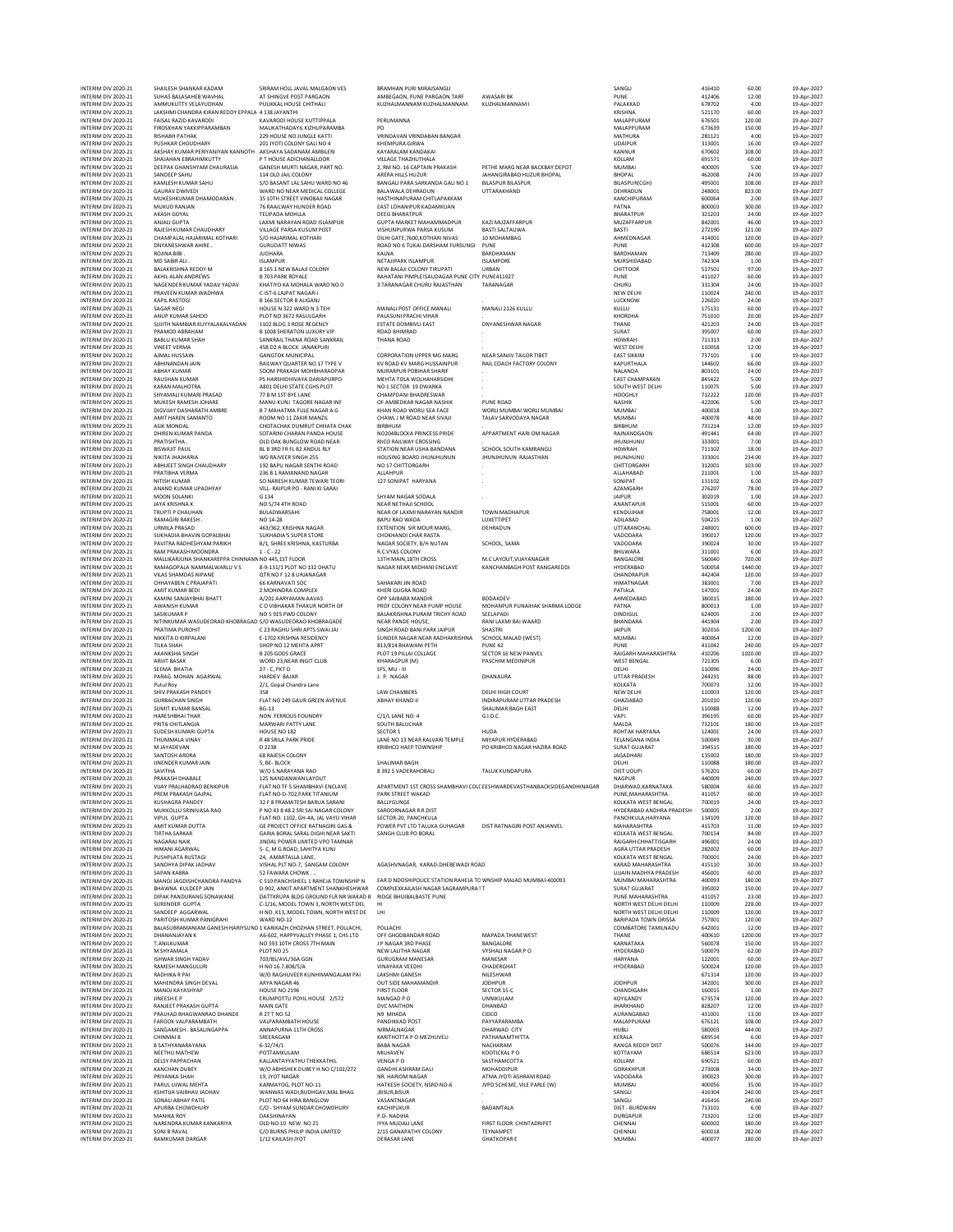| | | | | | | | | |
|---|---|---|---|---|---|---|---|---|
| INTERIM DIV 2020-21 | SHAILESH SHANKAR KADAM | SRIRAM HOLL JAVAL MALGAON VES | BRAMHAN PURI MIRAJSANGLI | | SANGLI | 416410 | 60.00 | 19-Apr-2027 |
| INTERIM DIV 2020-21 | SUHAS BALASAHEB WAVHAL | AT SHINGVE POST PARGAON | AMBEGAON, PUNE PARGAON TARF | AWASARI BK | PUNE | 412406 | 12.00 | 19-Apr-2027 |
| INTERIM DIV 2020-21 | AMMUKUTTY VELAYUDHAN | PULIKKAL HOUSE CHITHALI | KUZHALMANNAM KUZHALMANNAM | KUZHALMANNAM I | PALAKKAD | 678702 | 4.00 | 19-Apr-2027 |
| INTERIM DIV 2020-21 | LAKSHMI CHANDRA KIRAN REDDY EPPALA | 4 138 JAYANTHI | | | KRISHNA | 521170 | 60.00 | 19-Apr-2027 |
| INTERIM DIV 2020-21 | FAISAL RAZID KAVARODI | KAVARODI HOUSE KUTTIPPALA | PERUMANNA | | MALAPPURAM | 676501 | 120.00 | 19-Apr-2027 |
| INTERIM DIV 2020-21 | FIROSKHAN YAKKIPPARAMBAN | MALIKATHADAYIL KIZHUPARAMBA | PO | | MALAPPURAM | 673639 | 150.00 | 19-Apr-2027 |
| INTERIM DIV 2020-21 | RISHABH PATHAK | 229 HOUSE NO JUNGLE KATTI | VRINDAVAN VRINDABAN BANGAR | | MATHURA | 281121 | 4.00 | 19-Apr-2027 |
| INTERIM DIV 2020-21 | PUSHKAR CHOUDHARY | 201 JYOTI COLONY GALI NO 4 | KHEMPURA GIRWA | | UDAIPUR | 313001 | 16.00 | 19-Apr-2027 |
| INTERIM DIV 2020-21 | AKSHAY KUMAR PERIYANIYAN KANNOTH | AKSHAYA SADANAM AMBILERI | KAYARALAM KANDAKAI | | KANNUR | 670602 | 108.00 | 19-Apr-2027 |
| INTERIM DIV 2020-21 | SHAJAHAN EBRAHIMKUTTY | P T HOUSE ADICHANALLOOR | VILLAGE THAZHUTHALA | | KOLLAM | 691571 | 60.00 | 19-Apr-2027 |
| INTERIM DIV 2020-21 | DEEPAK GHANSHYAM CHAURASIA | GANESH MURTI NAGAR, PART NO. | 2, RM NO. 16 CAPTAIN PRAKASH | PETHE MARG NEAR BACKBAY DEPOT | MUMBAI | 400005 | 5.00 | 19-Apr-2027 |
| INTERIM DIV 2020-21 | SANDEEP SAHU | 114 OLD JAIL COLONY | ARERA HILLS HUZUR | JAHANGIRABAD HUZUR BHOPAL | BHOPAL | 462008 | 24.00 | 19-Apr-2027 |
| INTERIM DIV 2020-21 | KAMLESH KUMAR SAHU | S/O BASANT LAL SAHU WARD NO 46 | BANGALI PARA SARKANDA GALI NO 1 | BILASPUR BILASPUR | BILASPUR(CGH) | 495001 | 108.00 | 19-Apr-2027 |
| INTERIM DIV 2020-21 | GAURAV DWIVEDI | WARD NO NEAR MEDICAL COLLEGE | BALAWALA DEHRADUN | UTTARAKHAND | DEHRADUN | 248001 | 823.00 | 19-Apr-2027 |
| INTERIM DIV 2020-21 | MUKESHKUMAR DHAMODARAN . | 35 10TH STREET VINOBAJI NAGAR | HASTHINAPURAM CHITLAPAKKAM | | KANCHIPURAM | 600064 | 2.00 | 19-Apr-2027 |
| INTERIM DIV 2020-21 | MUKUD RANJAN | 76 RAAILWAY HUNDER ROAD | EAST LOHANIPUR KADAMKUAN | | PATNA | 800003 | 300.00 | 19-Apr-2027 |
| INTERIM DIV 2020-21 | AKASH GOYAL | TELIPADA MOHLLA | DEEG BHARATPUR | | BHARATPUR | 321203 | 24.00 | 19-Apr-2027 |
| INTERIM DIV 2020-21 | ANJALI GUPTA | LAXMI NARAYAN ROAD ISLAMPUR | GUPTA MARKET MAHAMMADPUR | KAZI MUZAFFARPUR | MUZAFFARPUR | 842001 | 46.00 | 19-Apr-2027 |
| INTERIM DIV 2020-21 | RAJESH KUMAR CHAUDHARY | VILLAGE PARSA KUSUM POST | VISHUNPURWA PARSA KUSUM | BASTI SALTAUWA | BASTI | 272190 | 121.00 | 19-Apr-2027 |
| INTERIM DIV 2020-21 | CHAMPALAL HAJARIMAL KOTHARI | S/O HAJARIMAL KOTHARI | DILHI GATE,7600,KOTHARI NIVAS | 10 MOHAMBAG | AHMEDNAGAR | 414001 | 120.00 | 19-Apr-2027 |
| INTERIM DIV 2020-21 | DNYANESHWAR AHIRE . | GURUDATT NIWAS | ROAD NO 6 TUKAI DARSHAM FURSUNGI | PUNE | PUNE | 412308 | 600.00 | 19-Apr-2027 |
| INTERIM DIV 2020-21 | ROJINA BIBI . | JUDHARA | KALNA | BARDHAMAN | BARDHAMAN | 713409 | 280.00 | 19-Apr-2027 |
| INTERIM DIV 2020-21 | MD SABIR ALI . | ISLAMPUR | NETAJIPARK ISLAMPUR | ISLAMPORE | MURSHIDABAD | 742304 | 1.00 | 19-Apr-2027 |
| INTERIM DIV 2020-21 | BALAKRISHNA REDDY M | 8 165 1 NEW BALAJI COLONY | NEW BALAJI COLONY TIRUPATI | URBAN | CHITTOOR | 517501 | 97.00 | 19-Apr-2027 |
| INTERIM DIV 2020-21 | AKHIL ALAN ANDREWS | B 703 PARK ROYALE | RAHATANI PIMPLE SAUDAGAR PUNE CITY | PUNE411027 | PUNE | 411027 | 60.00 | 19-Apr-2027 |
| INTERIM DIV 2020-21 | NAGENDER KUMAR YADAV YADAV | KHATIYO KA MOHALA WARD NO 0 | 3 TARANAGAR CHURU RAJASTHAN | TARANAGAR | CHURU | 331304 | 24.00 | 19-Apr-2027 |
| INTERIM DIV 2020-21 | PRAVEEN KUMAR WADHWA | C-IST-6 LAJPAT NAGAR-I | | | NEW DELHI | 110024 | 240.00 | 19-Apr-2027 |
| INTERIM DIV 2020-21 | KAPIL RASTOGI | B 166 SECTOR B ALIGANJ | . | . | LUCKNOW | 226020 | 24.00 | 19-Apr-2027 |
| INTERIM DIV 2020-21 | SAGAR NEGI | HOUSE N 322 WARD N 3 TEH | MANALI POST OFFICE MANALI | MANALI 2126 KULLU | KULLU | 175131 | 60.00 | 19-Apr-2027 |
| INTERIM DIV 2020-21 | ANUP KUMAR SAHOO | PLOT NO 3672 RASULGARH | PALASUNI PRACHI VIHAR | | KHORDHA | 751010 | 20.00 | 19-Apr-2027 |
| INTERIM DIV 2020-21 | SUJITH NAMBIAR KUYYALAKALYADAN | 1102 BLDG 3 ROSE REGENCY | ESTATE DOMBIVLI EAST | DNYANESHWAR NAGAR | THANE | 421203 | 24.00 | 19-Apr-2027 |
| INTERIM DIV 2020-21 | PRAMOD ABRAHAM | B 1008 SHERATON LUXURY VIP | ROAD BHIMRAD | . | SURAT | 395007 | 60.00 | 19-Apr-2027 |
| INTERIM DIV 2020-21 | BABLU KUMAR SHAH | SANKRAIL THANA ROAD SANKRAIL | THANA ROAD | . | HOWRAH | 711313 | 2.00 | 19-Apr-2027 |
| INTERIM DIV 2020-21 | VINEET VERMA | 45B D2 A BLOCK JANAKPURI | . | . | WEST DELHI | 110058 | 12.00 | 19-Apr-2027 |
| INTERIM DIV 2020-21 | AJMAL HUSSAIN | GANGTOK MUNICIPAL | CORPORATION UPPER MG MARG | NEAR SANJIV TAILOR TIBET | EAST SIKKIM | 737101 | 1.00 | 19-Apr-2027 |
| INTERIM DIV 2020-21 | ABHINANDAN JAIN | RAILWAY QUARTER NO 17 TYPE V | KV ROAD KV MARG HUSSAINPUR | RAIL COACH FACTORY COLONY | KAPURTHALA | 144602 | 66.00 | 19-Apr-2027 |
| INTERIM DIV 2020-21 | ABHAY KUMAR | SOOM PRAKASH MOHBHARAOPAR | MURARPUR POBIHAR SHARIF | . | NALANDA | 803101 | 24.00 | 19-Apr-2027 |
| INTERIM DIV 2020-21 | RAUSHAN KUMAR | PS HARSHIDHIVAYA DARIAPURPO | MEHTA TOLA WOLHARHSIDHI | . | EAST CHAMPARAN | 845422 | 5.00 | 19-Apr-2027 |
| INTERIM DIV 2020-21 | KARAN MALHOTRA | A801 DELHI STATE CGHS PLOT | NO 1 SECTOR 19 DWARKA | . | SOUTH WEST DELHI | 110075 | 5.00 | 19-Apr-2027 |
| INTERIM DIV 2020-21 | SHYAMALI KUMARI PRASAD | 77 B M 1ST BYE LANE | CHAMPDANI BHADRESWAR | . | HOOGHLY | 712222 | 120.00 | 19-Apr-2027 |
| INTERIM DIV 2020-21 | MUKESH RAMESH JOHARE | MANU KUNJ TAGORE NAGAR INF | OF AMBEDKAR NAGAR NASHIK | PUNE ROAD | NASHIK | 422006 | 5.00 | 19-Apr-2027 |
| INTERIM DIV 2020-21 | DIGVIJAY DASHARATH AMBRE | B 7 MAHATMA FULE NAGAR A G | KHAN ROAD WORLI SEA FACE | WORLI MUMBAI WORLI MUMBAI | MUMBAI | 400018 | 1.00 | 19-Apr-2027 |
| INTERIM DIV 2020-21 | AMIT HAREN SAMANTO | ROOM NO 11 ZAKIR MANZIL | CHAWL J M ROAD NEAR SIVAJI | TALAV SARVODAYA NAGAR | MUMBAI | 400078 | 48.00 | 19-Apr-2027 |
| INTERIM DIV 2020-21 | ASIK MONDAL | CHOTACHAK DUMRUT CHHATA CHAK | BIRBHUM | . | BIRBHUM | 731214 | 12.00 | 19-Apr-2027 |
| INTERIM DIV 2020-21 | DHIREN KUMAR PANDA | SOTARINI CHARAN PANDA HOUSE | NO204BLOCKA PRINCESS PRIDE | APPARTMENT HARI OM NAGAR | RAJNANDGAON | 491441 | 64.00 | 19-Apr-2027 |
| INTERIM DIV 2020-21 | PRATISHTHA . | OLD DAK BUNGLOW ROAD NEAR | RIICO RAILWAY CROSSING | . | JHUNJHUNU | 333001 | 7.00 | 19-Apr-2027 |
| INTERIM DIV 2020-21 | BISWAJIT PAUL | BL B 3RD FR FL B2 ANDUL RLY | STATION NEAR USHA BANDANA | SCHOOL SOUTH KAMRANGU | HOWRAH | 711302 | 18.00 | 19-Apr-2027 |
| INTERIM DIV 2020-21 | NIKITA JHAJHARIA | WO RAJVEER SINGH 255 | HOUSING BOARD JHUNJHUNUN | JHUNJHUNUN RAJASTHAN | JHUNJHUNU | 333001 | 234.00 | 19-Apr-2027 |
| INTERIM DIV 2020-21 | ABHIJEET SINGH CHAUDHARY | 192 BAPU NAGAR SENTHI ROAD | NO 17 CHITTORGARH | . | CHITTORGARH | 312001 | 103.00 | 19-Apr-2027 |
| INTERIM DIV 2020-21 | PRATIBHA VERMA | 236 B 1 RAMANAND NAGAR | ALLAHPUR | . | ALLAHABAD | 211001 | 1.00 | 19-Apr-2027 |
| INTERIM DIV 2020-21 | NITISH KUMAR | SO NARESH KUMAR TEWARI TEORI | 127 SONIPAT HARYANA | . | SONIPAT | 131102 | 6.00 | 19-Apr-2027 |
| INTERIM DIV 2020-21 | ANAND KUMAR UPADHYAY | VILL- RAIPUR PO - RANI KI SARAI | | | AZAMGARH | 276207 | 78.00 | 19-Apr-2027 |
| INTERIM DIV 2020-21 | MOON SOLANKI | G 134 | SHYAM NAGAR SODALA | . | JAIPUR | 302019 | 1.00 | 19-Apr-2027 |
| INTERIM DIV 2020-21 | JAYA KRISHNA K | NO 5/74 4TH ROAD | NEAR NETHAJI SCHOOL | | ANANTAPUR | 515001 | 60.00 | 19-Apr-2027 |
| INTERIM DIV 2020-21 | TRUPTI P CHAUHAN | BULADWARSAHI | NEAR OF LAXMI NARAYAN NANDIR | TOWN MADHAPUR | KENDUJHAR | 758001 | 12.00 | 19-Apr-2027 |
| INTERIM DIV 2020-21 | RAMAGIRI RAKESH . | NO 14-28 | BAPU RAO WADA | LUXETTIPET | ADILABAD | 504215 | 1.00 | 19-Apr-2027 |
| INTERIM DIV 2020-21 | URMILA PRASAD | 463/362, KRISHNA NAGAR | EXTENTION SIR MOUR MARG, | DEHRADUN | UTTARANCHAL | 248001 | 600.00 | 19-Apr-2027 |
| INTERIM DIV 2020-21 | SUKHADIA BHAVIN GOPALBHAI | SUKHADIA'S SUPER STORE | CHOKHANDI CHAR RASTA | | VADODARA | 390017 | 120.00 | 19-Apr-2027 |
| INTERIM DIV 2020-21 | PAVITRA RADHESHYAM PARIKH | B/1, SHREE KRISHNA, KASTURBA | NAGAR SOCIETY, B/H NUTAN | SCHOOL, SAMA | VADODARA | 390024 | 30.00 | 19-Apr-2027 |
| INTERIM DIV 2020-21 | RAM PRAKASH MOONDRA | 1 - C - 22 | R.C.VYAS COLONY | | BHILWARA | 311001 | 6.00 | 19-Apr-2027 |
| INTERIM DIV 2020-21 | MALLIKARJUNA SHANKAREPPA CHINNANN | NO 445,1ST FLOOR | 13TH MAIN,18TH CROSS | M.C LAYOUT,VIJAYANAGAR | BANGALORE | 560040 | 720.00 | 19-Apr-2027 |
| INTERIM DIV 2020-21 | RAMAGOPALA NAMMALWARLU V S | 8-9-131/1 PLOT NO 132 DHATU | NAGAR NEAR MIDHANI ENCLAVE | KANCHANBAGH POST RANGAREDDI | HYDERABAD | 500058 | 1440.00 | 19-Apr-2027 |
| INTERIM DIV 2020-21 | VILAS SHAMDAS NIPANE | QTR NO F 12 8 URJANAGAR | | | CHANDRAPUR | 442404 | 120.00 | 19-Apr-2027 |
| INTERIM DIV 2020-21 | CHHAYABEN C PRAJAPATI | 66 KARNAVATI SOC | SAHAKARI JIN ROAD | | HIMATNAGAR | 383001 | 7.00 | 19-Apr-2027 |
| INTERIM DIV 2020-21 | AMIT KUMAR BEDI | 2 MOHINDRA COMPLEX | KHERI GUGRA ROAD | | PATIALA | 147001 | 24.00 | 19-Apr-2027 |
| INTERIM DIV 2020-21 | KAMINI SANJAYBHAI BHATT | A/201 AARYAMAN AAVAS | OPP SAIBABA MANDIR | BODAKDEV | AHMEDABAD | 380015 | 180.00 | 19-Apr-2027 |
| INTERIM DIV 2020-21 | AWANISH KUMAR | C O VIBHAKAR THAKUR NORTH OF | PROF COLONY NEAR PUMP HOUSE | MOHANPUR PUNAIHAK SHARMA LODGE | PATNA | 800013 | 1.00 | 19-Apr-2027 |
| INTERIM DIV 2020-21 | SASIKUMAR P | NO 5 915 PWD COLONY | BALAKRISHNA PURAM TRICHY ROAD | SEELAPADI | DINDIGUL | 624005 | 2.00 | 19-Apr-2027 |
| INTERIM DIV 2020-21 | NITINKUMAR WASUDEORAO KHOBRAGAD | S/O WASUDEORAO KHOBRAGADE | NEAR PANDE HOUSE, | RANI LAXMI BAI WAARD | BHANDARA | 441904 | 2.00 | 19-Apr-2027 |
| INTERIM DIV 2020-21 | PRATIMA PUROHIT | C 23 RAGHU SHRI APTS SWAI JAI | SINGH ROAD BANI PARK JAIPUR | SHASTRI | JAIPUR | 302016 | 1200.00 | 19-Apr-2027 |
| INTERIM DIV 2020-21 | NIKKITA D KIRPALANI | E-1702 KRISHNA RESIDENCY | SUNDER NAGAR NEAR RADHAKRISHNA | SCHOOL MALAD (WEST) | MUMBAI | 400064 | 12.00 | 19-Apr-2027 |
| INTERIM DIV 2020-21 | TILKA SHAH | SHOP NO 12 MEHTA APRT | 813/814 BHAWANI PETH | PUNE 42 | PUNE | 411042 | 240.00 | 19-Apr-2027 |
| INTERIM DIV 2020-21 | AKANKSHA SINGH | B 205 GODS GRACE | PLOT 19 PILLAI COLLAGE | SECTOR 16 NEW PANVEL | RAIGARH MAHARASHTRA | 410206 | 1020.00 | 19-Apr-2027 |
| INTERIM DIV 2020-21 | ARIJIT BASAK | WORD 23,NEAR INGIT CLUB | KHARAGPUR (M) | PASCHIM MEDINIPUR | WEST BENGAL | 721305 | 6.00 | 19-Apr-2027 |
| INTERIM DIV 2020-21 | SEEMA BHATIA | 27 - C, PKT D | SFS, MU - III | | DELHI | 110096 | 24.00 | 19-Apr-2027 |
| INTERIM DIV 2020-21 | PARAG MOHAN AGARWAL | HARDEV BAJAR | J. P. NAGAR | DHANAURA | UTTAR PRADESH | 244231 | 88.00 | 19-Apr-2027 |
| INTERIM DIV 2020-21 | Putul Roy | 2/1, Gopal Chandra Lane | | | KOLKATA | 700073 | 12.00 | 19-Apr-2027 |
| INTERIM DIV 2020-21 | SHIV PRAKASH PANDEY | 358 | LAW CHAMBERS | DELHI HIGH COURT | NEW DELHI | 110003 | 120.00 | 19-Apr-2027 |
| INTERIM DIV 2020-21 | GURBACHAN SINGH | FLAT NO 249 GAUR GREEN AVENUE | ABHAY KHAND-II | INDIRAPURAM UTTAR PRADESH | GHAZIABAD | 201010 | 120.00 | 19-Apr-2027 |
| INTERIM DIV 2020-21 | SUMIT KUMAR BANSAL | BG-13 | | SHALIMAR BAGH EAST | DELHI | 110088 | 12.00 | 19-Apr-2027 |
| INTERIM DIV 2020-21 | HARESHBHAI THAR | NON FERROUS FOUNDRY | C/1/L LANE NO. 4 | G.I.D.C. | VAPI. | 396195 | 60.00 | 19-Apr-2027 |
| INTERIM DIV 2020-21 | PRITA CHITLANGIA | MARWARI PATTY LANE | SOUTH BALUCHAR | | MALDA | 732101 | 180.00 | 19-Apr-2027 |
| INTERIM DIV 2020-21 | SUDESH KUMARI GUPTA | HOUSE NO 182 | SECTOR 1 | HUDA | ROHTAK HARYANA | 124001 | 24.00 | 19-Apr-2027 |
| INTERIM DIV 2020-21 | THUMMALA VINAY | R 48 SRILA PARK PRIDE | LANE NO 13 NEAR KALVARI TEMPLE | MIYAPUR HYDERABAD | TELANGANA INDIA | 500049 | 30.00 | 19-Apr-2027 |
| INTERIM DIV 2020-21 | M JAYADEVAN | D 2238 | KRIBHCO HAEP TOWNSHIP | PO KRIBHCO NAGAR HAZIRA ROAD | SURAT GUJARAT | 394515 | 180.00 | 19-Apr-2027 |
| INTERIM DIV 2020-21 | SANTOSH ARORA | 68 RAJESH COLONY | | | JAGADHARI | 135002 | 180.00 | 19-Apr-2027 |
| INTERIM DIV 2020-21 | JINENDER KUMAR JAIN | 5, BE- BLOCK | SHALIMAR BAGH | | DELHI | 110088 | 180.00 | 19-Apr-2027 |
| INTERIM DIV 2020-21 | SAVITHA | W/O S NARAYANA RAO | 8 392 S VADERAHOBALI | TALUK KUNDAPURA | DIST UDUPI | 576201 | 60.00 | 19-Apr-2027 |
| INTERIM DIV 2020-21 | PRAKASH DHABALE | 125 NANDANWAN LAYOUT | | | NAGPUR | 440009 | 240.00 | 19-Apr-2027 |
| INTERIM DIV 2020-21 | VIJAY PRALHADRAO BENKIPUR | FLAT NO TF 5 SHAMBHAVI ENCLAVE | APARTMENT 1ST CROSS SHAMBHAVI COLO | EESHWARDEVASTHANBACKSIDEGANDHINAGAR | DHARWAD,KARNATAKA | 580004 | 60.00 | 19-Apr-2027 |
| INTERIM DIV 2020-21 | PREM PRAKASH GAJPAL | FLAT NO-D-702,PARK TITANIUM | PARK STREET WAKAD | | PUNE,MAHARASHTRA | 411057 | 60.00 | 19-Apr-2027 |
| INTERIM DIV 2020-21 | KUSHAGRA PANDEY | 32 F 8 PRAMATESH BARUA SARANI | BALLYGUNGE | | KOLKATA WEST BENGAL | 700019 | 24.00 | 19-Apr-2027 |
| INTERIM DIV 2020-21 | MUKKOLLU SRINIVASA RAO | P NO 43 8 48 2 SRI SAI NAGAR COLONY | SAROORNAGAR R R DIST | | HYDERABAD ANDHRA PRADESH | 500005 | 2.00 | 19-Apr-2027 |
| INTERIM DIV 2020-21 | VIPUL GUPTA | FLAT NO. 1102, GH-4A, JAL VAYU VIHAR | SECTOR-20, PANCHKULA | | PANCHKULA,HARYANA | 134109 | 120.00 | 19-Apr-2027 |
| INTERIM DIV 2020-21 | AMIT KUMAR DUTTA | GE PROJECT OFFICE RATNAGIRI GAS & | POWER PVT LTD TALUKA GUHAGAR | DIST RATNAGIRI POST ANJANVEL | MAHARASHTRA | 415703 | 11.00 | 19-Apr-2027 |
| INTERIM DIV 2020-21 | TIRTHA SARKAR | GARIA BORAL SARAL DIGHI NEAR SAKTI | SANGH CLUB PO BORAL | | KOLKATA WEST BENGAL | 700154 | 84.00 | 19-Apr-2027 |
| INTERIM DIV 2020-21 | NAGARAJ NAIK | JINDAL POWER LIMITED VPO TAMNAR | | | RAIGARH CHHATTISGARH | 496001 | 24.00 | 19-Apr-2027 |
| INTERIM DIV 2020-21 | HIMANI AGARWAL | 5- C, M G ROAD, SAHITYA KUNJ | | | AGRA UTTAR PRADESH | 282002 | 60.00 | 19-Apr-2027 |
| INTERIM DIV 2020-21 | PUSHPLATA RUSTAGI | 24, AMARTALLA LANE, | | | KOLKATA WEST BENGAL | 700001 | 24.00 | 19-Apr-2027 |
| INTERIM DIV 2020-21 | SANDHYA DIPAK JADHAV | VISHAL PLT NO-7, SANGAM COLONY | AGASHVNAGAR, KARAD-DHEBEWADI ROAD | | KARAD MAHARASHTRA | 415110 | 30.00 | 19-Apr-2027 |
| INTERIM DIV 2020-21 | SAPAN KABRA | 52 FAWARA CHOWK , , | | | UJJAIN MADHYA PRADESH | 456001 | 60.00 | 19-Apr-2027 |
| INTERIM DIV 2020-21 | MANOJ JAGDISHCHANDRA PANDYA | C 510 PANCHSHEEL 1 RAHEJA TOWNSHIP N | EAR D NDOSHIPOLICE STATION RAHEJA TO | WNSHIP MALAD MUMBAI-400093 | MUMBAI MAHARASHTRA | 400093 | 180.00 | 19-Apr-2027 |
| INTERIM DIV 2020-21 | BHAWNA KULDEEP JAIN | D-902, ANKIT APARTMENT SHANKHESHWAR | COMPLEXKAILASH NAGAR SAGRAMPURA S T | | SURAT GUJARAT | 395002 | 150.00 | 19-Apr-2027 |
| INTERIM DIV 2020-21 | DIPAK PANDURANG SONAWANE | DATTKRUPA BLDG GROUND FLR NR WAKAD B | RIDGE BHUJBALBASTE PUNE | | PUNE MAHARASHTRA | 411057 | 23.00 | 19-Apr-2027 |
| INTERIM DIV 2020-21 | SURENDER GUPTA | C-1/16, MODEL TOWN 3, NORTH WEST DEL | HI | | NORTH WEST DELHI DELHI | 110009 | 228.00 | 19-Apr-2027 |
| INTERIM DIV 2020-21 | SANDEEP AGGARWAL | H NO. K13, MODEL TOWN, NORTH WEST DE | LHI | | NORTH WEST DELHI DELHI | 110009 | 120.00 | 19-Apr-2027 |
| INTERIM DIV 2020-21 | PARITOSH KUMAR PANIGRAHI | WARD NO-12 | | | BARIPADA TOWN ORISSA | 757001 | 120.00 | 19-Apr-2027 |
| INTERIM DIV 2020-21 | BALASUBRAMANIAM GANESH HARIYSUND | 1 KARIKAZH CHOZHAN STREET, POLLACHI, | POLLACHI | | COIMBATORE TAMILNADU | 642001 | 12.00 | 19-Apr-2027 |
| INTERIM DIV 2020-21 | DHANANJAYAN K | A6-602, HAPPYVALLEY PHASE 1, CHS LTD | OFF GHODBANDAR ROAD | MAPADA THANEWEST | THANE | 400610 | 1200.00 | 19-Apr-2027 |
| INTERIM DIV 2020-21 | T.ANILKUMAR | NO 593 10TH CROSS 7TH MAIN | J P NAGAR 3RD PHASE | BANGALORE | KARNATAKA | 560078 | 150.00 | 19-Apr-2027 |
| INTERIM DIV 2020-21 | M.SHYAMALA | PLOT NO 25 | NEW LALITHA NAGAR | VYSHALI NAGAR P O | HYDERABAD | 500079 | 62.00 | 19-Apr-2027 |
| INTERIM DIV 2020-21 | ISHWAR SINGH YADAV | 703/B5/AVL/36A GGN | GURUGRAM MANESAR | MANESAR | HARYANA | 122001 | 60.00 | 19-Apr-2027 |
| INTERIM DIV 2020-21 | RAMESH MANGULURI | H NO 16.7.808/5/A | VINAYAKA VEEDHI | CHADERGHAT | HYDERABAD | 500024 | 120.00 | 19-Apr-2027 |
| INTERIM DIV 2020-21 | RADHIKA R PAI | W/O RAGHUVEER KUNHIMANGALAM PAI | LAKSHMI GANESH | NILESHWAR | | 671314 | 120.00 | 19-Apr-2027 |
| INTERIM DIV 2020-21 | MAHENDRA SINGH DEVAL | ARYA NAGAR 46 | OUT SIDE MAHAMANDIR | JODHPUR | JODHPUR | 342001 | 300.00 | 19-Apr-2027 |
| INTERIM DIV 2020-21 | MANOJ KAYASHYAP | HOUSE NO 2196 | FIRST FLOOR | SECTOR 15-C | CHANDIGARH | 160015 | 1.00 | 19-Apr-2027 |
| INTERIM DIV 2020-21 | JINEESH E P | ERUMPOTTU POYIL HOUSE 2/572 | MANGAD P O | UNNIKULAM | KOYILANDY | 673574 | 120.00 | 19-Apr-2027 |
| INTERIM DIV 2020-21 | RANJEET PRAKASH GUPTA | MAIN GATE | DVC MAITHON | DHANBAD | JHARKHAND | 828207 | 12.00 | 19-Apr-2027 |
| INTERIM DIV 2020-21 | PRALHAD BHAGWANRAO DHANDE | R 27 T NO 52 | N9 MHADA | CIDCO | AURANGABAD | 431001 | 13.00 | 19-Apr-2027 |
| INTERIM DIV 2020-21 | FAROOK VALPARAMBATH | VALPARAMBATH HOUSE | PANDIKKAD POST | PAYYAPARAMBA | MALAPPURAM | 676121 | 108.00 | 19-Apr-2027 |
| INTERIM DIV 2020-21 | SANGAMESH . BASALINGAPPA | ANNAPURNA 11TH CROSS | NIRMALNAGAR | DHARWAD CITY | HUBLI | 580003 | 444.00 | 19-Apr-2027 |
| INTERIM DIV 2020-21 | CHINMAI B | SREERAGAM | KARITHOTTA P O MEZHUVELI | PATHANAMTHITTA | KERALA | 689514 | 6.00 | 19-Apr-2027 |
| INTERIM DIV 2020-21 | B SATHYANARAYANA | 6-32/74/1 | BABA NAGAR | NACHARAM | RANGA REDDY DIST | 500076 | 144.00 | 19-Apr-2027 |
| INTERIM DIV 2020-21 | NEETHU MATHEW | POTTAMKULAM | MILHAVEN | KOOTICKAL P O | KOTTAYAM | 686514 | 623.00 | 19-Apr-2027 |
| INTERIM DIV 2020-21 | DELSY PAPPACHAN | KALLANTAYYATHU THEKKATHIL | VENGA P O | SASTHAMCOTTA | KOLLAM | 690521 | 60.00 | 19-Apr-2027 |
| INTERIM DIV 2020-21 | KANCHAN DUBEY | W/O ABHISHEK DUBEY H.NO C/102/272 | GANDHI ASHRAM GALI | MOHADDIPUR | GORAKHPUR | 273008 | 34.00 | 19-Apr-2027 |
| INTERIM DIV 2020-21 | PRIYANKA SHAH | 19, JYOT NAGAR | NR. HARIOM NAGAR | ATMA JYOTI ASHRAM ROAD | VADODARA | 390023 | 300.00 | 19-Apr-2027 |
| INTERIM DIV 2020-21 | PARUL UJWAL MEHTA | KARMAYOG, PLOT NO-11 | HATKESH SOCIETY, NSRD NO-6 | JVPD SCHEME, VILE PARLE (W) | MUMBAI | 400056 | 35.00 | 19-Apr-2027 |
| INTERIM DIV 2020-21 | KSHITIJA VAIBHAV JADHAV | WANWAS WADI,BUDHGAV,MAL BHAG | ,BISUR,BISUR | . | SANGLI | 416304 | 240.00 | 19-Apr-2027 |
| INTERIM DIV 2020-21 | SONALI ABHAY PATIL | PLOT NO 64 HIRA BANGLOW | VASANTNAGAR | . | SANGLI | 416416 | 240.00 | 19-Apr-2027 |
| INTERIM DIV 2020-21 | APURBA CHOWDHURY | C/O - SHYAM SUNDAR CHOWDHURY | KACHIPUKUR | BADAMTALA | DIST - BURDWAN | 713101 | 6.00 | 19-Apr-2027 |
| INTERIM DIV 2020-21 | MANIKA ROY | DAKSHINAYAN | P.O- NADIHA | | DURGAPUR | 713201 | 12.00 | 19-Apr-2027 |
| INTERIM DIV 2020-21 | NARENDRA KUMAR KANKARIYA | OLD NO 10 NEW NO 21 | IYYA MUDALI LANE | FIRST FLOOR CHINTADRIPET | CHENNAI | 600002 | 180.00 | 19-Apr-2027 |
| INTERIM DIV 2020-21 | SONI B RAVAL | C/O BURNS PHILIP INDIA LIMITED | 2/15 GANAPATHY COLONY | TEYNAMPET | CHENNAI | 600018 | 282.00 | 19-Apr-2027 |
| INTERIM DIV 2020-21 | RAMKUMAR DARGAR | 1/12 KAILASH JYOT | DERASAR LANE | GHATKOPAR E | MUMBAI | 400077 | 180.00 | 19-Apr-2027 |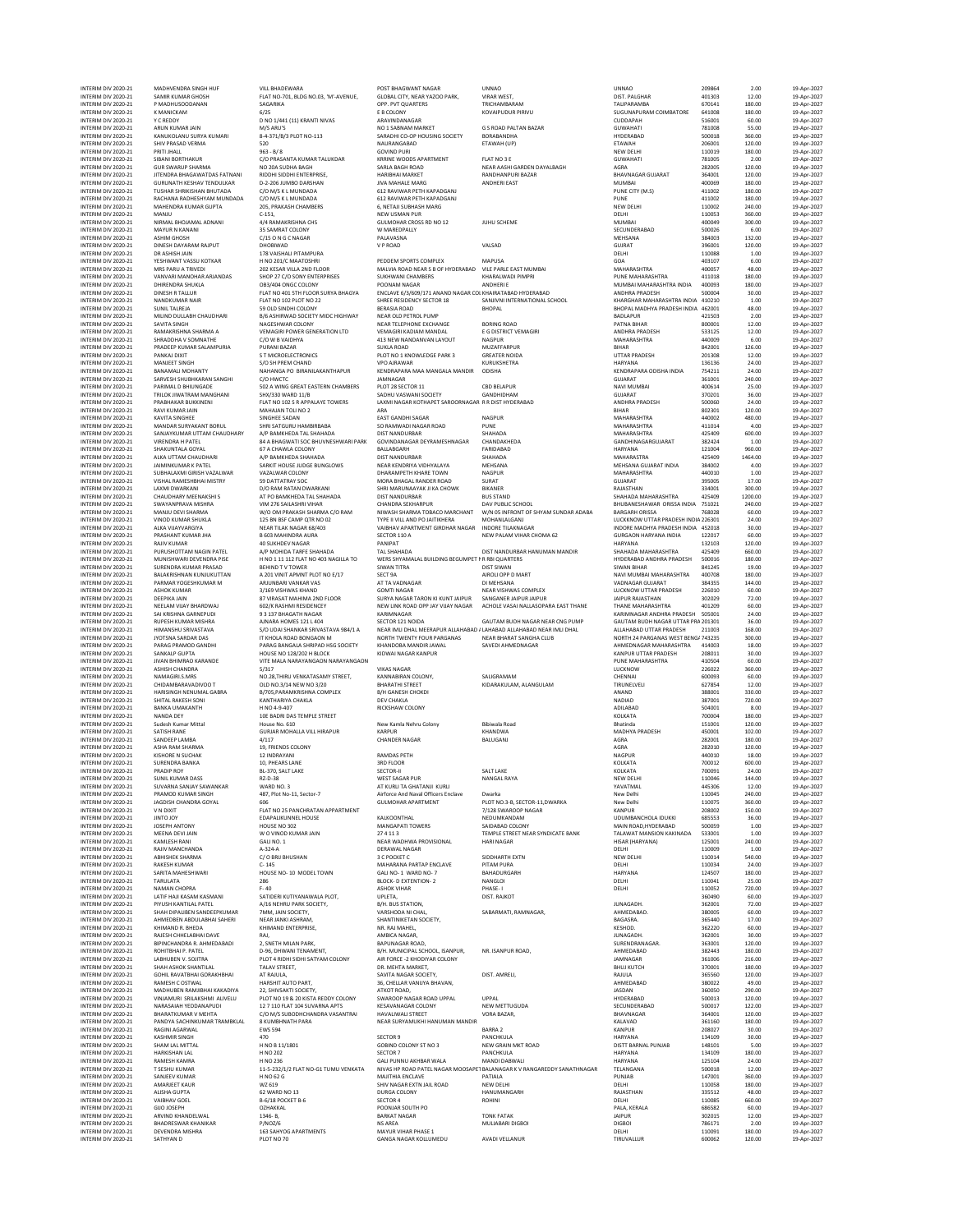| | | | | | | | | | |
|---|---|---|---|---|---|---|---|---|---|
| INTERIM DIV 2020-21 | MADHVENDRA SINGH HUF | VILL BHADEWARA | POST BHAGWANT NAGAR | UNNAO | UNNAO | 209864 | 2.00 | 19-Apr-2027 |
| INTERIM DIV 2020-21 | SAMIR KUMAR GHOSH | FLAT NO-701, BLDG NO.03, 'M'-AVENUE, | GLOBAL CITY, NEAR YAZOO PARK, | VIRAR WEST, | DIST. PALGHAR | 401303 | 12.00 | 19-Apr-2027 |
| INTERIM DIV 2020-21 | P MADHUSOODANAN | SAGARIKA | OPP. PVT QUARTERS | TRICHAMBARAM | TALIPARAMBA | 670141 | 180.00 | 19-Apr-2027 |
| INTERIM DIV 2020-21 | K MANICKAM | 6/25 | E B COLONY | KOVAIPUDUR PIRIVU | SUGUNAPURAM COIMBATORE | 641008 | 180.00 | 19-Apr-2027 |
| INTERIM DIV 2020-21 | Y C REDDY | D NO 1/441 (11) KRANTI NIVAS | ARAVINDANAGAR | | CUDDAPAH | 516001 | 60.00 | 19-Apr-2027 |
| INTERIM DIV 2020-21 | ARUN KUMAR JAIN | M/S ARU'S | NO 1 SABNAM MARKET | G S ROAD PALTAN BAZAR | GUWAHATI | 781008 | 55.00 | 19-Apr-2027 |
| INTERIM DIV 2020-21 | KANUKOLANU SURYA KUMARI | 8-4-371/B/3 PLOT NO-113 | SARADHI CO-OP HOUSING SOCIETY | BORABANDHA | HYDERABAD | 500018 | 360.00 | 19-Apr-2027 |
| INTERIM DIV 2020-21 | SHIV PRASAD VERMA | 520 | NAURANGABAD | ETAWAH (UP) | ETAWAH | 206001 | 120.00 | 19-Apr-2027 |
| INTERIM DIV 2020-21 | PRITI JHALL | 963 - B/ 8 | GOVIND PURI | | NEW DELHI | 110019 | 180.00 | 19-Apr-2027 |
| INTERIM DIV 2020-21 | SIBANI BORTHAKUR | C/O PRASANTA KUMAR TALUKDAR | KRRINE WOODS APARTMENT | FLAT NO 3 E | GUWAHATI | 781005 | 2.00 | 19-Apr-2027 |
| INTERIM DIV 2020-21 | GUR SWARUP SHARMA | NO 20A SUDHA BAGH | SARLA BAGH ROAD | NEAR AASHI GARDEN DAYALBAGH | AGRA | 282005 | 120.00 | 19-Apr-2027 |
| INTERIM DIV 2020-21 | JITENDRA BHAGAWATDAS FATNANI | RIDDHI SIDDHI ENTERPRISE, | HARIBHAI MARKET | RANDHANPURI BAZAR | BHAVNAGAR GUJARAT | 364001 | 120.00 | 19-Apr-2027 |
| INTERIM DIV 2020-21 | GURUNATH KESHAV TENDULKAR | D-2-206 JUMBO DARSHAN | JIVA MAHALE MARG | ANDHERI EAST | MUMBAI | 400069 | 180.00 | 19-Apr-2027 |
| INTERIM DIV 2020-21 | TUSHAR SHRIKISHAN BHUTADA | C/O M/S K L MUNDADA | 612 RAVIWAR PETH KAPADGANJ | | PUNE CITY (M.S) | 411002 | 180.00 | 19-Apr-2027 |
| INTERIM DIV 2020-21 | RACHANA RADHESHYAM MUNDADA | C/O M/S K L MUNDADA | 612 RAVIWAR PETH KAPADGANJ | | PUNE | 411002 | 180.00 | 19-Apr-2027 |
| INTERIM DIV 2020-21 | MAHENDRA KUMAR GUPTA | 205, PRAKASH CHAMBERS | 6, NETAJI SUBHASH MARG | | NEW DELHI | 110002 | 240.00 | 19-Apr-2027 |
| INTERIM DIV 2020-21 | MANJU | C-151, | NEW USMAN PUR | | DELHI | 110053 | 360.00 | 19-Apr-2027 |
| INTERIM DIV 2020-21 | NIRMAL BHOJAMAL ADNANI | 4/4 RAMAKRISHNA CHS | GULMOHAR CROSS RD NO 12 | JUHU SCHEME | MUMBAI | 400049 | 300.00 | 19-Apr-2027 |
| INTERIM DIV 2020-21 | MAYUR N KANANI | 35 SAMRAT COLONY | W MAREDPALLY | | SECUNDERABAD | 500026 | 6.00 | 19-Apr-2027 |
| INTERIM DIV 2020-21 | ASHIM GHOSH | C/15 O N G C NAGAR | PALAVASNA | | MEHSANA | 384003 | 132.00 | 19-Apr-2027 |
| INTERIM DIV 2020-21 | DINESH DAYARAM RAJPUT | DHOBIWAD | V P ROAD | VALSAD | GUJRAT | 396001 | 120.00 | 19-Apr-2027 |
| INTERIM DIV 2020-21 | DR ASHISH JAIN | 178 VAISHALI PITAMPURA | | | DELHI | 110088 | 1.00 | 19-Apr-2027 |
| INTERIM DIV 2020-21 | YESHWANT VASSU KOTKAR | H NO 201/C MAATOSHRI | PEDDEM SPORTS COMPLEX | MAPUSA | GOA | 403107 | 6.00 | 19-Apr-2027 |
| INTERIM DIV 2020-21 | MRS PARU A TRIVEDI | 202 KESAR VILLA 2ND FLOOR | MALVIA ROAD NEAR S B OF HYDERABAD | VILE PARLE EAST MUMBAI | MAHARASHTRA | 400057 | 48.00 | 19-Apr-2027 |
| INTERIM DIV 2020-21 | VANVARI MANOHAR ARJANDAS | SHOP 27 C/O SONY ENTERPRISES | SUKHWANI CHAMBERS | KHARALWADI PIMPRI | PUNE MAHARASHTRA | 411018 | 180.00 | 19-Apr-2027 |
| INTERIM DIV 2020-21 | DHIRENDRA SHUKLA | OB3/404 ONGC COLONY | POONAM NAGAR | ANDHERI E | MUMBAI MAHARASHTRA INDIA | 400093 | 180.00 | 19-Apr-2027 |
| INTERIM DIV 2020-21 | DINESH R TALLUR | FLAT NO 401 5TH FLOOR SURYA BHAGYA | ENCLAVE 6/3/609/171 ANAND NAGAR COL KHAIRATABAD HYDERABAD | | ANDHRA PRADESH | 500004 | 30.00 | 19-Apr-2027 |
| INTERIM DIV 2020-21 | NANDKUMAR NAIR | FLAT NO 102 PLOT NO 22 | SHREE RESIDENCY SECTOR 18 | SANJIVNI INTERNATIONAL SCHOOL | KHARGHAR MAHARASHTRA INDIA | 410210 | 1.00 | 19-Apr-2027 |
| INTERIM DIV 2020-21 | SUNIL TALREJA | 59 OLD SINDHI COLONY | BERASIA ROAD | BHOPAL | BHOPAL MADHYA PRADESH INDIA | 462001 | 48.00 | 19-Apr-2027 |
| INTERIM DIV 2020-21 | MILIND DULLABH CHAUDHARI | B/6 ASHIRWAD SOCIETY MIDC HIGHWAY | NEAR OLD PETROL PUMP | | BADLAPUR | 421503 | 2.00 | 19-Apr-2027 |
| INTERIM DIV 2020-21 | SAVITA SINGH | NAGESHWAR COLONY | NEAR TELEPHONE EXCHANGE | BORING ROAD | PATNA BIHAR | 800001 | 12.00 | 19-Apr-2027 |
| INTERIM DIV 2020-21 | RAMAKRISHNA SHARMA A | VEMAGIRI POWER GENERATION LTD | VEMAGIRI KADIAM MANDAL | E G DISTRICT VEMAGIRI | ANDHRA PRADESH | 533125 | 12.00 | 19-Apr-2027 |
| INTERIM DIV 2020-21 | SHRADDHA V SOMNATHE | C/O W B VAIDHYA | 413 NEW NANDANVAN LAYOUT | NAGPUR | MAHARASHTRA | 440009 | 6.00 | 19-Apr-2027 |
| INTERIM DIV 2020-21 | PRADEEP KUMAR SALAMPURIA | PURANI BAZAR | SUKLA ROAD | MUZAFFARPUR | BIHAR | 842001 | 126.00 | 19-Apr-2027 |
| INTERIM DIV 2020-21 | PANKAJ DIXIT | S T MICROELECTRONICS | PLOT NO 1 KNOWLEDGE PARK 3 | GREATER NOIDA | UTTAR PRADESH | 201308 | 12.00 | 19-Apr-2027 |
| INTERIM DIV 2020-21 | MANJEET SINGH | S/O SH PREM CHAND | VPO AIRAWAR | KURUKSHETRA | HARYANA | 136136 | 24.00 | 19-Apr-2027 |
| INTERIM DIV 2020-21 | BANAMALI MOHANTY | NAHANGA PO BIRANILAKANTHAPUR | KENDRAPARA MAA MANGALA MANDIR | ODISHA | KENDRAPARA ODISHA INDIA | 754211 | 24.00 | 19-Apr-2027 |
| INTERIM DIV 2020-21 | SARVESH SHUBHKARAN SANGHI | C/O HWCTC | JAMNAGAR | | GUJARAT | 361001 | 240.00 | 19-Apr-2027 |
| INTERIM DIV 2020-21 | PARIMAL D BHIUNGADE | 502 A WING GREAT EASTERN CHAMBERS | PLOT 28 SECTOR 11 | CBD BELAPUR | NAVI MUMBAI | 400614 | 25.00 | 19-Apr-2027 |
| INTERIM DIV 2020-21 | TRILOK JIWATRAM MANGHANI | SHX/330 WARD 11/B | SADHU VASWANI SOCIETY | GANDHIDHAM | GUJARAT | 370201 | 36.00 | 19-Apr-2027 |
| INTERIM DIV 2020-21 | PRABHAKAR BUKKINENI | FLAT NO 102 S R APPALAYE TOWERS | LAXMI NAGAR KOTHAPET SAROORNAGAR R R DIST HYDERABAD | | ANDHRA PRADESH | 500060 | 24.00 | 19-Apr-2027 |
| INTERIM DIV 2020-21 | RAVI KUMAR JAIN | MAHAJAN TOLI NO 2 | ARA | | BIHAR | 802301 | 120.00 | 19-Apr-2027 |
| INTERIM DIV 2020-21 | KAVITA SINGHEE | SINGHEE SADAN | EAST GANDHI SAGAR | NAGPUR | MAHARASHTRA | 440002 | 480.00 | 19-Apr-2027 |
| INTERIM DIV 2020-21 | MANDAR SURYAKANT BORUL | SHRI SATGURU HAMBIRBABA | SO RAMWADI NAGAR ROAD | PUNE | MAHARASHTRA | 411014 | 4.00 | 19-Apr-2027 |
| INTERIM DIV 2020-21 | SANJAYKUMAR UTTAM CHAUDHARY | A/P BAMKHEDA TAL SHAHADA | DIST NANDURBAR | SHAHADA | MAHARASHTRA | 425409 | 600.00 | 19-Apr-2027 |
| INTERIM DIV 2020-21 | VIRENDRA H PATEL | 84 A BHAGWATI SOC BHUVNESHWARI PARK | GOVINDANAGAR DEYRAMESHNAGAR | CHANDAKHEDA | GANDHINAGARGUJARAT | 382424 | 1.00 | 19-Apr-2027 |
| INTERIM DIV 2020-21 | SHAKUNTALA GOYAL | 67 A CHAWLA COLONY | BALLABGARH | FARIDABAD | HARYANA | 121004 | 960.00 | 19-Apr-2027 |
| INTERIM DIV 2020-21 | ALKA UTTAM CHAUDHARI | A/P BAMKHEDA SHAHADA | DIST NANDURBAR | SHAHADA | MAHARASTRA | 425409 | 1464.00 | 19-Apr-2027 |
| INTERIM DIV 2020-21 | JAIMINKUMAR K PATEL | SARKIT HOUSE JUDGE BUNGLOWS | NEAR KENDRIYA VIDHYALAYA | MEHSANA | MEHSANA GUJARAT INDIA | 384002 | 4.00 | 19-Apr-2027 |
| INTERIM DIV 2020-21 | SUBHALAXMI GIRISH VAZALWAR | VAZALWAR COLONY | DHARAMPETH KHARE TOWN | NAGPUR | MAHARASHTRA | 440010 | 1.00 | 19-Apr-2027 |
| INTERIM DIV 2020-21 | VISHAL RAMESHBHAI MISTRY | 59 DATTATRAY SOC | MORA BHAGAL RANDER ROAD | SURAT | GUJARAT | 395005 | 17.00 | 19-Apr-2027 |
| INTERIM DIV 2020-21 | LAXMI DWARKANI | D/O RAM RATAN DWARKANI | SHRI MARUNAAYAK JI KA CHOWK | BIKANER | RAJASTHAN | 334001 | 300.00 | 19-Apr-2027 |
| INTERIM DIV 2020-21 | CHAUDHARY MEENAKSHI S | AT PO BAMKHEDA TAL SHAHADA | DIST NANDURBAR | BUS STAND | SHAHADA MAHARASHTRA | 425409 | 1200.00 | 19-Apr-2027 |
| INTERIM DIV 2020-21 | SWAYANPRAVA MISHRA | VIM 276 SAILASHRI VIHAR | CHANDRA SEKHARPUR | DAV PUBLIC SCHOOL | BHUBANESHAWAR ORISSA INDIA | 751021 | 240.00 | 19-Apr-2027 |
| INTERIM DIV 2020-21 | MANJU DEVI SHARMA | W/O OM PRAKASH SHARMA C/O RAM | NIWASH SHARMA TOBACO MARCHANT | W/N 05 INFRONT OF SHYAM SUNDAR ADABA | BARGARH ORISSA | 768028 | 60.00 | 19-Apr-2027 |
| INTERIM DIV 2020-21 | VINOD KUMAR SHUKLA | 125 BN BSF CAMP QTR NO 02 | TYPE II VILL AND PO JAITIKHERA | MOHANLALGANJ | LUCKNOW UTTAR PRADESH INDIA | 226301 | 24.00 | 19-Apr-2027 |
| INTERIM DIV 2020-21 | ALKA VIJAYVARGIYA | NEAR TILAK NAGAR 6B/403 | VAIBHAV APARTMENT GIRDHAR NAGAR | INDORE TILAKNAGAR | INDORE MADHYA PRADESH INDIA | 452018 | 30.00 | 19-Apr-2027 |
| INTERIM DIV 2020-21 | PRASHANT KUMAR JHA | B 603 MAHINDRA AURA | SECTOR 110 A | NEW PALAM VIHAR CHOMA 62 | GURGAON HARYANA INDIA | 122017 | 60.00 | 19-Apr-2027 |
| INTERIM DIV 2020-21 | RAJIV KUMAR | 40 SUKHDEV NAGAR | PANIPAT | | HARYANA | 132103 | 120.00 | 19-Apr-2027 |
| INTERIM DIV 2020-21 | PURUSHOTTAM NAGIN PATEL | A/P MOHIDA TARFE SHAHADA | TAL SHAHADA | DIST NANDURBAR HANUMAN MANDIR | SHAHADA MAHARASHTRA | 425409 | 660.00 | 19-Apr-2027 |
| INTERIM DIV 2020-21 | MUNISHWARI DEVENDRA PISE | H NO 1 11 112 FLAT NO 403 NAGILLA TO | WERS SHYAMALAL BUILDING BEGUMPET N RBI QUARTERS | | HYDERABAD ANDHRA PRADESH | 500016 | 180.00 | 19-Apr-2027 |
| INTERIM DIV 2020-21 | SURENDRA KUMAR PRASAD | BEHIND T V TOWER | SIWAN TITRA | DIST SIWAN | SIWAN BIHAR | 841245 | 19.00 | 19-Apr-2027 |
| INTERIM DIV 2020-21 | BALAKRISHNAN KUNJUKUTTAN | A 201 VINIT APMNT PLOT NO E/17 | SECT 9A | AIROLI OPP D MART | NAVI MUMBAI MAHARASHTRA | 400708 | 180.00 | 19-Apr-2027 |
| INTERIM DIV 2020-21 | PARMAR YOGESHKUMAR M | ARJUNBARI VANKAR VAS | AT TA VADNAGAR | DI MEHSANA | VADNAGAR GUJARAT | 384355 | 144.00 | 19-Apr-2027 |
| INTERIM DIV 2020-21 | ASHOK KUMAR | 3/169 VISHWAS KHAND | GOMTI NAGAR | NEAR VISHWAS COMPLEX | LUCKNOW UTTAR PRADESH | 226010 | 60.00 | 19-Apr-2027 |
| INTERIM DIV 2020-21 | DEEPIKA JAIN | 87 VIRASAT MAHIMA 2ND FLOOR | SURYA NAGAR TARON KI KUNT JAIPUR | SANGANER JAIPUR JAIPUR | JAIPUR RAJASTHAN | 302029 | 72.00 | 19-Apr-2027 |
| INTERIM DIV 2020-21 | NEELAM VIJAY BHARDWAJ | 602/K RASHMI RESIDENCEY | NEW LINK ROAD OPP JAY VIJAY NAGAR | ACHOLE VASAI NALLASOPARA EAST THANE | THANE MAHARASHTRA | 401209 | 60.00 | 19-Apr-2027 |
| INTERIM DIV 2020-21 | SAI KRISHNA GARNEPUDI | 9 3 137 BHAGATH NAGAR | KARIMNAGAR | | KARIMNAGAR ANDHRA PRADESH | 505001 | 24.00 | 19-Apr-2027 |
| INTERIM DIV 2020-21 | RUPESH KUMAR MISHRA | AJNARA HOMES 121 L 404 | SECTOR 121 NOIDA | GAUTAM BUDH NAGAR NEAR CNG PUMP | GAUTAM BUDH NAGAR UTTAR PRA | 201301 | 36.00 | 19-Apr-2027 |
| INTERIM DIV 2020-21 | HIMANSHU SRIVASTAVA | S/O UDAI SHANKAR SRIVASTAVA 984/1 A | NEAR IMLI DHAL MEERAPUR ALLAHABAD / LAHABAD ALLAHABAD NEAR IMLI DHAL | | ALLAHABAD UTTAR PRADESH | 211003 | 168.00 | 19-Apr-2027 |
| INTERIM DIV 2020-21 | JYOTSNA SARDAR DAS | IT KHOLA ROAD BONGAON M | NORTH TWENTY FOUR PARGANAS | NEAR BHARAT SANGHA CLUB | NORTH 24 PARGANAS WEST BENG/ | 743235 | 300.00 | 19-Apr-2027 |
| INTERIM DIV 2020-21 | PARAG PRAMOD GANDHI | PARAG BANGALA SHRIPAD HSG SOCIETY | KHANDOBA MANDIR JAWAL | SAVEDI AHMEDNAGAR | AHMEDNAGAR MAHARASHTRA | 414003 | 18.00 | 19-Apr-2027 |
| INTERIM DIV 2020-21 | SANKALP GUPTA | HOUSE NO 128/202 H BLOCK | KIDWAI NAGAR KANPUR | | KANPUR UTTAR PRADESH | 208011 | 30.00 | 19-Apr-2027 |
| INTERIM DIV 2020-21 | JIVAN BHIMRAO KARANDE | VITE MALA NARAYANGAON NARAYANGAON | | | PUNE MAHARASHTRA | 410504 | 60.00 | 19-Apr-2027 |
| INTERIM DIV 2020-21 | ASHISH CHANDRA | 5/317 | VIKAS NAGAR | | LUCKNOW | 226022 | 360.00 | 19-Apr-2027 |
| INTERIM DIV 2020-21 | NAMAGIRI.S.MRS | NO.28,THIRU VENKATASAMY STREET, | KANNABIRAN COLONY, | SALIGRAMAM | CHENNAI | 600093 | 60.00 | 19-Apr-2027 |
| INTERIM DIV 2020-21 | CHIDAMBARAVADIVOO T | OLD NO.3/14 NEW NO 3/20 | BHARATHI STREET | KIDARAKULAM, ALANGULAM | TIRUNELVELI | 627854 | 12.00 | 19-Apr-2027 |
| INTERIM DIV 2020-21 | HARISINGH NENUMAL GABRA | B/705,PARAMKRISHNA COMPLEX | B/H GANESH CHOKDI | | ANAND | 388001 | 330.00 | 19-Apr-2027 |
| INTERIM DIV 2020-21 | SHITAL RAKESH SONI | KANTHARIYA CHAKLA | DEV CHAKLA | | NADIAD | 387001 | 720.00 | 19-Apr-2027 |
| INTERIM DIV 2020-21 | BANKA UMAKANTH | H NO 4-9-407 | RICKSHAW COLONY | | ADILABAD | 504001 | 8.00 | 19-Apr-2027 |
| INTERIM DIV 2020-21 | NANDA DEY | 10E BADRI DAS TEMPLE STREET | | | KOLKATA | 700004 | 180.00 | 19-Apr-2027 |
| INTERIM DIV 2020-21 | Sudesh Kumar Mittal | House No. 610 | New Kamla Nehru Colony | Bibiwala Road | Bhatinda | 151001 | 120.00 | 19-Apr-2027 |
| INTERIM DIV 2020-21 | SATISH RANE | GURJAR MOHALLA VILL HIRAPUR | KARPUR | KHANDWA | MADHYA PRADESH | 450001 | 102.00 | 19-Apr-2027 |
| INTERIM DIV 2020-21 | SANDEEP LAMBA | 4/117 | CHANDER NAGAR | BALUGANJ | AGRA | 282001 | 180.00 | 19-Apr-2027 |
| INTERIM DIV 2020-21 | ASHA RAM SHARMA | 19, FRIENDS COLONY | | | AGRA | 282010 | 120.00 | 19-Apr-2027 |
| INTERIM DIV 2020-21 | KISHORE N SUCHAK | 12 INDRAYANI | RAMDAS PETH | | NAGPUR | 440010 | 18.00 | 19-Apr-2027 |
| INTERIM DIV 2020-21 | SURENDRA BANKA | 10, PHEARS LANE | 3RD FLOOR | | KOLKATA | 700012 | 600.00 | 19-Apr-2027 |
| INTERIM DIV 2020-21 | PRADIP ROY | BL-370, SALT LAKE | SECTOR-II | SALT LAKE | KOLKATA | 700091 | 24.00 | 19-Apr-2027 |
| INTERIM DIV 2020-21 | SUNIL KUMAR DASS | RZ-D-38 | WEST SAGAR PUR | NANGAL RAYA | NEW DELHI | 110046 | 144.00 | 19-Apr-2027 |
| INTERIM DIV 2020-21 | SUVARNA SANJAY SAWANKAR | WARD NO. 3 | AT KURLI TA GHATANJI KURLI | | YAVATMAL | 445306 | 12.00 | 19-Apr-2027 |
| INTERIM DIV 2020-21 | PRAMOD KUMAR SINGH | 487, Plot No-11, Sector-7 | Airforce And Naval Officers Enclave | Dwarka | New Delhi | 110045 | 240.00 | 19-Apr-2027 |
| INTERIM DIV 2020-21 | JAGDISH CHANDRA GOYAL | 606 | GULMOHAR APARTMENT | PLOT NO.3-B, SECTOR-11,DWARKA | New Delhi | 110075 | 360.00 | 19-Apr-2027 |
| INTERIM DIV 2020-21 | V N DIXIT | FLAT NO 25 PANCHRATAN APPARTMENT | | 7/128 SWAROOP NAGAR | KANPUR | 208002 | 150.00 | 19-Apr-2027 |
| INTERIM DIV 2020-21 | JINTO JOY | EDAPALIKUNNEL HOUSE | KALKOONTHAL | NEDUMKANDAM | UDUMBANCHOLA IDUKKI | 685553 | 36.00 | 19-Apr-2027 |
| INTERIM DIV 2020-21 | JOSEPH ANTONY | HOUSE NO 302 | MANGAPATI TOWERS | SAIDABAD COLONY | MAIN ROAD,HYDERABAD | 500059 | 1.00 | 19-Apr-2027 |
| INTERIM DIV 2020-21 | MEENA DEVI JAIN | W O VINOD KUMAR JAIN | 27 4 11 3 | TEMPLE STREET NEAR SYNDICATE BANK | TALAWAT MANSION KAKINADA | 533001 | 1.00 | 19-Apr-2027 |
| INTERIM DIV 2020-21 | KAMLESH RANI | GALI NO. 1 | NEAR WADHWA PROVISIONAL | HARI NAGAR | HISAR (HARYANA) | 125001 | 240.00 | 19-Apr-2027 |
| INTERIM DIV 2020-21 | RAJIV MANCHANDA | A-324-A | DERAWAL NAGAR | | DELHI | 110009 | 1.00 | 19-Apr-2027 |
| INTERIM DIV 2020-21 | ABHISHEK SHARMA | C/ O BRIJ BHUSHAN | 3 C POCKET C | SIDDHARTH EXTN | NEW DELHI | 110014 | 540.00 | 19-Apr-2027 |
| INTERIM DIV 2020-21 | RAKESH KUMAR | C- 145 | MAHARANA PARTAP ENCLAVE | PITAM PURA | DELHI | 110034 | 24.00 | 19-Apr-2027 |
| INTERIM DIV 2020-21 | SARITA MAHESHWARI | HOUSE NO- 10 MODEL TOWN | GALI NO- 1 WARD NO- 7 | BAHADURGARH | HARYANA | 124507 | 180.00 | 19-Apr-2027 |
| INTERIM DIV 2020-21 | TARULATA | 286 | BLOCK- D EXTENTION- 2 | NANGLOI | DELHI | 110041 | 25.00 | 19-Apr-2027 |
| INTERIM DIV 2020-21 | NAMAN CHOPRA | F- 40 | ASHOK VIHAR | PHASE- I | DELHI | 110052 | 720.00 | 19-Apr-2027 |
| INTERIM DIV 2020-21 | LATIF HAJI KASAM KASMANI | SATIDERI KUTIYANAWALA PLOT, | UPLETA, | DIST. RAJKOT | | 360490 | 60.00 | 19-Apr-2027 |
| INTERIM DIV 2020-21 | PIYUSH KANTILAL PATEL | A/16 NEHRU PARK SOCIETY, | B/H. BUS STATION, | | JUNAGADH. | 362001 | 72.00 | 19-Apr-2027 |
| INTERIM DIV 2020-21 | SHAH DIPAUBEN SANDEEPKUMAR | 7MM, JAIN SOCIETY, | VARSHODA NI CHAL, | SABARMATI, RAMNAGAR, | AHMEDABAD. | 380005 | 60.00 | 19-Apr-2027 |
| INTERIM DIV 2020-21 | AHMEDBEN ABDULABHAI SAHERI | NEAR JANKI ASHRAM, | SHANTINIKETAN SOCIETY, | | BAGASRA. | 365440 | 17.00 | 19-Apr-2027 |
| INTERIM DIV 2020-21 | KHIMAND R. BHEDA | KHIMAND ENTERPRISE, | NR. RAJ MAHEL, | | KESHOD. | 362220 | 60.00 | 19-Apr-2027 |
| INTERIM DIV 2020-21 | RAJESH CHHELABHAI DAVE | RAJ, | AMBICA NAGAR, | | JUNAGADH. | 362001 | 30.00 | 19-Apr-2027 |
| INTERIM DIV 2020-21 | BIPINCHANDRA R. AHMEDABADI | 2, SNETH MILAN PARK, | BAPUNAGAR ROAD, | | SURENDRANAGAR. | 363001 | 120.00 | 19-Apr-2027 |
| INTERIM DIV 2020-21 | ROHITBHAI P. PATEL | D-96, DHWANI TENAMENT, | B/H. MUNICIPAL SCHOOL, ISANPUR, | NR. ISANPUR ROAD, | AHMEDABAD | 382443 | 180.00 | 19-Apr-2027 |
| INTERIM DIV 2020-21 | LABHUBEN V. SOJITRA | PLOT 4 RIDHI SIDHI SATYAM COLONY | AIR FORCE -2 KHODIYAR COLONY | | JAMNAGAR | 361006 | 216.00 | 19-Apr-2027 |
| INTERIM DIV 2020-21 | SHAH ASHOK SHANTILAL | TALAV STREET, | DR. MEHTA MARKET, | | BHUJ KUTCH | 370001 | 180.00 | 19-Apr-2027 |
| INTERIM DIV 2020-21 | GOHIL RAVATBHAI GORAKHBHAI | AT RAJULA, | SAVITA NAGAR SOCIETY, | DIST. AMRELI, | RAJULA | 365560 | 120.00 | 19-Apr-2027 |
| INTERIM DIV 2020-21 | RAMESH C OSTWAL | HARSHIT AUTO PART, | 36, CHELLAR VANIJYA BHAVAN, | | AHMEDABAD | 380022 | 49.00 | 19-Apr-2027 |
| INTERIM DIV 2020-21 | MADHUBEN RAMJIBHAI KAKADIYA | 22, SHIVSAKTI SOCIETY, | ATKOT ROAD, | | JASDAN | 360050 | 290.00 | 19-Apr-2027 |
| INTERIM DIV 2020-21 | VINJAMURI SRILAKSHMI ALIVELU | PLOT NO 19 & 20 KISTA REDDY COLONY | SWAROOP NAGAR ROAD UPPAL | UPPAL | HYDERABAD | 500013 | 120.00 | 19-Apr-2027 |
| INTERIM DIV 2020-21 | NARASAIAH YEDDANAPUDI | 12 7 110 FLAT 104 SUVARNA APTS | KESAVANAGAR COLONY | NEW METTUGUDA | SECUNDERABAD | 500017 | 122.00 | 19-Apr-2027 |
| INTERIM DIV 2020-21 | BHARATKUMAR V MEHTA | C/O M/S SUBODHCHANDRA VASANTRAI | HAVALIWALI STREET | VORA BAZAR, | BHAVNAGAR | 364001 | 120.00 | 19-Apr-2027 |
| INTERIM DIV 2020-21 | PANDYA SACHINKUMAR TRAMBKLAL | 8 KUMBHNATH PARA | NEAR SURYAMUKHI HANUMAN MANDIR | | KALAVAD | 361160 | 180.00 | 19-Apr-2027 |
| INTERIM DIV 2020-21 | RAGINI AGARWAL | EWS 594 | | BARRA 2 | KANPUR | 208027 | 30.00 | 19-Apr-2027 |
| INTERIM DIV 2020-21 | KASHMIR SINGH | 470 | SECTOR 9 | PANCHKULA | HARYANA | 134109 | 30.00 | 19-Apr-2027 |
| INTERIM DIV 2020-21 | SHAM LAL MITTAL | H NO B 11/1801 | GOBIND COLONY ST NO 3 | NEW GRAIN MKT ROAD | DISTT BARNAL PUNJAB | 148101 | 5.00 | 19-Apr-2027 |
| INTERIM DIV 2020-21 | HARKISHAN LAL | H NO 202 | SECTOR 7 | PANCHKULA | HARYANA | 134109 | 180.00 | 19-Apr-2027 |
| INTERIM DIV 2020-21 | RAMESH KAMRA | H NO 236 | GALI PUNNU AKHBAR WALA | MANDI DABWALI | HARYANA | 125104 | 24.00 | 19-Apr-2027 |
| INTERIM DIV 2020-21 | T SESHU KUMAR | 11-5-232/1/2 FLAT NO-G1 TUMU VENKATA | NIVAS HP ROAD PATEL NAGAR MOOSAPET BALANAGAR K V RANGAREDDY SANATHNAGAR | | TELANGANA | 500018 | 12.00 | 19-Apr-2027 |
| INTERIM DIV 2020-21 | SANJEEV KUMAR | H NO 62 G | MAJITHIA ENCLAVE | PATIALA | PUNJAB | 147001 | 360.00 | 19-Apr-2027 |
| INTERIM DIV 2020-21 | AMARJEET KAUR | WZ 619 | SHIV NAGAR EXTN JAIL ROAD | NEW DELHI | DELHI | 110058 | 180.00 | 19-Apr-2027 |
| INTERIM DIV 2020-21 | ALISHA GUPTA | 62 WARD NO 13 | DURGA COLONY | HANUMANGARH | RAJASTHAN | 335512 | 48.00 | 19-Apr-2027 |
| INTERIM DIV 2020-21 | VAIBHAV GOEL | B-6/18 POCKET B-6 | SECTOR 4 | ROHINI | DELHI | 110085 | 660.00 | 19-Apr-2027 |
| INTERIM DIV 2020-21 | GIJO JOSEPH | OZHAKKAL | POONJAR SOUTH PO | | PALA, KERALA | 686582 | 60.00 | 19-Apr-2027 |
| INTERIM DIV 2020-21 | ARVIND KHANDELWAL | 1346- B, | BARKAT NAGAR | TONK FATAK | JAIPUR | 302015 | 12.00 | 19-Apr-2027 |
| INTERIM DIV 2020-21 | BHADRESWAR KHANIKAR | P/NOZ/6 | NS AREA | MULIABARI DIGBOI | DIGBOI | 786171 | 2.00 | 19-Apr-2027 |
| INTERIM DIV 2020-21 | DEVENDRA MISHRA | 163 SAHYOG APARTMENTS | MAYUR VIHAR PHASE 1 | | DELHI | 110091 | 180.00 | 19-Apr-2027 |
| INTERIM DIV 2020-21 | SATHYAN D | PLOT NO 70 | GANGA NAGAR KOLLUMEDU | AVADI VELLANUR | TIRUVALLUR | 600062 | 120.00 | 19-Apr-2027 |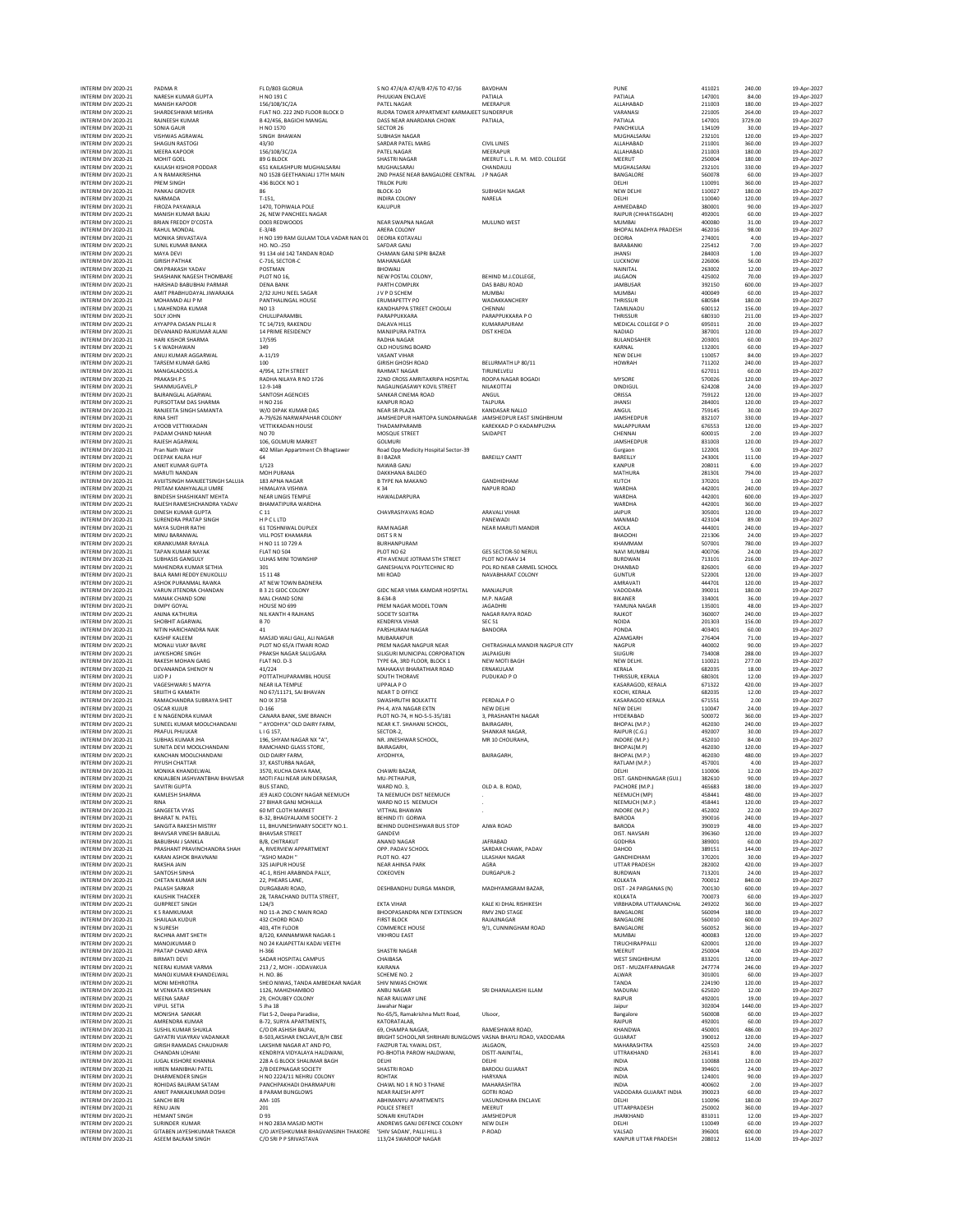| | | | | | | | | |
|---|---|---|---|---|---|---|---|---|
| INTERIM DIV 2020-21 | PADMA R | FL D/803 GLORUA | S NO 47/4/A 47/4/B 47/6 TO 47/16 | BAVDHAN | PUNE | 411021 | 240.00 | 19-Apr-2027 |
| INTERIM DIV 2020-21 | NARESH KUMAR GUPTA | H NO 191 C | PHULKIAN ENCLAVE | PATIALA | PATIALA | 147001 | 84.00 | 19-Apr-2027 |
| INTERIM DIV 2020-21 | MANISH KAPOOR | 156/108/3C/2A | PATEL NAGAR | MEERAPUR | ALLAHABAD | 211003 | 180.00 | 19-Apr-2027 |
| INTERIM DIV 2020-21 | SHARDESHWAR MISHRA | FLAT NO. 222 2ND FLOOR BLOCK D | RUDRA TOWER APPARTMENT KARMAJEET SUNDERPUR | | VARANASI | 221005 | 264.00 | 19-Apr-2027 |
| INTERIM DIV 2020-21 | RAJNEESH KUMAR | B 42/456, BAGICHI MANGAL | DASS NEAR ANARDANA CHOWK | PATIALA, | PATIALA | 147001 | 3729.00 | 19-Apr-2027 |
| INTERIM DIV 2020-21 | SONIA GAUR | H NO 1570 | SECTOR 26 | | PANCHKULA | 134109 | 30.00 | 19-Apr-2027 |
| INTERIM DIV 2020-21 | VISHWAS AGRAWAL | SINGH BHAWAN | SUBHASH NAGAR | | MUGHALSARAI | 232101 | 120.00 | 19-Apr-2027 |
| INTERIM DIV 2020-21 | SHAGUN RASTOGI | 43/30 | SARDAR PATEL MARG | CIVIL LINES | ALLAHABAD | 211001 | 360.00 | 19-Apr-2027 |
| INTERIM DIV 2020-21 | MEERA KAPOOR | 156/108/3C/2A | PATEL NAGAR | MEERAPUR | ALLAHABAD | 211003 | 180.00 | 19-Apr-2027 |
| INTERIM DIV 2020-21 | MOHIT GOEL | 89 G BLOCK | SHASTRI NAGAR | MEERUT L. L. R. M. MED. COLLEGE | MEERUT | 250004 | 180.00 | 19-Apr-2027 |
| INTERIM DIV 2020-21 | KAILASH KISHOR PODDAR | 651 KAILASHPURI MUGHALSARAI | MUGHALSARAI | CHANDAULI | MUGHALSARAI | 232101 | 330.00 | 19-Apr-2027 |
| INTERIM DIV 2020-21 | A N RAMAKRISHNA | NO 1528 GEETHANJALI 17TH MAIN | 2ND PHASE NEAR BANGALORE CENTRAL | J P NAGAR | BANGALORE | 560078 | 60.00 | 19-Apr-2027 |
| INTERIM DIV 2020-21 | PREM SINGH | 436 BLOCK NO 1 | TRILOK PURI | | DELHI | 110091 | 360.00 | 19-Apr-2027 |
| INTERIM DIV 2020-21 | PANKAJ GROVER | 86 | BLOCK-10 | SUBHASH NAGAR | NEW DELHI | 110027 | 180.00 | 19-Apr-2027 |
| INTERIM DIV 2020-21 | NARMADA | T-151, | INDIRA COLONY | NARELA | DELHI | 110040 | 120.00 | 19-Apr-2027 |
| INTERIM DIV 2020-21 | FIROZA PAYAWALA | 1470, TOPIWALA POLE | KALUPUR | | AHMEDABAD | 380001 | 90.00 | 19-Apr-2027 |
| INTERIM DIV 2020-21 | MANISH KUMAR BAJAJ | 26, NEW PANCHEEL NAGAR | | | RAIPUR (CHHATISGADH) | 492001 | 60.00 | 19-Apr-2027 |
| INTERIM DIV 2020-21 | BRIAN FREDDY D'COSTA | D003 REDWOODS | NEAR SWAPNA NAGAR | MULUND WEST | MUMBAI | 400080 | 31.00 | 19-Apr-2027 |
| INTERIM DIV 2020-21 | RAHUL MONDAL | E-3/4B | ARERA COLONY | | BHOPAL MADHYA PRADESH | 462016 | 98.00 | 19-Apr-2027 |
| INTERIM DIV 2020-21 | MONIKA SRIVASTAVA | H NO 199 RAM GULAM TOLA VADAR NAN 01 | DEORIA KOTAVALI | | DEORIA | 274001 | 4.00 | 19-Apr-2027 |
| INTERIM DIV 2020-21 | SUNIL KUMAR BANKA | HO. NO.-250 | SAFDAR GANJ | | BARABANKI | 225412 | 7.00 | 19-Apr-2027 |
| INTERIM DIV 2020-21 | MAYA DEVI | 91 134 old 142 TANDAN ROAD | CHAMAN GANJ SIPRI BAZAR | | JHANSI | 284003 | 1.00 | 19-Apr-2027 |
| INTERIM DIV 2020-21 | GIRISH PATHAK | C-716, SECTOR-C | MAHANAGAR | | LUCKNOW | 226006 | 56.00 | 19-Apr-2027 |
| INTERIM DIV 2020-21 | OM PRAKASH YADAV | POSTMAN | BHOWALI | | NAINITAL | 263002 | 12.00 | 19-Apr-2027 |
| INTERIM DIV 2020-21 | SHASHANK NAGESH THOMBARE | PLOT NO 16, | NEW POSTAL COLONY, | BEHIND M.J.COLLEGE, | JALGAON | 425002 | 70.00 | 19-Apr-2027 |
| INTERIM DIV 2020-21 | HARSHAD BABUBHAI PARMAR | DENA BANK | PARTH COMPLEX | DAS BABU ROAD | JAMBUSAR | 392150 | 600.00 | 19-Apr-2027 |
| INTERIM DIV 2020-21 | AMIT PRABHUDAYAL JIWARAJKA | 2/32 JUHU NEEL SAGAR | J V P D SCHEM | MUMBAI | MUMBAI | 400049 | 60.00 | 19-Apr-2027 |
| INTERIM DIV 2020-21 | MOHAMAD ALI P M | PANTHALINGAL HOUSE | ERUMAPETTY PO | WADAKKANCHERY | THRISSUR | 680584 | 180.00 | 19-Apr-2027 |
| INTERIM DIV 2020-21 | L MAHENDRA KUMAR | NO 13 | KANDHAPPA STREET CHOOLAI | CHENNAI | TAMILNADU | 600112 | 156.00 | 19-Apr-2027 |
| INTERIM DIV 2020-21 | SOLY JOHN | CHULLIPARAMBIL | PARAPPUKKARA | PARAPPUKKARA P O | THRISSUR | 680310 | 211.00 | 19-Apr-2027 |
| INTERIM DIV 2020-21 | AYYAPPA DASAN PILLAI R | TC 14/719, RAKENDU | DALAVA HILLS | KUMARAPURAM | MEDICAL COLLEGE P O | 695011 | 20.00 | 19-Apr-2027 |
| INTERIM DIV 2020-21 | DEVANAND RAJKUMAR ALANI | 14 PRIME RESIDENCY | MANIPURA PATIYA | DIST KHEDA | NADIAD | 387001 | 120.00 | 19-Apr-2027 |
| INTERIM DIV 2020-21 | HARI KISHOR SHARMA | 17/595 | RADHA NAGAR | | BULANDSAHER | 203001 | 60.00 | 19-Apr-2027 |
| INTERIM DIV 2020-21 | S K WADHAWAN | 349 | OLD HOUSING BOARD | | KARNAL | 132001 | 60.00 | 19-Apr-2027 |
| INTERIM DIV 2020-21 | ANUJ KUMAR AGGARWAL | A-11/19 | VASANT VIHAR | | NEW DELHI | 110057 | 84.00 | 19-Apr-2027 |
| INTERIM DIV 2020-21 | TARSEM KUMAR GARG | 100 | GIRISH GHOSH ROAD | BELURMATH LP 80/11 | HOWRAH | 711202 | 240.00 | 19-Apr-2027 |
| INTERIM DIV 2020-21 | MANGALADOSS.A | 4/954, 12TH STREET | RAHMAT NAGAR | TIRUNELVELI | | 627011 | 60.00 | 19-Apr-2027 |
| INTERIM DIV 2020-21 | PRAKASH.P.S | RADHA NILAYA R NO 1726 | 22ND CROSS AMRITAKRIPA HOSPITAL | ROOPA NAGAR BOGADI | MYSORE | 570026 | 120.00 | 19-Apr-2027 |
| INTERIM DIV 2020-21 | SHANMUGAVEL.P | 12-9-14B | NAGALINGASAWY KOVIL STREET | NILAKOTTAI | DINDIGUL | 624208 | 24.00 | 19-Apr-2027 |
| INTERIM DIV 2020-21 | BAJRANGLAL AGARWAL | SANTOSH AGENCIES | SANKAR CINEMA ROAD | ANGUL | ORISSA | 759122 | 120.00 | 19-Apr-2027 |
| INTERIM DIV 2020-21 | PURSOTTAM DAS SHARMA | H NO 216 | KANPUR ROAD | TALPURA | JHANSI | 284001 | 120.00 | 19-Apr-2027 |
| INTERIM DIV 2020-21 | RANJEETA SINGH SAMANTA | W/O DIPAK KUMAR DAS | NEAR SR PLAZA | KANDASAR NALLO | ANGUL | 759145 | 30.00 | 19-Apr-2027 |
| INTERIM DIV 2020-21 | RINA SHIT | A-79/626 NARWAPAHAR COLONY | JAMSHEDPUR HARTOPA SUNDARNAGAR | JAMSHEDPUR EAST SINGHBHUM | JAMSHEDPUR | 832107 | 330.00 | 19-Apr-2027 |
| INTERIM DIV 2020-21 | AYOOB VETTIKKADAN | VETTIKKADAN HOUSE | THADAMPARAMB | KAREKKAD P O KADAMPUZHA | MALAPPURAM | 676553 | 120.00 | 19-Apr-2027 |
| INTERIM DIV 2020-21 | PADAM CHAND NAHAR | NO 70 | MOSQUE STREET | SAIDAPET | CHENNAI | 600015 | 2.00 | 19-Apr-2027 |
| INTERIM DIV 2020-21 | RAJESH AGARWAL | 106, GOLMURI MARKET | GOLMURI | | JAMSHEDPUR | 831003 | 120.00 | 19-Apr-2027 |
| INTERIM DIV 2020-21 | Pran Nath Wazir | 402 Milan Appartment Ch Bhagtawer | Road Opp Medicity Hospital Sector-39 | | Gurgaon | 122001 | 5.00 | 19-Apr-2027 |
| INTERIM DIV 2020-21 | DEEPAK KALRA HUF | 64 | B I BAZAR | BAREILLY CANTT | BAREILLY | 243001 | 111.00 | 19-Apr-2027 |
| INTERIM DIV 2020-21 | ANKIT KUMAR GUPTA | 1/123 | NAWAB GANJ | | KANPUR | 208011 | 6.00 | 19-Apr-2027 |
| INTERIM DIV 2020-21 | MARUTI NANDAN | MOH PURANA | DAKKHANA BALDEO | | MATHURA | 281301 | 794.00 | 19-Apr-2027 |
| INTERIM DIV 2020-21 | AVIJITSINGH MANJEETSINGH SALUJA | 183 APNA NAGAR | B TYPE NA MAKANO | GANDHIDHAM | KUTCH | 370201 | 1.00 | 19-Apr-2027 |
| INTERIM DIV 2020-21 | PRITAM KANHYALALJI UMRE | HIMALAYA VISHWA | K 34 | NAPUR ROAD | WARDHA | 442001 | 240.00 | 19-Apr-2027 |
| INTERIM DIV 2020-21 | BINDESH SHASHIKANT MEHTA | NEAR LINGIS TEMPLE | HAWALDARPURA | | WARDHA | 442001 | 600.00 | 19-Apr-2027 |
| INTERIM DIV 2020-21 | RAJESH RAMESHCHANDRA YADAV | BHAMATIPURA WARDHA | | | WARDHA | 442001 | 360.00 | 19-Apr-2027 |
| INTERIM DIV 2020-21 | DINESH KUMAR GUPTA | C 11 | CHAVRASIYAVAS ROAD | ARAVALI VIHAR | JAIPUR | 305001 | 120.00 | 19-Apr-2027 |
| INTERIM DIV 2020-21 | SURENDRA PRATAP SINGH | H P C L LTD | | PANEWADI | MANMAD | 423104 | 89.00 | 19-Apr-2027 |
| INTERIM DIV 2020-21 | MAYA SUDHIR RATHI | 61 TOSHNIWAL DUPLEX | RAM NAGAR | NEAR MARUTI MANDIR | AKOLA | 444001 | 240.00 | 19-Apr-2027 |
| INTERIM DIV 2020-21 | MINU BARANWAL | VILL POST KHAMARIA | DIST S R N | | BHADOHI | 221306 | 24.00 | 19-Apr-2027 |
| INTERIM DIV 2020-21 | KIRANKUMAR RAYALA | H NO 11 10 729 A | BURHANPURAM | | KHAMMAM | 507001 | 780.00 | 19-Apr-2027 |
| INTERIM DIV 2020-21 | TAPAN KUMAR NAYAK | FLAT NO 504 | PLOT NO 62 | GES SECTOR-50 NERUL | NAVI MUMBAI | 400706 | 24.00 | 19-Apr-2027 |
| INTERIM DIV 2020-21 | SUBHASIS GANGULY | ULHAS MINI TOWNSHIP | 4TH AVENUE JOTRAM 5TH STREET | PLOT NO FAAV 14 | BURDWAN | 713101 | 216.00 | 19-Apr-2027 |
| INTERIM DIV 2020-21 | MAHENDRA KUMAR SETHIA | 301 | GANESHALYA POLYTECHNIC RD | POL RD NEAR CARMEL SCHOOL | DHANBAD | 826001 | 60.00 | 19-Apr-2027 |
| INTERIM DIV 2020-21 | BALA RAMI REDDY ENUKOLLU | 15 11 48 | MII ROAD | NAVABHARAT COLONY | GUNTUR | 522001 | 120.00 | 19-Apr-2027 |
| INTERIM DIV 2020-21 | ASHOK PURANMAL RAWKA | AT NEW TOWN BADNERA | | | AMRAVATI | 444701 | 120.00 | 19-Apr-2027 |
| INTERIM DIV 2020-21 | VARUN JITENDRA CHANDAN | B 3 21 GIDC COLONY | GIDC NEAR VIMA KAMDAR HOSPITAL | MANJALPUR | VADODARA | 390011 | 180.00 | 19-Apr-2027 |
| INTERIM DIV 2020-21 | MANAK CHAND SONI | MAL CHAND SONI | 8-634-B | M.P. NAGAR | BIKANER | 334001 | 36.00 | 19-Apr-2027 |
| INTERIM DIV 2020-21 | DIMPY GOYAL | HOUSE NO 699 | PREM NAGAR MODEL TOWN | JAGADHRI | YAMUNA NAGAR | 135001 | 48.00 | 19-Apr-2027 |
| INTERIM DIV 2020-21 | ANJNA KATHURIA | NIL KANTH 4 RAJHANS | SOCIETY SOJITRA | NAGAR RAIYA ROAD | RAJKOT | 360007 | 240.00 | 19-Apr-2027 |
| INTERIM DIV 2020-21 | SHOBHIT AGARWAL | B 70 | KENDRIYA VIHAR | SEC 51 | NOIDA | 201303 | 156.00 | 19-Apr-2027 |
| INTERIM DIV 2020-21 | NITIN HARICHANDRA NAIK | 41 | PARSHURAM NAGAR | BANDORA | PONDA | 403401 | 60.00 | 19-Apr-2027 |
| INTERIM DIV 2020-21 | KASHIF KALEEM | MASJID WALI GALI, ALI NAGAR | MUBARAKPUR | | AZAMGARH | 276404 | 71.00 | 19-Apr-2027 |
| INTERIM DIV 2020-21 | MONALI VIJAY BAVRE | PLOT NO 65/A ITWARI ROAD | PREM NAGAR NAGPUR NEAR | CHITRASHALA MANDIR NAGPUR CITY | NAGPUR | 440002 | 90.00 | 19-Apr-2027 |
| INTERIM DIV 2020-21 | JAYKISHORE SINGH | PRAKSH NAGAR SALUGARA | SILIGURI MUNICIPAL CORPORATION | JALPAIGURI | SILIGURI | 734008 | 288.00 | 19-Apr-2027 |
| INTERIM DIV 2020-21 | RAKESH MOHAN GARG | FLAT NO. D-3 | TYPE 6A, 3RD FLOOR, BLOCK 1 | NEW MOTI BAGH | NEW DELHI. | 110021 | 277.00 | 19-Apr-2027 |
| INTERIM DIV 2020-21 | DEVANANDA SHENOY N | 41/224 | MAHAKAVI BHARATHIAR ROAD | ERNAKULAM | KERALA | 682035 | 18.00 | 19-Apr-2027 |
| INTERIM DIV 2020-21 | LIJO P J | POTTATHUPARAMBIL HOUSE | SOUTH THORAVE | PUDUKAD P O | THRISSUR, KERALA | 680301 | 12.00 | 19-Apr-2027 |
| INTERIM DIV 2020-21 | VAGESHWARI S MAYYA | NEAR ILA TEMPLE | UPPALA P O | | KASARAGOD, KERALA | 671322 | 420.00 | 19-Apr-2027 |
| INTERIM DIV 2020-21 | SRIJITH G KAMATH | NO 67/11171, SAI BHAVAN | NEAR T D OFFICE | | KOCHI, KERALA | 682035 | 12.00 | 19-Apr-2027 |
| INTERIM DIV 2020-21 | RAMACHANDRA SUBRAYA SHET | NO IX 375B | SWASHRUTHI BOLKATTE | PERDALA P O | KASARAGOD KERALA | 671551 | 2.00 | 19-Apr-2027 |
| INTERIM DIV 2020-21 | OSCAR KUJUR | D-166 | PH-4, AYA NAGAR EXTN | NEW DELHI | NEW DELHI | 110047 | 24.00 | 19-Apr-2027 |
| INTERIM DIV 2020-21 | E N NAGENDRA KUMAR | CANARA BANK, SME BRANCH | PLOT NO-74, H NO-5-5-35/181 | 3, PRASHANTHI NAGAR | HYDERABAD | 500072 | 360.00 | 19-Apr-2027 |
| INTERIM DIV 2020-21 | SUNEEL KUMAR MOOLCHANDANI | " AYODHYA" OLD DAIRY FARM, | NEAR K.T. SHAHANI SCHOOL, | BAIRAGARH, | BHOPAL (M.P.) | 462030 | 240.00 | 19-Apr-2027 |
| INTERIM DIV 2020-21 | PRAFUL PHULKAR | L I G 157, | SECTOR-2, | SHANKAR NAGAR, | RAIPUR (C.G.) | 492007 | 30.00 | 19-Apr-2027 |
| INTERIM DIV 2020-21 | SUBHAS KUMAR JHA | 196, SHYAM NAGAR NX "A", | NR. JINESHWAR SCHOOL, | MR 10 CHOURAHA, | INDORE (M.P.) | 452010 | 84.00 | 19-Apr-2027 |
| INTERIM DIV 2020-21 | SUNITA DEVI MOOLCHANDANI | RAMCHAND GLASS STORE, | BAIRAGARH, | | BHOPAL(M.P) | 462030 | 120.00 | 19-Apr-2027 |
| INTERIM DIV 2020-21 | KANCHAN MOOLCHANDANI | OLD DAIRY FARM, | AYODHIYA, | BAIRAGARH, | BHOPAL (M.P.) | 462030 | 480.00 | 19-Apr-2027 |
| INTERIM DIV 2020-21 | PIYUSH CHATTAR | 37, KASTURBA NAGAR, | | | RATLAM (M.P.) | 457001 | 4.00 | 19-Apr-2027 |
| INTERIM DIV 2020-21 | MONIKA KHANDELWAL | 3570, KUCHA DAYA RAM, | CHAWRI BAZAR, | | DELHI | 110006 | 12.00 | 19-Apr-2027 |
| INTERIM DIV 2020-21 | KINJALBEN JASHVANTBHAI BHAVSAR | MOTI FALI NEAR JAIN DERASAR, | MU.-PETHAPUR, | | DIST. GANDHINAGAR (GUJ.) | 382610 | 90.00 | 19-Apr-2027 |
| INTERIM DIV 2020-21 | SAVITRI GUPTA | BUS STAND, | WARD NO. 3, | OLD A. B. ROAD, | PACHORE (M.P.) | 465683 | 180.00 | 19-Apr-2027 |
| INTERIM DIV 2020-21 | KAMLESH SHARMA | JE9 ALKO COLONY NAGAR NEEMUCH | TA NEEMUCH DIST NEEMUCH | . | NEEMUCH (MP) | 458441 | 480.00 | 19-Apr-2027 |
| INTERIM DIV 2020-21 | RINA | 27 BIHAR GANJ MOHALLA | WARD NO 15 NEEMUCH | . | NEEMUCH (M.P.) | 458441 | 120.00 | 19-Apr-2027 |
| INTERIM DIV 2020-21 | SANGEETA VYAS | 60 MT CLOTH MARKET | VITTHAL BHAWAN | . | INDORE (M.P.) | 452002 | 22.00 | 19-Apr-2027 |
| INTERIM DIV 2020-21 | BHARAT N. PATEL | B-32, BHAGYALAXMI SOCIETY- 2 | BEHIND ITI GORWA | | BARODA | 390016 | 240.00 | 19-Apr-2027 |
| INTERIM DIV 2020-21 | SANGITA RAKESH MISTRY | 11, BHUVNESHWARY SOCIETY NO.1. | BEHIND DUDHESHWAR BUS STOP | AJWA ROAD | BARODA | 390019 | 48.00 | 19-Apr-2027 |
| INTERIM DIV 2020-21 | BHAVSAR VINESH BABULAL | BHAVSAR STREET | GANDEVI | | DIST. NAVSARI | 396360 | 120.00 | 19-Apr-2027 |
| INTERIM DIV 2020-21 | BABUBHAI J SANKLA | B/8, CHITRAKUT | ANAND NAGAR | JAFRABAD | GODHRA | 389001 | 60.00 | 19-Apr-2027 |
| INTERIM DIV 2020-21 | PRASHANT PRAVINCHANDRA SHAH | A, RIVERVIEW APPARTMENT | OPP.. PADAV SCHOOL | SARDAR CHAWK, PADAV | DAHOD | 389151 | 144.00 | 19-Apr-2027 |
| INTERIM DIV 2020-21 | KARAN ASHOK BHAVNANI | "ASHO MADH " | PLOT NO. 427 | LILASHAH NAGAR | GANDHIDHAM | 370201 | 30.00 | 19-Apr-2027 |
| INTERIM DIV 2020-21 | RAKSHA JAIN | 325 JAIPUR HOUSE | NEAR AHINSA PARK | AGRA | UTTAR PRADESH | 282002 | 420.00 | 19-Apr-2027 |
| INTERIM DIV 2020-21 | SANTOSH SINHA | 4C-1, RISHI ARABINDA PALLY, | COKEOVEN | DURGAPUR-2 | BURDWAN | 713201 | 24.00 | 19-Apr-2027 |
| INTERIM DIV 2020-21 | CHETAN KUMAR JAIN | 22, PHEARS LANE, | | | KOLKATA | 700012 | 840.00 | 19-Apr-2027 |
| INTERIM DIV 2020-21 | PALASH SARKAR | DURGABARI ROAD, | DESHBANDHU DURGA MANDIR, | MADHYAMGRAM BAZAR, | DIST - 24 PARGANAS (N) | 700130 | 600.00 | 19-Apr-2027 |
| INTERIM DIV 2020-21 | KAUSHIK THACKER | 28, TARACHAND DUTTA STREET, | | | KOLKATA | 700073 | 60.00 | 19-Apr-2027 |
| INTERIM DIV 2020-21 | GURPREET SINGH | 124/3 | EKTA VIHAR | KALE KI DHAL RISHIKESH | VIRBHADRA UTTARANCHAL | 249202 | 360.00 | 19-Apr-2027 |
| INTERIM DIV 2020-21 | K S RAMKUMAR | NO 11-A 2ND C MAIN ROAD | BHOOPASANDRA NEW EXTENSION | RMV 2ND STAGE | BANGALORE | 560094 | 180.00 | 19-Apr-2027 |
| INTERIM DIV 2020-21 | SHAILAJA KUDUR | 432 CHORD ROAD | FIRST BLOCK | RAJAJINAGAR | BANGALORE | 560010 | 600.00 | 19-Apr-2027 |
| INTERIM DIV 2020-21 | N SURESH | 403, 4TH FLOOR | COMMERCE HOUSE | 9/1, CUNNINGHAM ROAD | BANGALORE | 560052 | 360.00 | 19-Apr-2027 |
| INTERIM DIV 2020-21 | RACHNA AMIT SHETH | 8/120, KANNAMWAR NAGAR-1 | VIKHROLI EAST | | MUMBAI | 400083 | 120.00 | 19-Apr-2027 |
| INTERIM DIV 2020-21 | MANOJKUMAR D | NO 24 KAJAPETTAI KADAI VEETHI | | | TIRUCHIRAPPALLI | 620001 | 120.00 | 19-Apr-2027 |
| INTERIM DIV 2020-21 | PRATAP CHAND ARYA | H-366 | SHASTRI NAGAR | | MEERUT | 250004 | 4.00 | 19-Apr-2027 |
| INTERIM DIV 2020-21 | BIRMATI DEVI | SADAR HOSPITAL CAMPUS | CHAIBASA | | WEST SINGHBHUM | 833201 | 120.00 | 19-Apr-2027 |
| INTERIM DIV 2020-21 | NEERAJ KUMAR VARMA | 213 / 2, MOH - JODAVAKUA | KAIRANA | | DIST - MUZAFFARNAGAR | 247774 | 246.00 | 19-Apr-2027 |
| INTERIM DIV 2020-21 | MANOJ KUMAR KHANDELWAL | H. NO. 86 | SCHEME NO. 2 | | ALWAR | 301001 | 60.00 | 19-Apr-2027 |
| INTERIM DIV 2020-21 | MONI MEHROTRA | SHEO NIWAS, TANDA AMBEDKAR NAGAR | SHIV NIWAS CHOWK | | TANDA | 224190 | 120.00 | 19-Apr-2027 |
| INTERIM DIV 2020-21 | M VENKATA KRISHNAN | 1126, MAHIZHAMBOO | ANBU NAGAR | SRI DHANALAKSHI ILLAM | MADURAI | 625020 | 12.00 | 19-Apr-2027 |
| INTERIM DIV 2020-21 | MEENA SARAF | 29, CHOUBEY COLONY | NEAR RAILWAY LINE | | RAIPUR | 492001 | 19.00 | 19-Apr-2027 |
| INTERIM DIV 2020-21 | VIPUL SETIA | 5 Jha 18 | Jawahar Nagar | | Jaipur | 302004 | 1440.00 | 19-Apr-2027 |
| INTERIM DIV 2020-21 | MONISHA SANKAR | Flat S-2, Deepa Paradise, | No-65/5, Ramakrishna Mutt Road, | Ulsoor, | Bangalore | 560008 | 60.00 | 19-Apr-2027 |
| INTERIM DIV 2020-21 | AMRENDRA KUMAR | B-72, SURYA APARTMENTS, | KATORATALAB, | | RAIPUR | 492001 | 60.00 | 19-Apr-2027 |
| INTERIM DIV 2020-21 | SUSHIL KUMAR SHUKLA | C/O DR ASHISH BAJPAI, | 69, CHAMPA NAGAR, | RAMESHWAR ROAD, | KHANDWA | 450001 | 486.00 | 19-Apr-2027 |
| INTERIM DIV 2020-21 | GAYATRI VIJAYRAV VADANKAR | B-503,AKSHAR ENCLAVE,B/H CBSE | BRIGHT SCHOOL,NR SHRIHARI BUNGLOWS VASNA BHAYLI ROAD, VADODARA | | GUJARAT | 390012 | 120.00 | 19-Apr-2027 |
| INTERIM DIV 2020-21 | GIRISH RAMADAS CHAUDHARI | LAKSHMI NAGAR AT AND PO, | FAIZPUR TAL YAWAL DIST. | JALGAON, | MAHARASHTRA | 425503 | 24.00 | 19-Apr-2027 |
| INTERIM DIV 2020-21 | CHANDAN LOHANI | KENDRIYA VIDYALAYA HALDWANI, | PO-BHOTIA PAROW HALDWANI, | DISTT-NAINITAL, | UTTRAKHAND | 263141 | 8.00 | 19-Apr-2027 |
| INTERIM DIV 2020-21 | JUGAL KISHORE KHANNA | 228 A G BLOCK SHALIMAR BAGH | DELHI | DELHI | INDIA | 110088 | 120.00 | 19-Apr-2027 |
| INTERIM DIV 2020-21 | HIREN MANIBHAI PATEL | 2/B DEEPNAGAR SOCIETY | SHASTRI ROAD | BARDOLI GUJARAT | INDIA | 394601 | 24.00 | 19-Apr-2027 |
| INTERIM DIV 2020-21 | DHARMENDER SINGH | H NO 2224/11 NEHRU COLONY | ROHTAK | HARYANA | INDIA | 124001 | 90.00 | 19-Apr-2027 |
| INTERIM DIV 2020-21 | ROHIDAS BALIRAM SATAM | PANCHPAKHADI DHARMAPURI | CHAWL NO 1 R NO 3 THANE | MAHARASHTRA | INDIA | 400602 | 2.00 | 19-Apr-2027 |
| INTERIM DIV 2020-21 | ANKIT PANKAJKUMAR DOSHI | 8 PARAM BUNGLOWS | NEAR RAJESH APPT | GOTRI ROAD | VADODARA GUJARAT INDIA | 390023 | 60.00 | 19-Apr-2027 |
| INTERIM DIV 2020-21 | SANCHI BERI | AM- 105 | ABHIMANYU APARTMENTS | VASUNDHARA ENCLAVE | DELHI | 110096 | 180.00 | 19-Apr-2027 |
| INTERIM DIV 2020-21 | RENU JAIN | 201 | POLICE STREET | MEERUT | UTTARPRADESH | 250002 | 360.00 | 19-Apr-2027 |
| INTERIM DIV 2020-21 | HEMANT SINGH | D 93 | SONARI KHUTADIH | JAMSHEDPUR | JHARKHAND | 831011 | 12.00 | 19-Apr-2027 |
| INTERIM DIV 2020-21 | SURINDER KUMAR | H NO 283A MASJID MOTH | ANDREWS GANJ DEFENCE COLONY | NEW DLEH | DELHI | 110049 | 60.00 | 19-Apr-2027 |
| INTERIM DIV 2020-21 | GITABEN JAYESHKUMAR THAKOR | C/O JAYESHKUMAR BHAGVANSINH THAKORE | 'SHIV SADAN', PALLI HILL-3 | P-ROAD | VALSAD | 396001 | 600.00 | 19-Apr-2027 |
| INTERIM DIV 2020-21 | ASEEM BALRAM SINGH | C/O SRI P P SRIVASTAVA | 113/24 SWAROOP NAGAR | | KANPUR UTTAR PRADESH | 208012 | 114.00 | 19-Apr-2027 |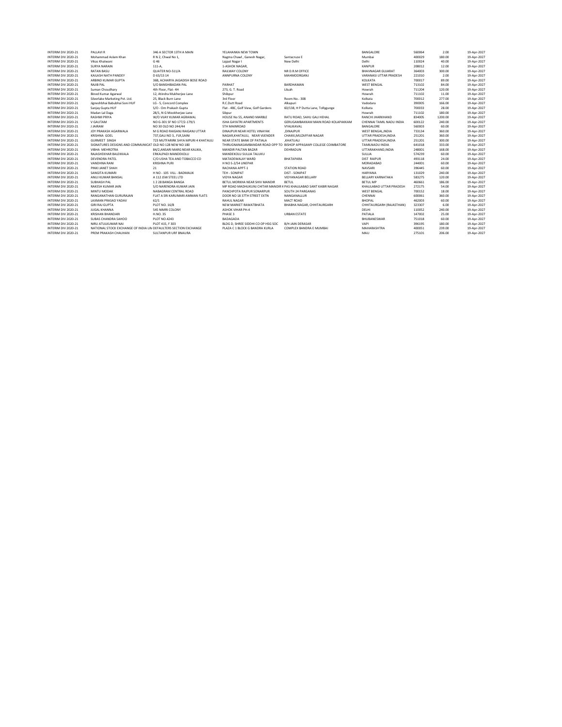| | | | | | | | | |
|---|---|---|---|---|---|---|---|---|
| INTERIM DIV 2020-21 | PALLAVI R | 346 A SECTOR 13TH A MAIN | YELAHANKA NEW TOWN | | BANGALORE | 560064 | 2.00 | 19-Apr-2027 |
| INTERIM DIV 2020-21 | Mohammad Aslam Khan | R N 2, Chwal No 1, | Nagma Chawl , Ganesh Nagar, | Santacruze E | Mumbai | 400029 | 180.00 | 19-Apr-2027 |
| INTERIM DIV 2020-21 | Vikas Khatwani | G 46 | Lajpat Nagar I | New Delhi | Delhi | 110024 | 40.00 | 19-Apr-2027 |
| INTERIM DIV 2020-21 | SURYA NARAIN | 111-A, | 1-ASHOK NAGAR, | | KANPUR | 208012 | 12.00 | 19-Apr-2027 |
| INTERIM DIV 2020-21 | RATAN BASU | QUATER NO-511/A | RAILWAY COLONY | NR D.R.M OFFICE | BHAVNAGAR GUJARAT | 364003 | 300.00 | 19-Apr-2027 |
| INTERIM DIV 2020-21 | KAILASH NATH PANDEY | D 63/13 14 | ANNPURNA COLONY | MAHMOORGANJ | VARANASI UTTAR PRADESH | 221010 | 2.00 | 19-Apr-2027 |
| INTERIM DIV 2020-21 | ARBIND KUMAR GUPTA | 36B, ACHARYA JAGADISH BOSE ROAD | | | KOLKATA | 700017 | 89.00 | 19-Apr-2027 |
| INTERIM DIV 2020-21 | RAJIB PAL | S/O BANSHIBADAN PAL | PARHAT | BARDHAMAN | WEST BENGAL | 713102 | 84.00 | 19-Apr-2027 |
| INTERIM DIV 2020-21 | Suman Choudhary | 4th Floor, Flat- 4H | 273, G. T. Road | Liluah | Howrah | 711204 | 120.00 | 19-Apr-2027 |
| INTERIM DIV 2020-21 | Binod Kumar Agarwal | 12, Atindra Mukherjee Lane | Shibpur | | Howrah | 711102 | 11.00 | 19-Apr-2027 |
| INTERIM DIV 2020-21 | Silverlake Marketing Pvt. Ltd. | 25, Black Burn Lane | 3rd Floor | Room No.- 308 | Kolkata | 700012 | 277.00 | 19-Apr-2027 |
| INTERIM DIV 2020-21 | Jigneshbhai Babubhai Soni HUF | LG - 5, Concord Complex | R.C.Dutt Road | Alkapuri | Vadodara | 390005 | 166.00 | 19-Apr-2027 |
| INTERIM DIV 2020-21 | Sanjay Gupta HUF | S/O - Om Prakash Gupta | Flat - 4BC, Golf View, Golf Gardens | 60/138, H P Dutta Lane, Tollygunge | Kolkata | 700033 | 28.00 | 19-Apr-2027 |
| INTERIM DIV 2020-21 | Madan Lal Daga | 28/1, N G Mookherjee Lane | Sibpur | | Howrah | 711102 | 180.00 | 19-Apr-2027 |
| INTERIM DIV 2020-21 | RASHMI PRIYA | W/O VIJAY KUMAR AGRAWAL | HOUSE No 55, ANAND MARBLE | RATU ROAD, SAHU GALI HEHAL | RANCHI JHARKHAND | 834005 | 1200.00 | 19-Apr-2027 |
| INTERIM DIV 2020-21 | V GAUTAM | NO G-301 SF NO 177/2-179/1 | ISHA GAYATRI APARTMENTS | GERUGAMBAKKAM MAIN ROAD KOLAPAKKAM | CHENNAI TAMIL NADU INDIA | 600122 | 240.00 | 19-Apr-2027 |
| INTERIM DIV 2020-21 | J JAIRAM | NO 30 OLD NO 244/44 | 5TH MAINROAD | VYALIKAVAL | BANGALORE | 560003 | 60.00 | 19-Apr-2027 |
| INTERIM DIV 2020-21 | JOY PRAKASH AGARWALA | M G ROAD RAIGANJ RAIGANJ UTTAR | DINAJPUR NEAR HOTEL VINAYAK | ,DINAJPUR | WEST BENGAL,INDIA | 733134 | 360.00 | 19-Apr-2027 |
| INTERIM DIV 2020-21 | KRISHNA GOEL | 737,GALI NO 3,. FLR,SAINI | NAGAR,KHATAULI, NEAR VIJENDER | CHAKKI,MUZAFFAR NAGAR | UTTAR PRADESH,INDIA | 251201 | 360.00 | 19-Apr-2027 |
| INTERIM DIV 2020-21 | GURMEET SINGH | 723 MUTFARIRK SHYA MPURI 4 KHATAULI | NEAR STATE BANK OF PATIALA | ,KHATAULI | UTTAR PRADESH,INDIA | 251201 | 300.00 | 19-Apr-2027 |
| INTERIM DIV 2020-21 | SIGNATURES DESIGNS AND COMMUNICAT | OLD NO 128 NEW NO 180 | THIRUGNANASAMBANDAR ROAD OPP TO | BISHOP APPASAMY COLLEGE COIMBATORE | TAMILNADU INDIA | 641018 | 333.00 | 19-Apr-2027 |
| INTERIM DIV 2020-21 | VIBHA MEHROTRA | 84/2,ANSARI MARG NEAR KALIKA, | MANDIR PALTAN BAZAR | DEHRADUN | UTTARAKHAND,INDIA | 248001 | 168.00 | 19-Apr-2027 |
| INTERIM DIV 2020-21 | RAJASHEKHAR BALEKKALA | ERKALPADI MANDEKOLU | MANDEKOLU SULLIA TALUKU | | SULLIA | 574239 | 60.00 | 19-Apr-2027 |
| INTERIM DIV 2020-21 | DEVENDRA PATEL | C/O USHA TEA AND TOBACCO CO | MATADEWALAY WARD | BHATAPARA | DIST RAIPUR | 493118 | 24.00 | 19-Apr-2027 |
| INTERIM DIV 2020-21 | VANDHNA RANI | KRISHNA PURI | H NO S-2/54 LINEPAR | | MORADABAD | 244001 | 60.00 | 19-Apr-2027 |
| INTERIM DIV 2020-21 | PINKI JANET SHAH | 21 | RACHANA APPT-1 | STATION ROAD | NAVSARI | 396445 | 60.00 | 19-Apr-2027 |
| INTERIM DIV 2020-21 | SANGITA KUMARI | H NO - 105 VILL - BADMALIK | TEH - SONIPAT | DIST - SONIPAT | HARYANA | 131029 | 240.00 | 19-Apr-2027 |
| INTERIM DIV 2020-21 | ANUJ KUMAR BANSAL | A 112 JSW STEEL LTD | VIDYA NAGAR | VIDYANAGAR BELLARY | BELLARY KARNATAKA | 583275 | 120.00 | 19-Apr-2027 |
| INTERIM DIV 2020-21 | SUBHASH PAL | 1 2 28 BANGA BANGA | BETUL MORKHA NEAR SHIV MANDIR | BETUL | BETUL MP | 460661 | 186.00 | 19-Apr-2027 |
| INTERIM DIV 2020-21 | RAKESH KUMAR JAIN | S/O NARENDRA KUMAR JAIN | MP ROAD MADHUKUNJ CHITAR MANDIR K | PAS KHALILABAD SANT KABIR NAGAR | KHALILABAD UTTAR PRADESH | 272175 | 54.00 | 19-Apr-2027 |
| INTERIM DIV 2020-21 | MINTU MODAK | NABAGRAM CENTRAL ROAD | PANCHPOTA RAJPUR SONARPUR | SOUTH 24 PARGANAS | WEST BENGAL | 700152 | 18.00 | 19-Apr-2027 |
| INTERIM DIV 2020-21 | RANGANATHAN GURURAJAN | FLAT A SRI KARUMARI AMMAN FLATS | DOOR NO 18 37TH STREET EXTN | NANGANALLUR | CHENNAI | 600061 | 360.00 | 19-Apr-2027 |
| INTERIM DIV 2020-21 | LAXMAN PRASAD YADAV | 62/1 | RAHUL NAGAR | MACT ROAD | BHOPAL | 462003 | 60.00 | 19-Apr-2027 |
| INTERIM DIV 2020-21 | GIRI RAJ GUPTA | PLOT NO. 16/B | NEW MARKET RAWATBHATA | BHABHA NAGAR, CHHITAURGARH | CHHITAURGARH (RAJASTHAN) | 323307 | 6.00 | 19-Apr-2027 |
| INTERIM DIV 2020-21 | JUGAL KHANNA | 545 NIMRI COLONY | ASHOK VIHAR PH-4 | | DELHI | 110052 | 240.00 | 19-Apr-2027 |
| INTERIM DIV 2020-21 | KRISHAN BHANDARI | H.NO. 35 | PHASE 3 | URBAN ESTATE | PATIALA | 147002 | 25.00 | 19-Apr-2027 |
| INTERIM DIV 2020-21 | SUBAS CHANDRA SAHOO | PLOT NO.4243 | BADAGADA | | BHUBANESWAR | 751018 | 60.00 | 19-Apr-2027 |
| INTERIM DIV 2020-21 | NIRU ATULKUMAR NAI | PLOT 415, F 303 | BLDG D, SHREE SIDDHI CO OP HSG SOC | B/H JAIN DERASAR | VAPI | 396195 | 180.00 | 19-Apr-2027 |
| INTERIM DIV 2020-21 | NATIONAL STOCK EXCHANGE OF INDIA LIM | DEFAULTERS SECTION EXCHANGE | PLAZA C 1 BLOCK G BANDRA KURLA | COMPLEX BANDRA E MUMBAI | MAHARASHTRA | 400051 | 239.00 | 19-Apr-2027 |
| INTERIM DIV 2020-21 | PREM PRAKASH CHAUHAN | SULTANPUR URF BNAURA | | | MAU | 275101 | 206.00 | 19-Apr-2027 |